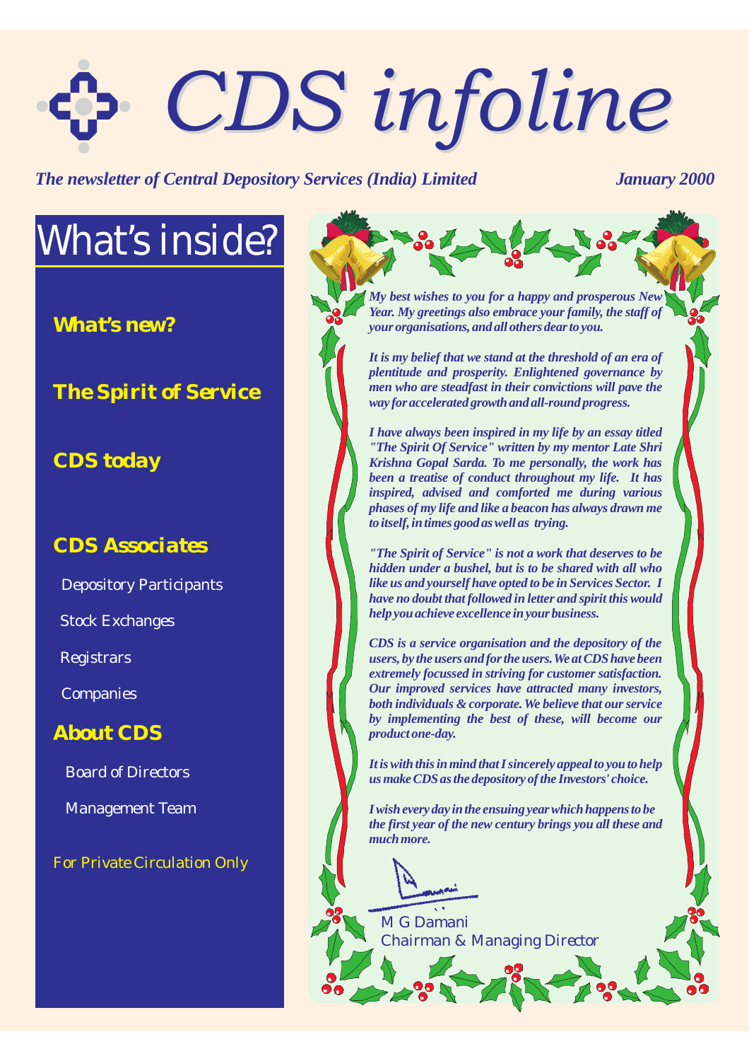# CDS infoline

*The newsletter of Central Depository Services (India) Limited*

*January 2000*

## What's inside?

**What's new?**

**The Spirit of Service**

**CDS today**

**CDS Associates**

- Depository Participants
- Stock Exchanges
- Registrars
- Companies

**About CDS**

- Board of Directors
- Management Team

For Private Circulation Only

***My best wishes to you for a happy and prosperous New Year. My greetings also embrace your family, the staff of your organisations, and all others dear to you.***

***It is my belief that we stand at the threshold of an era of plentitude and prosperity. Enlightened governance by men who are steadfast in their convictions will pave the way for accelerated growth and all-round progress.***

***I have always been inspired in my life by an essay titled "The Spirit Of Service" written by my mentor Late Shri Krishna Gopal Sarda. To me personally, the work has been a treatise of conduct throughout my life. It has inspired, advised and comforted me during various phases of my life and like a beacon has always drawn me to itself, in times good as well as trying.***

***"The Spirit of Service" is not a work that deserves to be hidden under a bushel, but is to be shared with all who like us and yourself have opted to be in Services Sector. I have no doubt that followed in letter and spirit this would help you achieve excellence in your business.***

***CDS is a service organisation and the depository of the users, by the users and for the users. We at CDS have been extremely focussed in striving for customer satisfaction. Our improved services have attracted many investors, both individuals & corporate. We believe that our service by implementing the best of these, will become our product one-day.***

***It is with this in mind that I sincerely appeal to you to help us make CDS as the depository of the Investors' choice.***

***I wish every day in the ensuing year which happens to be the first year of the new century brings you all these and much more.***

M G Damani
Chairman & Managing Director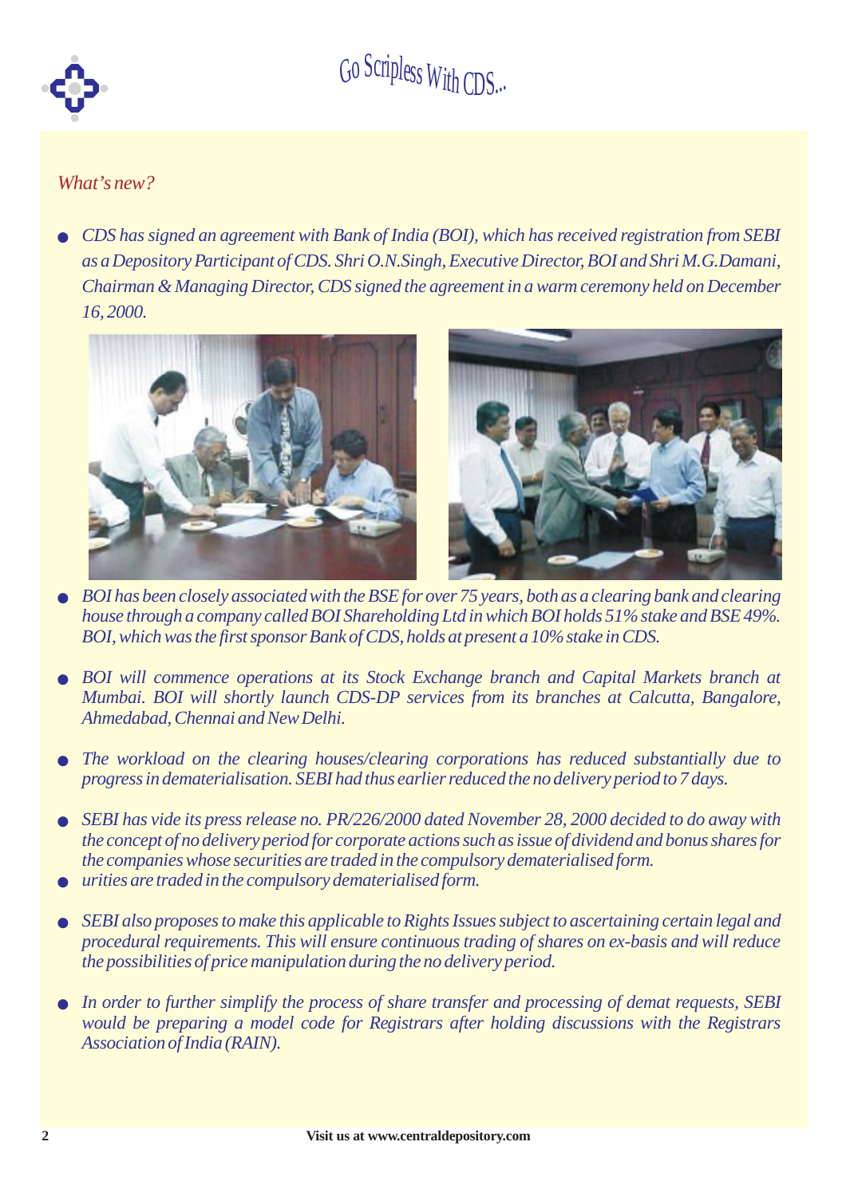Go Scripless With CDS...

*What's new?*

- *CDS has signed an agreement with Bank of India (BOI), which has received registration from SEBI as a Depository Participant of CDS. Shri O.N.Singh, Executive Director, BOI and Shri M.G.Damani, Chairman & Managing Director, CDS signed the agreement in a warm ceremony held on December 16, 2000.*

- *BOI has been closely associated with the BSE for over 75 years, both as a clearing bank and clearing house through a company called BOI Shareholding Ltd in which BOI holds 51% stake and BSE 49%. BOI, which was the first sponsor Bank of CDS, holds at present a 10% stake in CDS.*

- *BOI will commence operations at its Stock Exchange branch and Capital Markets branch at Mumbai. BOI will shortly launch CDS-DP services from its branches at Calcutta, Bangalore, Ahmedabad, Chennai and New Delhi.*

- *The workload on the clearing houses/clearing corporations has reduced substantially due to progress in dematerialisation. SEBI had thus earlier reduced the no delivery period to 7 days.*

- *SEBI has vide its press release no. PR/226/2000 dated November 28, 2000 decided to do away with the concept of no delivery period for corporate actions such as issue of dividend and bonus shares for the companies whose securities are traded in the compulsory dematerialised form.*
- *urities are traded in the compulsory dematerialised form.*

- *SEBI also proposes to make this applicable to Rights Issues subject to ascertaining certain legal and procedural requirements. This will ensure continuous trading of shares on ex-basis and will reduce the possibilities of price manipulation during the no delivery period.*

- *In order to further simplify the process of share transfer and processing of demat requests, SEBI would be preparing a model code for Registrars after holding discussions with the Registrars Association of India (RAIN).*

**Visit us at www.centraldepository.com**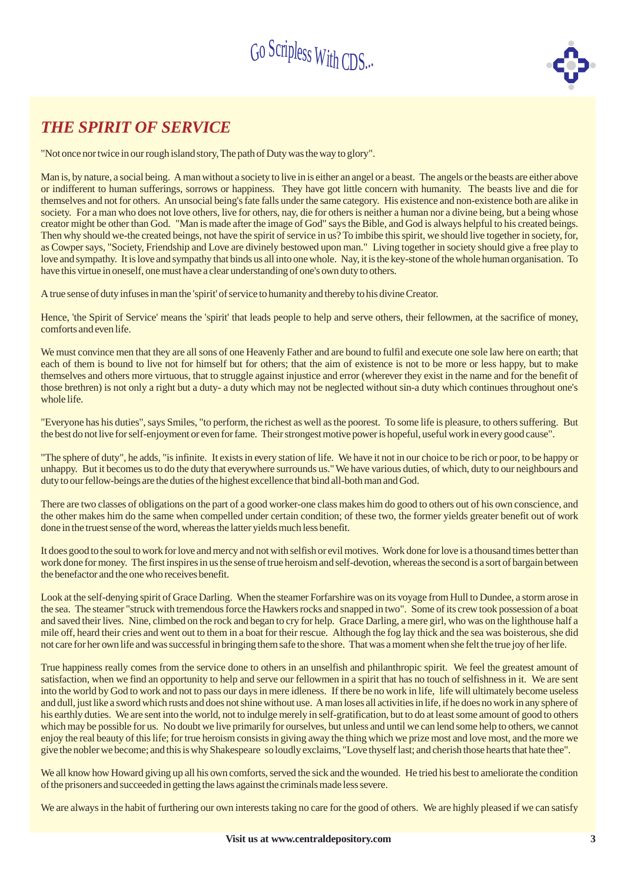## *THE SPIRIT OF SERVICE*

"Not once nor twice in our rough island story, The path of Duty was the way to glory".

Man is, by nature, a social being. A man without a society to live in is either an angel or a beast. The angels or the beasts are either above or indifferent to human sufferings, sorrows or happiness. They have got little concern with humanity. The beasts live and die for themselves and not for others. An unsocial being's fate falls under the same category. His existence and non-existence both are alike in society. For a man who does not love others, live for others, nay, die for others is neither a human nor a divine being, but a being whose creator might be other than God. "Man is made after the image of God" says the Bible, and God is always helpful to his created beings. Then why should we-the created beings, not have the spirit of service in us? To imbibe this spirit, we should live together in society, for, as Cowper says, "Society, Friendship and Love are divinely bestowed upon man." Living together in society should give a free play to love and sympathy. It is love and sympathy that binds us all into one whole. Nay, it is the key-stone of the whole human organisation. To have this virtue in oneself, one must have a clear understanding of one's own duty to others.

A true sense of duty infuses in man the 'spirit' of service to humanity and thereby to his divine Creator.

Hence, 'the Spirit of Service' means the 'spirit' that leads people to help and serve others, their fellowmen, at the sacrifice of money, comforts and even life.

We must convince men that they are all sons of one Heavenly Father and are bound to fulfil and execute one sole law here on earth; that each of them is bound to live not for himself but for others; that the aim of existence is not to be more or less happy, but to make themselves and others more virtuous, that to struggle against injustice and error (wherever they exist in the name and for the benefit of those brethren) is not only a right but a duty- a duty which may not be neglected without sin-a duty which continues throughout one's whole life.

"Everyone has his duties", says Smiles, "to perform, the richest as well as the poorest. To some life is pleasure, to others suffering. But the best do not live for self-enjoyment or even for fame. Their strongest motive power is hopeful, useful work in every good cause".

"The sphere of duty", he adds, "is infinite. It exists in every station of life. We have it not in our choice to be rich or poor, to be happy or unhappy. But it becomes us to do the duty that everywhere surrounds us." We have various duties, of which, duty to our neighbours and duty to our fellow-beings are the duties of the highest excellence that bind all-both man and God.

There are two classes of obligations on the part of a good worker-one class makes him do good to others out of his own conscience, and the other makes him do the same when compelled under certain condition; of these two, the former yields greater benefit out of work done in the truest sense of the word, whereas the latter yields much less benefit.

It does good to the soul to work for love and mercy and not with selfish or evil motives. Work done for love is a thousand times better than work done for money. The first inspires in us the sense of true heroism and self-devotion, whereas the second is a sort of bargain between the benefactor and the one who receives benefit.

Look at the self-denying spirit of Grace Darling. When the steamer Forfarshire was on its voyage from Hull to Dundee, a storm arose in the sea. The steamer "struck with tremendous force the Hawkers rocks and snapped in two". Some of its crew took possession of a boat and saved their lives. Nine, climbed on the rock and began to cry for help. Grace Darling, a mere girl, who was on the lighthouse half a mile off, heard their cries and went out to them in a boat for their rescue. Although the fog lay thick and the sea was boisterous, she did not care for her own life and was successful in bringing them safe to the shore. That was a moment when she felt the true joy of her life.

True happiness really comes from the service done to others in an unselfish and philanthropic spirit. We feel the greatest amount of satisfaction, when we find an opportunity to help and serve our fellowmen in a spirit that has no touch of selfishness in it. We are sent into the world by God to work and not to pass our days in mere idleness. If there be no work in life, life will ultimately become useless and dull, just like a sword which rusts and does not shine without use. A man loses all activities in life, if he does no work in any sphere of his earthly duties. We are sent into the world, not to indulge merely in self-gratification, but to do at least some amount of good to others which may be possible for us. No doubt we live primarily for ourselves, but unless and until we can lend some help to others, we cannot enjoy the real beauty of this life; for true heroism consists in giving away the thing which we prize most and love most, and the more we give the nobler we become; and this is why Shakespeare so loudly exclaims, "Love thyself last; and cherish those hearts that hate thee".

We all know how Howard giving up all his own comforts, served the sick and the wounded. He tried his best to ameliorate the condition of the prisoners and succeeded in getting the laws against the criminals made less severe.

We are always in the habit of furthering our own interests taking no care for the good of others. We are highly pleased if we can satisfy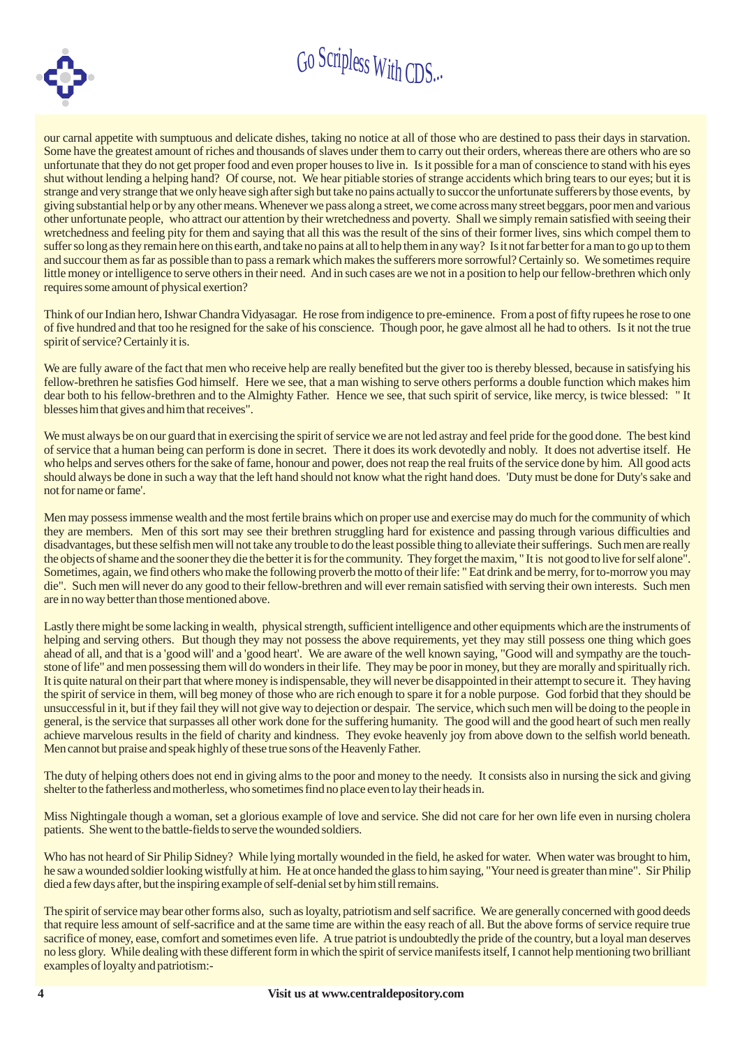our carnal appetite with sumptuous and delicate dishes, taking no notice at all of those who are destined to pass their days in starvation. Some have the greatest amount of riches and thousands of slaves under them to carry out their orders, whereas there are others who are so unfortunate that they do not get proper food and even proper houses to live in. Is it possible for a man of conscience to stand with his eyes shut without lending a helping hand? Of course, not. We hear pitiable stories of strange accidents which bring tears to our eyes; but it is strange and very strange that we only heave sigh after sigh but take no pains actually to succor the unfortunate sufferers by those events, by giving substantial help or by any other means. Whenever we pass along a street, we come across many street beggars, poor men and various other unfortunate people, who attract our attention by their wretchedness and poverty. Shall we simply remain satisfied with seeing their wretchedness and feeling pity for them and saying that all this was the result of the sins of their former lives, sins which compel them to suffer so long as they remain here on this earth, and take no pains at all to help them in any way? Is it not far better for a man to go up to them and succour them as far as possible than to pass a remark which makes the sufferers more sorrowful? Certainly so. We sometimes require little money or intelligence to serve others in their need. And in such cases are we not in a position to help our fellow-brethren which only requires some amount of physical exertion?

Think of our Indian hero, Ishwar Chandra Vidyasagar. He rose from indigence to pre-eminence. From a post of fifty rupees he rose to one of five hundred and that too he resigned for the sake of his conscience. Though poor, he gave almost all he had to others. Is it not the true spirit of service? Certainly it is.

We are fully aware of the fact that men who receive help are really benefited but the giver too is thereby blessed, because in satisfying his fellow-brethren he satisfies God himself. Here we see, that a man wishing to serve others performs a double function which makes him dear both to his fellow-brethren and to the Almighty Father. Hence we see, that such spirit of service, like mercy, is twice blessed: " It blesses him that gives and him that receives".

We must always be on our guard that in exercising the spirit of service we are not led astray and feel pride for the good done. The best kind of service that a human being can perform is done in secret. There it does its work devotedly and nobly. It does not advertise itself. He who helps and serves others for the sake of fame, honour and power, does not reap the real fruits of the service done by him. All good acts should always be done in such a way that the left hand should not know what the right hand does. 'Duty must be done for Duty's sake and not for name or fame'.

Men may possess immense wealth and the most fertile brains which on proper use and exercise may do much for the community of which they are members. Men of this sort may see their brethren struggling hard for existence and passing through various difficulties and disadvantages, but these selfish men will not take any trouble to do the least possible thing to alleviate their sufferings. Such men are really the objects of shame and the sooner they die the better it is for the community. They forget the maxim, " It is not good to live for self alone". Sometimes, again, we find others who make the following proverb the motto of their life: " Eat drink and be merry, for to-morrow you may die". Such men will never do any good to their fellow-brethren and will ever remain satisfied with serving their own interests. Such men are in no way better than those mentioned above.

Lastly there might be some lacking in wealth, physical strength, sufficient intelligence and other equipments which are the instruments of helping and serving others. But though they may not possess the above requirements, yet they may still possess one thing which goes ahead of all, and that is a 'good will' and a 'good heart'. We are aware of the well known saying, "Good will and sympathy are the touch-stone of life" and men possessing them will do wonders in their life. They may be poor in money, but they are morally and spiritually rich. It is quite natural on their part that where money is indispensable, they will never be disappointed in their attempt to secure it. They having the spirit of service in them, will beg money of those who are rich enough to spare it for a noble purpose. God forbid that they should be unsuccessful in it, but if they fail they will not give way to dejection or despair. The service, which such men will be doing to the people in general, is the service that surpasses all other work done for the suffering humanity. The good will and the good heart of such men really achieve marvelous results in the field of charity and kindness. They evoke heavenly joy from above down to the selfish world beneath. Men cannot but praise and speak highly of these true sons of the Heavenly Father.

The duty of helping others does not end in giving alms to the poor and money to the needy. It consists also in nursing the sick and giving shelter to the fatherless and motherless, who sometimes find no place even to lay their heads in.

Miss Nightingale though a woman, set a glorious example of love and service. She did not care for her own life even in nursing cholera patients. She went to the battle-fields to serve the wounded soldiers.

Who has not heard of Sir Philip Sidney? While lying mortally wounded in the field, he asked for water. When water was brought to him, he saw a wounded soldier looking wistfully at him. He at once handed the glass to him saying, "Your need is greater than mine". Sir Philip died a few days after, but the inspiring example of self-denial set by him still remains.

The spirit of service may bear other forms also, such as loyalty, patriotism and self sacrifice. We are generally concerned with good deeds that require less amount of self-sacrifice and at the same time are within the easy reach of all. But the above forms of service require true sacrifice of money, ease, comfort and sometimes even life. A true patriot is undoubtedly the pride of the country, but a loyal man deserves no less glory. While dealing with these different form in which the spirit of service manifests itself, I cannot help mentioning two brilliant examples of loyalty and patriotism:-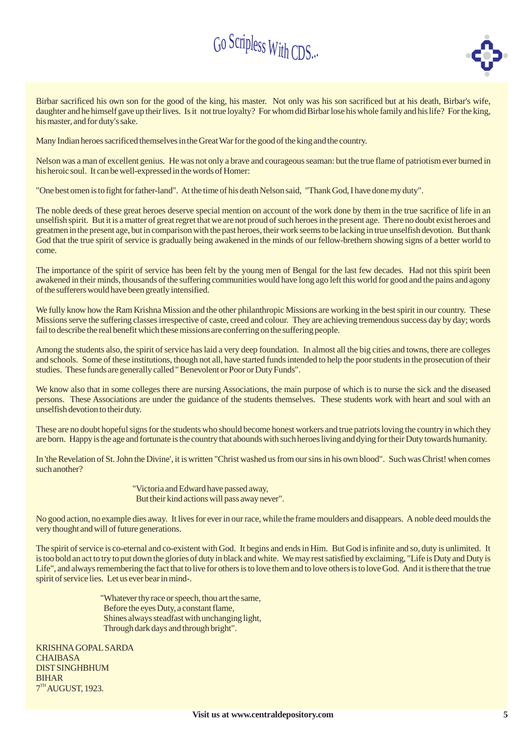Birbar sacrificed his own son for the good of the king, his master. Not only was his son sacrificed but at his death, Birbar's wife, daughter and he himself gave up their lives. Is it not true loyalty? For whom did Birbar lose his whole family and his life? For the king, his master, and for duty's sake.

Many Indian heroes sacrificed themselves in the Great War for the good of the king and the country.

Nelson was a man of excellent genius. He was not only a brave and courageous seaman: but the true flame of patriotism ever burned in his heroic soul. It can be well-expressed in the words of Homer:

"One best omen is to fight for father-land". At the time of his death Nelson said, "Thank God, I have done my duty".

The noble deeds of these great heroes deserve special mention on account of the work done by them in the true sacrifice of life in an unselfish spirit. But it is a matter of great regret that we are not proud of such heroes in the present age. There no doubt exist heroes and greatmen in the present age, but in comparison with the past heroes, their work seems to be lacking in true unselfish devotion. But thank God that the true spirit of service is gradually being awakened in the minds of our fellow-brethern showing signs of a better world to come.

The importance of the spirit of service has been felt by the young men of Bengal for the last few decades. Had not this spirit been awakened in their minds, thousands of the suffering communities would have long ago left this world for good and the pains and agony of the sufferers would have been greatly intensified.

We fully know how the Ram Krishna Mission and the other philanthropic Missions are working in the best spirit in our country. These Missions serve the suffering classes irrespective of caste, creed and colour. They are achieving tremendous success day by day; words fail to describe the real benefit which these missions are conferring on the suffering people.

Among the students also, the spirit of service has laid a very deep foundation. In almost all the big cities and towns, there are colleges and schools. Some of these institutions, though not all, have started funds intended to help the poor students in the prosecution of their studies. These funds are generally called " Benevolent or Poor or Duty Funds".

We know also that in some colleges there are nursing Associations, the main purpose of which is to nurse the sick and the diseased persons. These Associations are under the guidance of the students themselves. These students work with heart and soul with an unselfish devotion to their duty.

These are no doubt hopeful signs for the students who should become honest workers and true patriots loving the country in which they are born. Happy is the age and fortunate is the country that abounds with such heroes living and dying for their Duty towards humanity.

In 'the Revelation of St. John the Divine', it is written "Christ washed us from our sins in his own blood". Such was Christ! when comes such another?

> "Victoria and Edward have passed away,
> But their kind actions will pass away never".

No good action, no example dies away. It lives for ever in our race, while the frame moulders and disappears. A noble deed moulds the very thought and will of future generations.

The spirit of service is co-eternal and co-existent with God. It begins and ends in Him. But God is infinite and so, duty is unlimited. It is too bold an act to try to put down the glories of duty in black and white. We may rest satisfied by exclaiming, "Life is Duty and Duty is Life", and always remembering the fact that to live for others is to love them and to love others is to love God. And it is there that the true spirit of service lies. Let us ever bear in mind-.

> "Whatever thy race or speech, thou art the same,
> Before the eyes Duty, a constant flame,
> Shines always steadfast with unchanging light,
> Through dark days and through bright".

KRISHNA GOPAL SARDA
CHAIBASA
DIST SINGHBHUM
BIHAR
7TH AUGUST, 1923.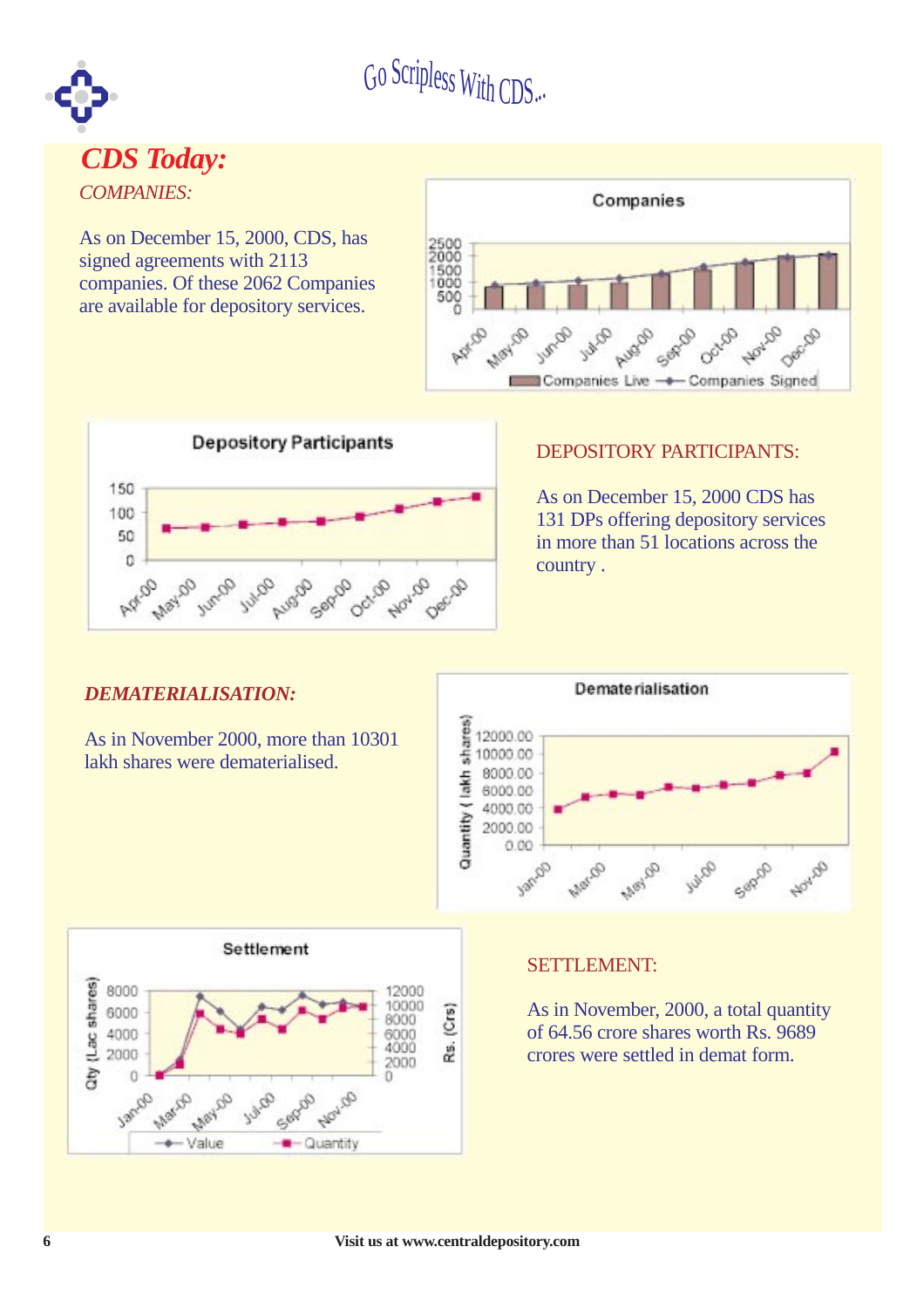# CDS Today:

*COMPANIES:*

As on December 15, 2000, CDS, has signed agreements with 2113 companies. Of these 2062 Companies are available for depository services.

DEPOSITORY PARTICIPANTS:

As on December 15, 2000 CDS has 131 DPs offering depository services in more than 51 locations across the country .

***DEMATERIALISATION:***

As in November 2000, more than 10301 lakh shares were dematerialised.

SETTLEMENT:

As in November, 2000, a total quantity of 64.56 crore shares worth Rs. 9689 crores were settled in demat form.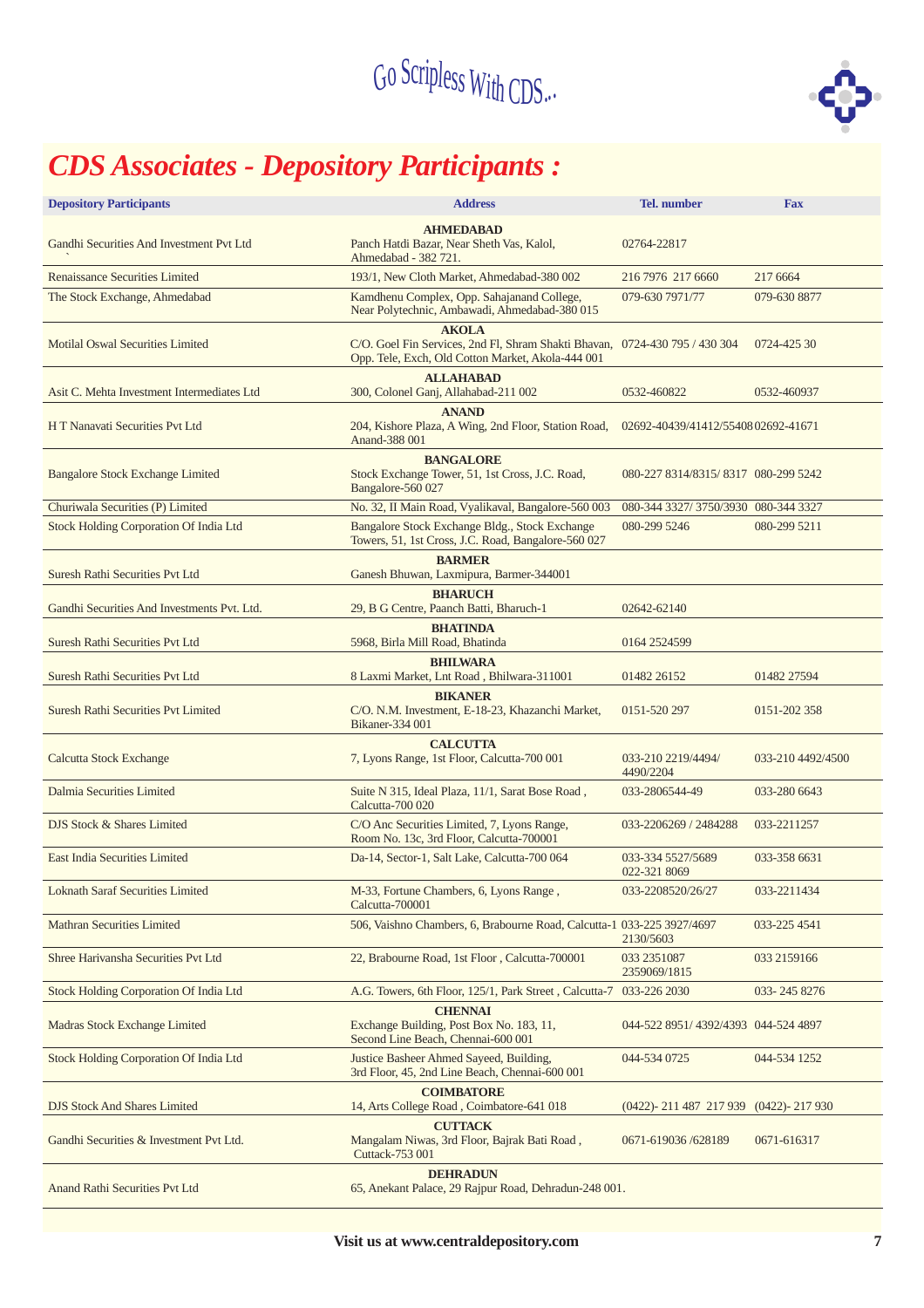Go Scripless With CDS...

# CDS Associates - Depository Participants :

| Depository Participants | Address | Tel. number | Fax |
|---|---|---|---|
| | **AHMEDABAD** | | |
| Gandhi Securities And Investment Pvt Ltd | Panch Hatdi Bazar, Near Sheth Vas, Kalol, Ahmedabad - 382 721. | 02764-22817 | |
| Renaissance Securities Limited | 193/1, New Cloth Market, Ahmedabad-380 002 | 216 7976 217 6660 | 217 6664 |
| The Stock Exchange, Ahmedabad | Kamdhenu Complex, Opp. Sahajanand College, Near Polytechnic, Ambawadi, Ahmedabad-380 015 | 079-630 7971/77 | 079-630 8877 |
| | **AKOLA** | | |
| Motilal Oswal Securities Limited | C/O. Goel Fin Services, 2nd Fl, Shram Shakti Bhavan, Opp. Tele, Exch, Old Cotton Market, Akola-444 001 | 0724-430 795 / 430 304 | 0724-425 30 |
| | **ALLAHABAD** | | |
| Asit C. Mehta Investment Intermediates Ltd | 300, Colonel Ganj, Allahabad-211 002 | 0532-460822 | 0532-460937 |
| | **ANAND** | | |
| H T Nanavati Securities Pvt Ltd | 204, Kishore Plaza, A Wing, 2nd Floor, Station Road, Anand-388 001 | 02692-40439/41412/55408 | 02692-41671 |
| | **BANGALORE** | | |
| Bangalore Stock Exchange Limited | Stock Exchange Tower, 51, 1st Cross, J.C. Road, Bangalore-560 027 | 080-227 8314/8315/ 8317 | 080-299 5242 |
| Churiwala Securities (P) Limited | No. 32, II Main Road, Vyalikaval, Bangalore-560 003 | 080-344 3327/ 3750/3930 | 080-344 3327 |
| Stock Holding Corporation Of India Ltd | Bangalore Stock Exchange Bldg., Stock Exchange Towers, 51, 1st Cross, J.C. Road, Bangalore-560 027 | 080-299 5246 | 080-299 5211 |
| | **BARMER** | | |
| Suresh Rathi Securities Pvt Ltd | Ganesh Bhuwan, Laxmipura, Barmer-344001 | | |
| | **BHARUCH** | | |
| Gandhi Securities And Investments Pvt. Ltd. | 29, B G Centre, Paanch Batti, Bharuch-1 | 02642-62140 | |
| | **BHATINDA** | | |
| Suresh Rathi Securities Pvt Ltd | 5968, Birla Mill Road, Bhatinda | 0164 2524599 | |
| | **BHILWARA** | | |
| Suresh Rathi Securities Pvt Ltd | 8 Laxmi Market, Lnt Road , Bhilwara-311001 | 01482 26152 | 01482 27594 |
| | **BIKANER** | | |
| Suresh Rathi Securities Pvt Limited | C/O. N.M. Investment, E-18-23, Khazanchi Market, Bikaner-334 001 | 0151-520 297 | 0151-202 358 |
| | **CALCUTTA** | | |
| Calcutta Stock Exchange | 7, Lyons Range, 1st Floor, Calcutta-700 001 | 033-210 2219/4494/ 4490/2204 | 033-210 4492/4500 |
| Dalmia Securities Limited | Suite N 315, Ideal Plaza, 11/1, Sarat Bose Road , Calcutta-700 020 | 033-2806544-49 | 033-280 6643 |
| DJS Stock & Shares Limited | C/O Anc Securities Limited, 7, Lyons Range, Room No. 13c, 3rd Floor, Calcutta-700001 | 033-2206269 / 2484288 | 033-2211257 |
| East India Securities Limited | Da-14, Sector-1, Salt Lake, Calcutta-700 064 | 033-334 5527/5689 022-321 8069 | 033-358 6631 |
| Loknath Saraf Securities Limited | M-33, Fortune Chambers, 6, Lyons Range , Calcutta-700001 | 033-2208520/26/27 | 033-2211434 |
| Mathran Securities Limited | 506, Vaishno Chambers, 6, Brabourne Road, Calcutta-1 | 033-225 3927/4697 2130/5603 | 033-225 4541 |
| Shree Harivansha Securities Pvt Ltd | 22, Brabourne Road, 1st Floor , Calcutta-700001 | 033 2351087 2359069/1815 | 033 2159166 |
| Stock Holding Corporation Of India Ltd | A.G. Towers, 6th Floor, 125/1, Park Street , Calcutta-7 | 033-226 2030 | 033- 245 8276 |
| | **CHENNAI** | | |
| Madras Stock Exchange Limited | Exchange Building, Post Box No. 183, 11, Second Line Beach, Chennai-600 001 | 044-522 8951/ 4392/4393 | 044-524 4897 |
| Stock Holding Corporation Of India Ltd | Justice Basheer Ahmed Sayeed, Building, 3rd Floor, 45, 2nd Line Beach, Chennai-600 001 | 044-534 0725 | 044-534 1252 |
| | **COIMBATORE** | | |
| DJS Stock And Shares Limited | 14, Arts College Road , Coimbatore-641 018 | (0422)- 211 487 217 939 | (0422)- 217 930 |
| | **CUTTACK** | | |
| Gandhi Securities & Investment Pvt Ltd. | Mangalam Niwas, 3rd Floor, Bajrak Bati Road , Cuttack-753 001 | 0671-619036 /628189 | 0671-616317 |
| | **DEHRADUN** | | |
| Anand Rathi Securities Pvt Ltd | 65, Anekant Palace, 29 Rajpur Road, Dehradun-248 001. | | |

Visit us at www.centraldepository.com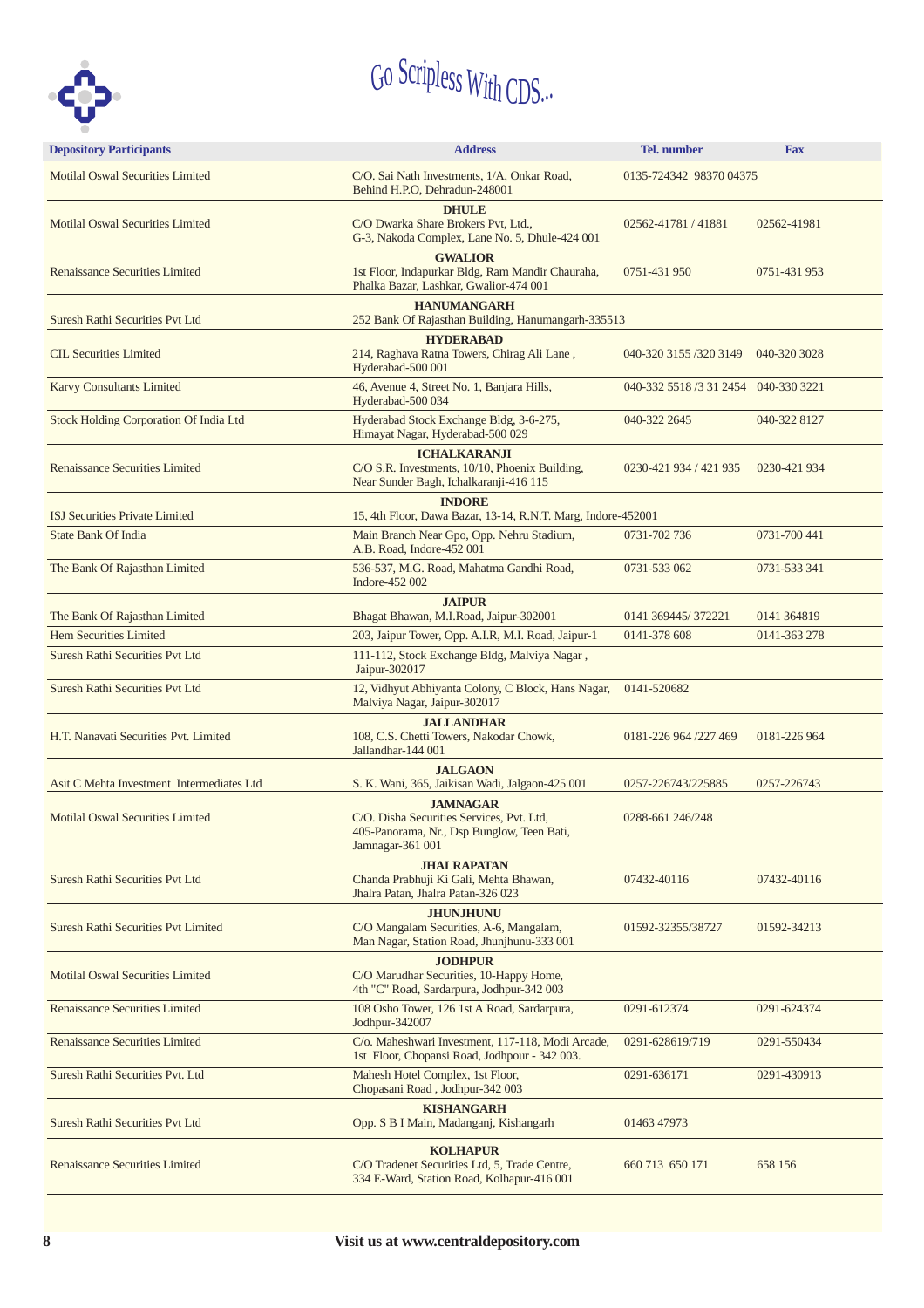Go Scripless With CDS...

| Depository Participants | Address | Tel. number | Fax |
|---|---|---|---|
| Motilal Oswal Securities Limited | C/O. Sai Nath Investments, 1/A, Onkar Road, Behind H.P.O, Dehradun-248001 | 0135-724342 98370 04375 | |
| | **DHULE** | | |
| Motilal Oswal Securities Limited | C/O Dwarka Share Brokers Pvt, Ltd., G-3, Nakoda Complex, Lane No. 5, Dhule-424 001 | 02562-41781 / 41881 | 02562-41981 |
| | **GWALIOR** | | |
| Renaissance Securities Limited | 1st Floor, Indapurkar Bldg, Ram Mandir Chauraha, Phalka Bazar, Lashkar, Gwalior-474 001 | 0751-431 950 | 0751-431 953 |
| | **HANUMANGARH** | | |
| Suresh Rathi Securities Pvt Ltd | 252 Bank Of Rajasthan Building, Hanumangarh-335513 | | |
| | **HYDERABAD** | | |
| CIL Securities Limited | 214, Raghava Ratna Towers, Chirag Ali Lane , Hyderabad-500 001 | 040-320 3155 /320 3149 | 040-320 3028 |
| Karvy Consultants Limited | 46, Avenue 4, Street No. 1, Banjara Hills, Hyderabad-500 034 | 040-332 5518 /3 31 2454 | 040-330 3221 |
| Stock Holding Corporation Of India Ltd | Hyderabad Stock Exchange Bldg, 3-6-275, Himayat Nagar, Hyderabad-500 029 | 040-322 2645 | 040-322 8127 |
| | **ICHALKARANJI** | | |
| Renaissance Securities Limited | C/O S.R. Investments, 10/10, Phoenix Building, Near Sunder Bagh, Ichalkaranji-416 115 | 0230-421 934 / 421 935 | 0230-421 934 |
| | **INDORE** | | |
| ISJ Securities Private Limited | 15, 4th Floor, Dawa Bazar, 13-14, R.N.T. Marg, Indore-452001 | | |
| State Bank Of India | Main Branch Near Gpo, Opp. Nehru Stadium, A.B. Road, Indore-452 001 | 0731-702 736 | 0731-700 441 |
| The Bank Of Rajasthan Limited | 536-537, M.G. Road, Mahatma Gandhi Road, Indore-452 002 | 0731-533 062 | 0731-533 341 |
| | **JAIPUR** | | |
| The Bank Of Rajasthan Limited | Bhagat Bhawan, M.I.Road, Jaipur-302001 | 0141 369445/ 372221 | 0141 364819 |
| Hem Securities Limited | 203, Jaipur Tower, Opp. A.I.R, M.I. Road, Jaipur-1 | 0141-378 608 | 0141-363 278 |
| Suresh Rathi Securities Pvt Ltd | 111-112, Stock Exchange Bldg, Malviya Nagar , Jaipur-302017 | | |
| Suresh Rathi Securities Pvt Ltd | 12, Vidhyut Abhiyanta Colony, C Block, Hans Nagar, Malviya Nagar, Jaipur-302017 | 0141-520682 | |
| | **JALLANDHAR** | | |
| H.T. Nanavati Securities Pvt. Limited | 108, C.S. Chetti Towers, Nakodar Chowk, Jallandhar-144 001 | 0181-226 964 /227 469 | 0181-226 964 |
| | **JALGAON** | | |
| Asit C Mehta Investment Intermediates Ltd | S. K. Wani, 365, Jaikisan Wadi, Jalgaon-425 001 | 0257-226743/225885 | 0257-226743 |
| | **JAMNAGAR** | | |
| Motilal Oswal Securities Limited | C/O. Disha Securities Services, Pvt. Ltd, 405-Panorama, Nr., Dsp Bunglow, Teen Bati, Jamnagar-361 001 | 0288-661 246/248 | |
| | **JHALRAPATAN** | | |
| Suresh Rathi Securities Pvt Ltd | Chanda Prabhuji Ki Gali, Mehta Bhawan, Jhalra Patan, Jhalra Patan-326 023 | 07432-40116 | 07432-40116 |
| | **JHUNJHUNU** | | |
| Suresh Rathi Securities Pvt Limited | C/O Mangalam Securities, A-6, Mangalam, Man Nagar, Station Road, Jhunjhunu-333 001 | 01592-32355/38727 | 01592-34213 |
| | **JODHPUR** | | |
| Motilal Oswal Securities Limited | C/O Marudhar Securities, 10-Happy Home, 4th "C" Road, Sardarpura, Jodhpur-342 003 | | |
| Renaissance Securities Limited | 108 Osho Tower, 126 1st A Road, Sardarpura, Jodhpur-342007 | 0291-612374 | 0291-624374 |
| Renaissance Securities Limited | C/o. Maheshwari Investment, 117-118, Modi Arcade, 1st Floor, Chopansi Road, Jodhpour - 342 003. | 0291-628619/719 | 0291-550434 |
| Suresh Rathi Securities Pvt. Ltd | Mahesh Hotel Complex, 1st Floor, Chopasani Road , Jodhpur-342 003 | 0291-636171 | 0291-430913 |
| | **KISHANGARH** | | |
| Suresh Rathi Securities Pvt Ltd | Opp. S B I Main, Madanganj, Kishangarh | 01463 47973 | |
| | **KOLHAPUR** | | |
| Renaissance Securities Limited | C/O Tradenet Securities Ltd, 5, Trade Centre, 334 E-Ward, Station Road, Kolhapur-416 001 | 660 713 650 171 | 658 156 |

**Visit us at www.centraldepository.com**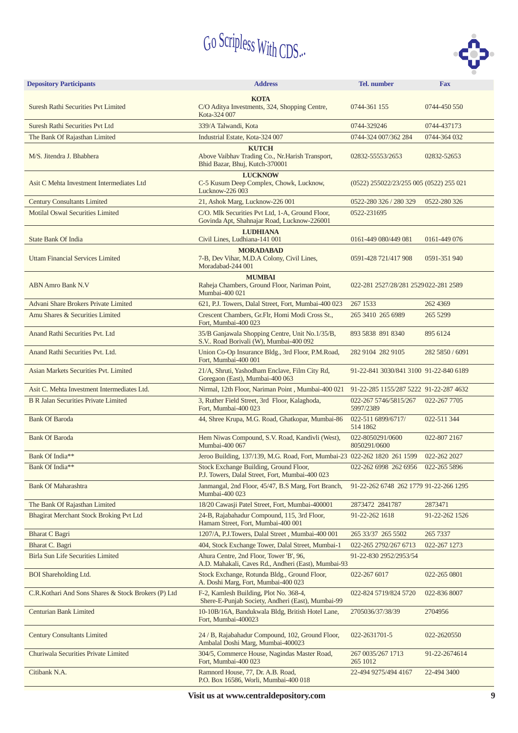# Go Scripless With CDS...

| Depository Participants | Address | Tel. number | Fax |
|---|---|---|---|
| | **KOTA** | | |
| Suresh Rathi Securities Pvt Limited | C/O Aditya Investments, 324, Shopping Centre, Kota-324 007 | 0744-361 155 | 0744-450 550 |
| Suresh Rathi Securities Pvt Ltd | 339/A Talwandi, Kota | 0744-329246 | 0744-437173 |
| The Bank Of Rajasthan Limited | Industrial Estate, Kota-324 007 | 0744-324 007/362 284 | 0744-364 032 |
| | **KUTCH** | | |
| M/S. Jitendra J. Bhabhera | Above Vaibhav Trading Co., Nr.Harish Transport, Bhid Bazar, Bhuj, Kutch-370001 | 02832-55553/2653 | 02832-52653 |
| | **LUCKNOW** | | |
| Asit C Mehta Investment Intermediates Ltd | C-5 Kusum Deep Complex, Chowk, Lucknow, Lucknow-226 003 | (0522) 255022/23/255 005 | (0522) 255 021 |
| Century Consultants Limited | 21, Ashok Marg, Lucknow-226 001 | 0522-280 326 / 280 329 | 0522-280 326 |
| Motilal Oswal Securities Limited | C/O. Mlk Securities Pvt Ltd, 1-A, Ground Floor, Govinda Apt, Shahnajar Road, Lucknow-226001 | 0522-231695 | |
| | **LUDHIANA** | | |
| State Bank Of India | Civil Lines, Ludhiana-141 001 | 0161-449 080/449 081 | 0161-449 076 |
| | **MORADABAD** | | |
| Uttam Financial Services Limited | 7-B, Dev Vihar, M.D.A Colony, Civil Lines, Moradabad-244 001 | 0591-428 721/417 908 | 0591-351 940 |
| | **MUMBAI** | | |
| ABN Amro Bank N.V | Raheja Chambers, Ground Floor, Nariman Point, Mumbai-400 021 | 022-281 2527/28/281 2529 | 022-281 2589 |
| Advani Share Brokers Private Limited | 621, P.J. Towers, Dalal Street, Fort, Mumbai-400 023 | 267 1533 | 262 4369 |
| Amu Shares & Securities Limited | Crescent Chambers, Gr.Flr, Homi Modi Cross St., Fort, Mumbai-400 023 | 265 3410 265 6989 | 265 5299 |
| Anand Rathi Securities Pvt. Ltd | 35/B Ganjawala Shopping Centre, Unit No.1/35/B, S.V.. Road Borivali (W), Mumbai-400 092 | 893 5838 891 8340 | 895 6124 |
| Anand Rathi Securities Pvt. Ltd. | Union Co-Op Insurance Bldg., 3rd Floor, P.M.Road, Fort, Mumbai-400 001 | 282 9104 282 9105 | 282 5850 / 6091 |
| Asian Markets Securities Pvt. Limited | 21/A, Shruti, Yashodham Enclave, Film City Rd, Goregaon (East), Mumbai-400 063 | 91-22-841 3030/841 3100 | 91-22-840 6189 |
| Asit C. Mehta Investment Intermediates Ltd. | Nirmal, 12th Floor, Nariman Point , Mumbai-400 021 | 91-22-285 1155/287 5222 | 91-22-287 4632 |
| B R Jalan Securities Private Limited | 3, Ruther Field Street, 3rd Floor, Kalaghoda, Fort, Mumbai-400 023 | 022-267 5746/5815/267 5997/2389 | 022-267 7705 |
| Bank Of Baroda | 44, Shree Krupa, M.G. Road, Ghatkopar, Mumbai-86 | 022-511 6899/6717/ 514 1862 | 022-511 344 |
| Bank Of Baroda | Hem Niwas Compound, S.V. Road, Kandivli (West), Mumbai-400 067 | 022-8050291/0600 8050291/0600 | 022-807 2167 |
| Bank Of India** | Jeroo Building, 137/139, M.G. Road, Fort, Mumbai-23 | 022-262 1820 261 1599 | 022-262 2027 |
| Bank Of India** | Stock Exchange Building, Ground Floor, P.J. Towers, Dalal Street, Fort, Mumbai-400 023 | 022-262 6998 262 6956 | 022-265 5896 |
| Bank Of Maharashtra | Janmangal, 2nd Floor, 45/47, B.S Marg, Fort Branch, Mumbai-400 023 | 91-22-262 6748 262 1779 | 91-22-266 1295 |
| The Bank Of Rajasthan Limited | 18/20 Cawasji Patel Street, Fort, Mumbai-400001 | 2873472 2841787 | 2873471 |
| Bhagirat Merchant Stock Broking Pvt Ltd | 24-B, Rajabahadur Compound, 115, 3rd Floor, Hamam Street, Fort, Mumbai-400 001 | 91-22-262 1618 | 91-22-262 1526 |
| Bharat C Bagri | 1207/A, P.J.Towers, Dalal Street , Mumbai-400 001 | 265 33/37 265 5502 | 265 7337 |
| Bharat C. Bagri | 404, Stock Exchange Tower, Dalal Street, Mumbai-1 | 022-265 2792/267 6713 | 022-267 1273 |
| Birla Sun Life Securities Limited | Ahura Centre, 2nd Floor, Tower 'B', 96, A.D. Mahakali, Caves Rd., Andheri (East), Mumbai-93 | 91-22-830 2952/2953/54 | |
| BOI Shareholding Ltd. | Stock Exchange, Rotunda Bldg., Ground Floor, A. Doshi Marg, Fort, Mumbai-400 023 | 022-267 6017 | 022-265 0801 |
| C.R.Kothari And Sons Shares & Stock Brokers (P) Ltd | F-2, Kamlesh Building, Plot No. 368-4, Shere-E-Punjab Society, Andheri (East), Mumbai-99 | 022-824 5719/824 5720 | 022-836 8007 |
| Centurian Bank Limited | 10-10B/16A, Bandukwala Bldg, British Hotel Lane, Fort, Mumbai-400023 | 2705036/37/38/39 | 2704956 |
| Century Consultants Limited | 24 / B, Rajabahadur Compound, 102, Ground Floor, Ambalal Doshi Marg, Mumbai-400023 | 022-2631701-5 | 022-2620550 |
| Churiwala Securities Private Limited | 304/5, Commerce House, Nagindas Master Road, Fort, Mumbai-400 023 | 267 0035/267 1713 265 1012 | 91-22-2674614 |
| Citibank N.A. | Ramnord House, 77, Dr. A.B. Road, P.O. Box 16586, Worli, Mumbai-400 018 | 22-494 9275/494 4167 | 22-494 3400 |

**Visit us at www.centraldepository.com**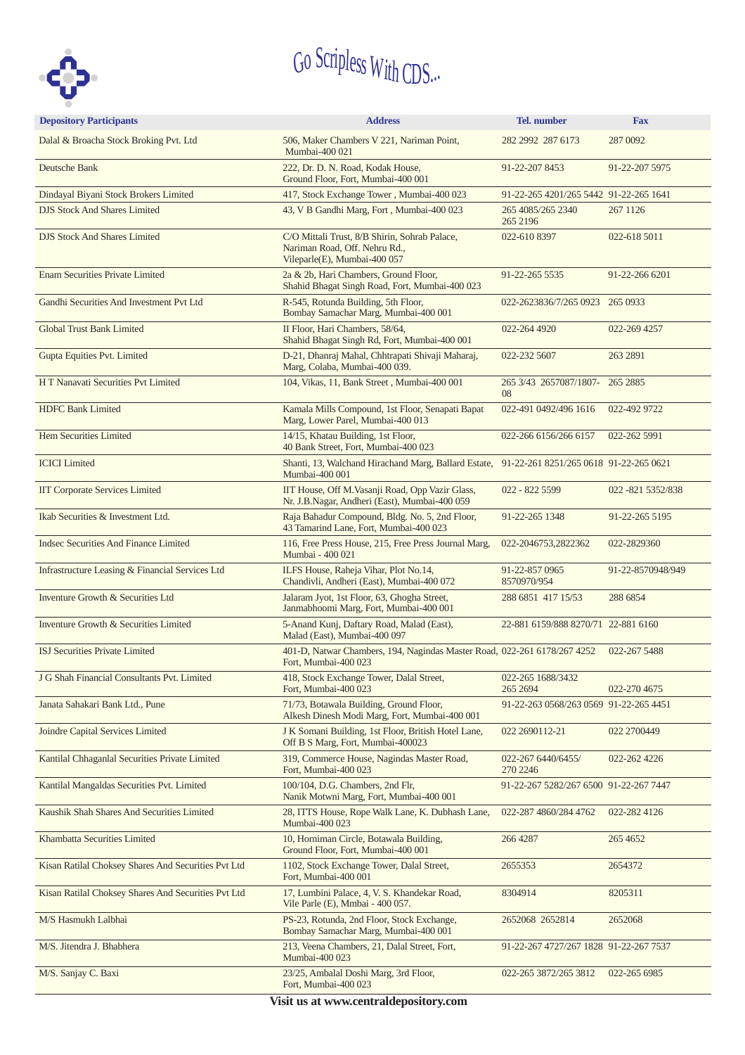Go Scripless With CDS...

| Depository Participants | Address | Tel. number | Fax |
|---|---|---|---|
| Dalal & Broacha Stock Broking Pvt. Ltd | 506, Maker Chambers V 221, Nariman Point, Mumbai-400 021 | 282 2992 287 6173 | 287 0092 |
| Deutsche Bank | 222, Dr. D. N. Road, Kodak House, Ground Floor, Fort, Mumbai-400 001 | 91-22-207 8453 | 91-22-207 5975 |
| Dindayal Biyani Stock Brokers Limited | 417, Stock Exchange Tower , Mumbai-400 023 | 91-22-265 4201/265 5442 | 91-22-265 1641 |
| DJS Stock And Shares Limited | 43, V B Gandhi Marg, Fort , Mumbai-400 023 | 265 4085/265 2340 265 2196 | 267 1126 |
| DJS Stock And Shares Limited | C/O Mittali Trust, 8/B Shirin, Sohrab Palace, Nariman Road, Off. Nehru Rd., Vileparle(E), Mumbai-400 057 | 022-610 8397 | 022-618 5011 |
| Enam Securities Private Limited | 2a & 2b, Hari Chambers, Ground Floor, Shahid Bhagat Singh Road, Fort, Mumbai-400 023 | 91-22-265 5535 | 91-22-266 6201 |
| Gandhi Securities And Investment Pvt Ltd | R-545, Rotunda Building, 5th Floor, Bombay Samachar Marg, Mumbai-400 001 | 022-2623836/7/265 0923 | 265 0933 |
| Global Trust Bank Limited | II Floor, Hari Chambers, 58/64, Shahid Bhagat Singh Rd, Fort, Mumbai-400 001 | 022-264 4920 | 022-269 4257 |
| Gupta Equities Pvt. Limited | D-21, Dhanraj Mahal, Chhtrapati Shivaji Maharaj, Marg, Colaba, Mumbai-400 039. | 022-232 5607 | 263 2891 |
| H T Nanavati Securities Pvt Limited | 104, Vikas, 11, Bank Street , Mumbai-400 001 | 265 3/43 2657087/1807-08 | 265 2885 |
| HDFC Bank Limited | Kamala Mills Compound, 1st Floor, Senapati Bapat Marg, Lower Parel, Mumbai-400 013 | 022-491 0492/496 1616 | 022-492 9722 |
| Hem Securities Limited | 14/15, Khatau Building, 1st Floor, 40 Bank Street, Fort, Mumbai-400 023 | 022-266 6156/266 6157 | 022-262 5991 |
| ICICI Limited | Shanti, 13, Walchand Hirachand Marg, Ballard Estate, Mumbai-400 001 | 91-22-261 8251/265 0618 | 91-22-265 0621 |
| IIT Corporate Services Limited | IIT House, Off M.Vasanji Road, Opp Vazir Glass, Nr. J.B.Nagar, Andheri (East), Mumbai-400 059 | 022 - 822 5599 | 022 -821 5352/838 |
| Ikab Securities & Investment Ltd. | Raja Bahadur Compound, Bldg. No. 5, 2nd Floor, 43 Tamarind Lane, Fort, Mumbai-400 023 | 91-22-265 1348 | 91-22-265 5195 |
| Indsec Securities And Finance Limited | 116, Free Press House, 215, Free Press Journal Marg, Mumbai - 400 021 | 022-2046753,2822362 | 022-2829360 |
| Infrastructure Leasing & Financial Services Ltd | ILFS House, Raheja Vihar, Plot No.14, Chandivli, Andheri (East), Mumbai-400 072 | 91-22-857 0965 8570970/954 | 91-22-8570948/949 |
| Inventure Growth & Securities Ltd | Jalaram Jyot, 1st Floor, 63, Ghogha Street, Janmabhoomi Marg, Fort, Mumbai-400 001 | 288 6851 417 15/53 | 288 6854 |
| Inventure Growth & Securities Limited | 5-Anand Kunj, Daftary Road, Malad (East), Malad (East), Mumbai-400 097 | 22-881 6159/888 8270/71 | 22-881 6160 |
| ISJ Securities Private Limited | 401-D, Natwar Chambers, 194, Nagindas Master Road, Fort, Mumbai-400 023 | 022-261 6178/267 4252 | 022-267 5488 |
| J G Shah Financial Consultants Pvt. Limited | 418, Stock Exchange Tower, Dalal Street, Fort, Mumbai-400 023 | 022-265 1688/3432 265 2694 | 022-270 4675 |
| Janata Sahakari Bank Ltd., Pune | 71/73, Botawala Building, Ground Floor, Alkesh Dinesh Modi Marg, Fort, Mumbai-400 001 | 91-22-263 0568/263 0569 | 91-22-265 4451 |
| Joindre Capital Services Limited | J K Somani Building, 1st Floor, British Hotel Lane, Off B S Marg, Fort, Mumbai-400023 | 022 2690112-21 | 022 2700449 |
| Kantilal Chhaganlal Securities Private Limited | 319, Commerce House, Nagindas Master Road, Fort, Mumbai-400 023 | 022-267 6440/6455/ 270 2246 | 022-262 4226 |
| Kantilal Mangaldas Securities Pvt. Limited | 100/104, D.G. Chambers, 2nd Flr, Nanik Motwni Marg, Fort, Mumbai-400 001 | 91-22-267 5282/267 6500 | 91-22-267 7447 |
| Kaushik Shah Shares And Securities Limited | 28, ITTS House, Rope Walk Lane, K. Dubhash Lane, Mumbai-400 023 | 022-287 4860/284 4762 | 022-282 4126 |
| Khambatta Securities Limited | 10, Horniman Circle, Botawala Building, Ground Floor, Fort, Mumbai-400 001 | 266 4287 | 265 4652 |
| Kisan Ratilal Choksey Shares And Securities Pvt Ltd | 1102, Stock Exchange Tower, Dalal Street, Fort, Mumbai-400 001 | 2655353 | 2654372 |
| Kisan Ratilal Choksey Shares And Securities Pvt Ltd | 17, Lumbini Palace, 4, V. S. Khandekar Road, Vile Parle (E), Mmbai - 400 057. | 8304914 | 8205311 |
| M/S Hasmukh Lalbhai | PS-23, Rotunda, 2nd Floor, Stock Exchange, Bombay Samachar Marg, Mumbai-400 001 | 2652068 2652814 | 2652068 |
| M/S. Jitendra J. Bhabhera | 213, Veena Chambers, 21, Dalal Street, Fort, Mumbai-400 023 | 91-22-267 4727/267 1828 | 91-22-267 7537 |
| M/S. Sanjay C. Baxi | 23/25, Ambalal Doshi Marg, 3rd Floor, Fort, Mumbai-400 023 | 022-265 3872/265 3812 | 022-265 6985 |

**Visit us at www.centraldepository.com**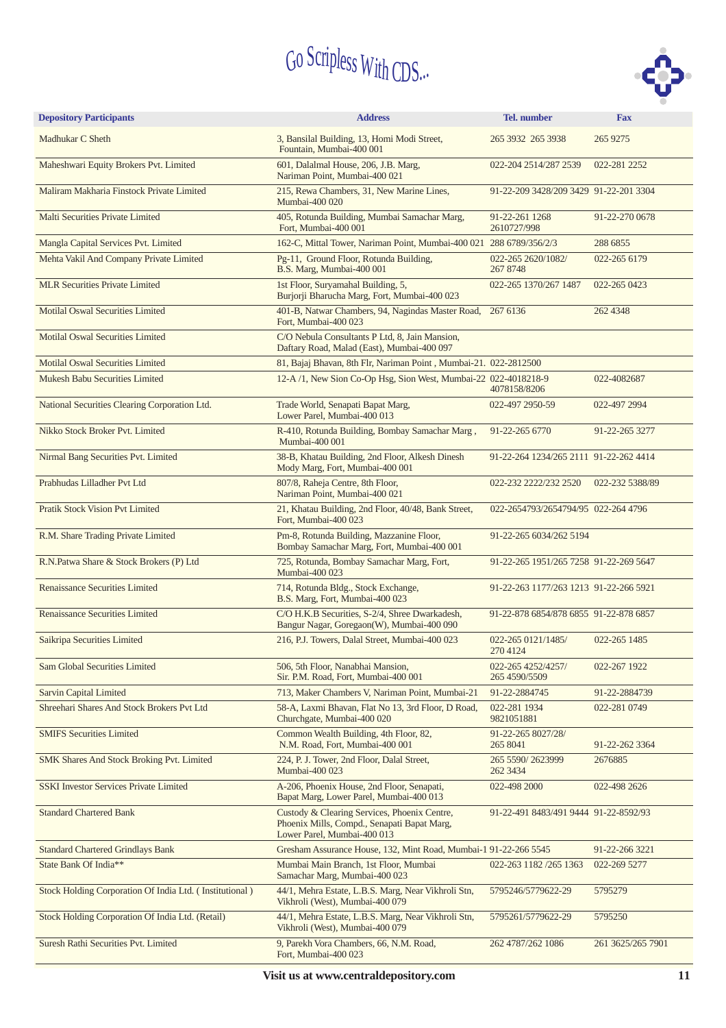# Go Scripless With CDS...

| Depository Participants | Address | Tel. number | Fax |
|---|---|---|---|
| Madhukar C Sheth | 3, Bansilal Building, 13, Homi Modi Street, Fountain, Mumbai-400 001 | 265 3932 265 3938 | 265 9275 |
| Maheshwari Equity Brokers Pvt. Limited | 601, Dalalmal House, 206, J.B. Marg, Nariman Point, Mumbai-400 021 | 022-204 2514/287 2539 | 022-281 2252 |
| Maliram Makharia Finstock Private Limited | 215, Rewa Chambers, 31, New Marine Lines, Mumbai-400 020 | 91-22-209 3428/209 3429 | 91-22-201 3304 |
| Malti Securities Private Limited | 405, Rotunda Building, Mumbai Samachar Marg, Fort, Mumbai-400 001 | 91-22-261 1268 2610727/998 | 91-22-270 0678 |
| Mangla Capital Services Pvt. Limited | 162-C, Mittal Tower, Nariman Point, Mumbai-400 021 | 288 6789/356/2/3 | 288 6855 |
| Mehta Vakil And Company Private Limited | Pg-11, Ground Floor, Rotunda Building, B.S. Marg, Mumbai-400 001 | 022-265 2620/1082/ 267 8748 | 022-265 6179 |
| MLR Securities Private Limited | 1st Floor, Suryamahal Building, 5, Burjorji Bharucha Marg, Fort, Mumbai-400 023 | 022-265 1370/267 1487 | 022-265 0423 |
| Motilal Oswal Securities Limited | 401-B, Natwar Chambers, 94, Nagindas Master Road, Fort, Mumbai-400 023 | 267 6136 | 262 4348 |
| Motilal Oswal Securities Limited | C/O Nebula Consultants P Ltd, 8, Jain Mansion, Daftary Road, Malad (East), Mumbai-400 097 | | |
| Motilal Oswal Securities Limited | 81, Bajaj Bhavan, 8th Flr, Nariman Point , Mumbai-21. | 022-2812500 | |
| Mukesh Babu Securities Limited | 12-A /1, New Sion Co-Op Hsg, Sion West, Mumbai-22 | 022-4018218-9 4078158/8206 | 022-4082687 |
| National Securities Clearing Corporation Ltd. | Trade World, Senapati Bapat Marg, Lower Parel, Mumbai-400 013 | 022-497 2950-59 | 022-497 2994 |
| Nikko Stock Broker Pvt. Limited | R-410, Rotunda Building, Bombay Samachar Marg , Mumbai-400 001 | 91-22-265 6770 | 91-22-265 3277 |
| Nirmal Bang Securities Pvt. Limited | 38-B, Khatau Building, 2nd Floor, Alkesh Dinesh Mody Marg, Fort, Mumbai-400 001 | 91-22-264 1234/265 2111 | 91-22-262 4414 |
| Prabhudas Lilladher Pvt Ltd | 807/8, Raheja Centre, 8th Floor, Nariman Point, Mumbai-400 021 | 022-232 2222/232 2520 | 022-232 5388/89 |
| Pratik Stock Vision Pvt Limited | 21, Khatau Building, 2nd Floor, 40/48, Bank Street, Fort, Mumbai-400 023 | 022-2654793/2654794/95 | 022-264 4796 |
| R.M. Share Trading Private Limited | Pm-8, Rotunda Building, Mazzanine Floor, Bombay Samachar Marg, Fort, Mumbai-400 001 | 91-22-265 6034/262 5194 | |
| R.N.Patwa Share & Stock Brokers (P) Ltd | 725, Rotunda, Bombay Samachar Marg, Fort, Mumbai-400 023 | 91-22-265 1951/265 7258 | 91-22-269 5647 |
| Renaissance Securities Limited | 714, Rotunda Bldg., Stock Exchange, B.S. Marg, Fort, Mumbai-400 023 | 91-22-263 1177/263 1213 | 91-22-266 5921 |
| Renaissance Securities Limited | C/O H.K.B Securities, S-2/4, Shree Dwarkadesh, Bangur Nagar, Goregaon(W), Mumbai-400 090 | 91-22-878 6854/878 6855 | 91-22-878 6857 |
| Saikripa Securities Limited | 216, P.J. Towers, Dalal Street, Mumbai-400 023 | 022-265 0121/1485/ 270 4124 | 022-265 1485 |
| Sam Global Securities Limited | 506, 5th Floor, Nanabhai Mansion, Sir. P.M. Road, Fort, Mumbai-400 001 | 022-265 4252/4257/ 265 4590/5509 | 022-267 1922 |
| Sarvin Capital Limited | 713, Maker Chambers V, Nariman Point, Mumbai-21 | 91-22-2884745 | 91-22-2884739 |
| Shreehari Shares And Stock Brokers Pvt Ltd | 58-A, Laxmi Bhavan, Flat No 13, 3rd Floor, D Road, Churchgate, Mumbai-400 020 | 022-281 1934 9821051881 | 022-281 0749 |
| SMIFS Securities Limited | Common Wealth Building, 4th Floor, 82, N.M. Road, Fort, Mumbai-400 001 | 91-22-265 8027/28/ 265 8041 | 91-22-262 3364 |
| SMK Shares And Stock Broking Pvt. Limited | 224, P. J. Tower, 2nd Floor, Dalal Street, Mumbai-400 023 | 265 5590/ 2623999 262 3434 | 2676885 |
| SSKI Investor Services Private Limited | A-206, Phoenix House, 2nd Floor, Senapati, Bapat Marg, Lower Parel, Mumbai-400 013 | 022-498 2000 | 022-498 2626 |
| Standard Chartered Bank | Custody & Clearing Services, Phoenix Centre, Phoenix Mills, Compd., Senapati Bapat Marg, Lower Parel, Mumbai-400 013 | 91-22-491 8483/491 9444 | 91-22-8592/93 |
| Standard Chartered Grindlays Bank | Gresham Assurance House, 132, Mint Road, Mumbai-1 | 91-22-266 5545 | 91-22-266 3221 |
| State Bank Of India** | Mumbai Main Branch, 1st Floor, Mumbai Samachar Marg, Mumbai-400 023 | 022-263 1182 /265 1363 | 022-269 5277 |
| Stock Holding Corporation Of India Ltd. ( Institutional ) | 44/1, Mehra Estate, L.B.S. Marg, Near Vikhroli Stn, Vikhroli (West), Mumbai-400 079 | 5795246/5779622-29 | 5795279 |
| Stock Holding Corporation Of India Ltd. (Retail) | 44/1, Mehra Estate, L.B.S. Marg, Near Vikhroli Stn, Vikhroli (West), Mumbai-400 079 | 5795261/5779622-29 | 5795250 |
| Suresh Rathi Securities Pvt. Limited | 9, Parekh Vora Chambers, 66, N.M. Road, Fort, Mumbai-400 023 | 262 4787/262 1086 | 261 3625/265 7901 |

**Visit us at www.centraldepository.com**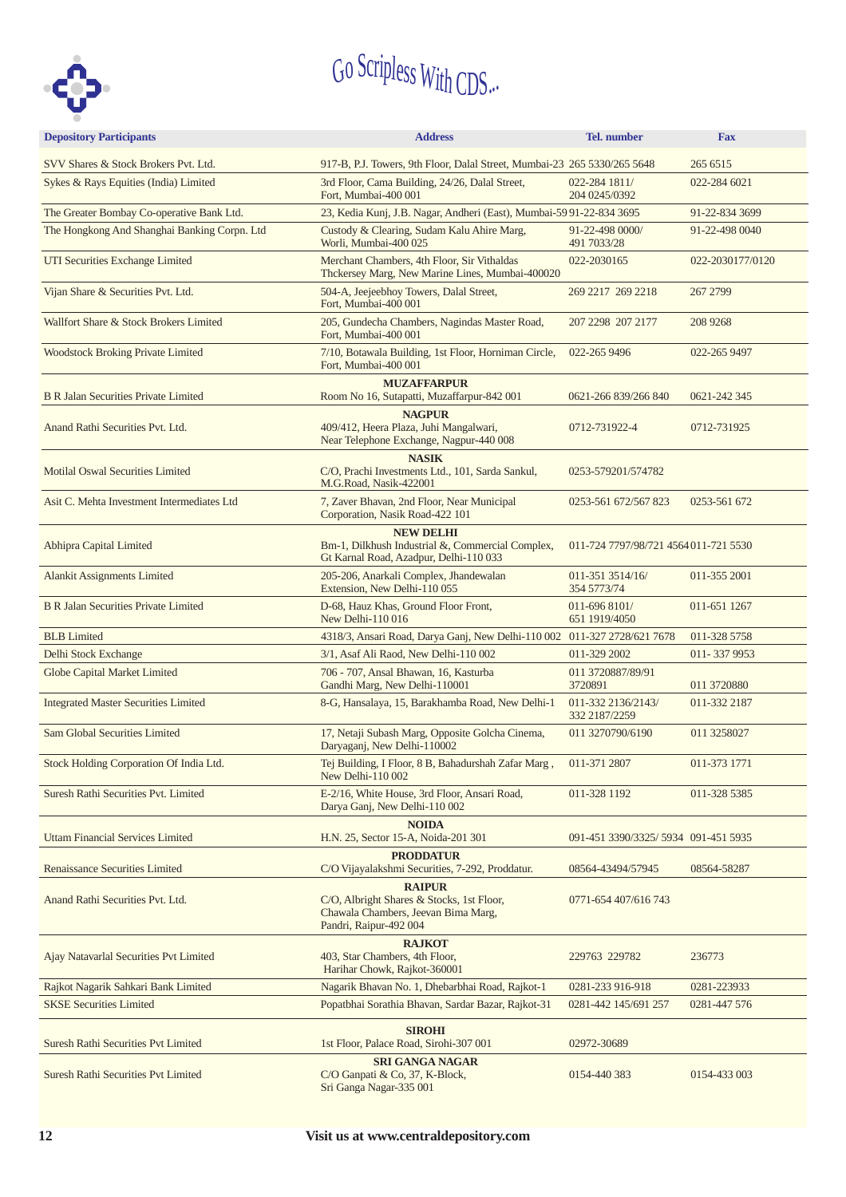# Go Scripless With CDS...

| Depository Participants | Address | Tel. number | Fax |
|---|---|---|---|
| SVV Shares & Stock Brokers Pvt. Ltd. | 917-B, P.J. Towers, 9th Floor, Dalal Street, Mumbai-23 | 265 5330/265 5648 | 265 6515 |
| Sykes & Rays Equities (India) Limited | 3rd Floor, Cama Building, 24/26, Dalal Street, Fort, Mumbai-400 001 | 022-284 1811/ 204 0245/0392 | 022-284 6021 |
| The Greater Bombay Co-operative Bank Ltd. | 23, Kedia Kunj, J.B. Nagar, Andheri (East), Mumbai-59 | 91-22-834 3695 | 91-22-834 3699 |
| The Hongkong And Shanghai Banking Corpn. Ltd | Custody & Clearing, Sudam Kalu Ahire Marg, Worli, Mumbai-400 025 | 91-22-498 0000/ 491 7033/28 | 91-22-498 0040 |
| UTI Securities Exchange Limited | Merchant Chambers, 4th Floor, Sir Vithaldas Thckersey Marg, New Marine Lines, Mumbai-400020 | 022-2030165 | 022-2030177/0120 |
| Vijan Share & Securities Pvt. Ltd. | 504-A, Jeejeebhoy Towers, Dalal Street, Fort, Mumbai-400 001 | 269 2217 269 2218 | 267 2799 |
| Wallfort Share & Stock Brokers Limited | 205, Gundecha Chambers, Nagindas Master Road, Fort, Mumbai-400 001 | 207 2298 207 2177 | 208 9268 |
| Woodstock Broking Private Limited | 7/10, Botawala Building, 1st Floor, Horniman Circle, Fort, Mumbai-400 001 | 022-265 9496 | 022-265 9497 |
| | **MUZAFFARPUR** | | |
| B R Jalan Securities Private Limited | Room No 16, Sutapatti, Muzaffarpur-842 001 | 0621-266 839/266 840 | 0621-242 345 |
| | **NAGPUR** | | |
| Anand Rathi Securities Pvt. Ltd. | 409/412, Heera Plaza, Juhi Mangalwari, Near Telephone Exchange, Nagpur-440 008 | 0712-731922-4 | 0712-731925 |
| | **NASIK** | | |
| Motilal Oswal Securities Limited | C/O, Prachi Investments Ltd., 101, Sarda Sankul, M.G.Road, Nasik-422001 | 0253-579201/574782 | |
| Asit C. Mehta Investment Intermediates Ltd | 7, Zaver Bhavan, 2nd Floor, Near Municipal Corporation, Nasik Road-422 101 | 0253-561 672/567 823 | 0253-561 672 |
| | **NEW DELHI** | | |
| Abhipra Capital Limited | Bm-1, Dilkhush Industrial &, Commercial Complex, Gt Karnal Road, Azadpur, Delhi-110 033 | 011-724 7797/98/721 4564 | 011-721 5530 |
| Alankit Assignments Limited | 205-206, Anarkali Complex, Jhandewalan Extension, New Delhi-110 055 | 011-351 3514/16/ 354 5773/74 | 011-355 2001 |
| B R Jalan Securities Private Limited | D-68, Hauz Khas, Ground Floor Front, New Delhi-110 016 | 011-696 8101/ 651 1919/4050 | 011-651 1267 |
| BLB Limited | 4318/3, Ansari Road, Darya Ganj, New Delhi-110 002 | 011-327 2728/621 7678 | 011-328 5758 |
| Delhi Stock Exchange | 3/1, Asaf Ali Raod, New Delhi-110 002 | 011-329 2002 | 011- 337 9953 |
| Globe Capital Market Limited | 706 - 707, Ansal Bhawan, 16, Kasturba Gandhi Marg, New Delhi-110001 | 011 3720887/89/91 3720891 | 011 3720880 |
| Integrated Master Securities Limited | 8-G, Hansalaya, 15, Barakhamba Road, New Delhi-1 | 011-332 2136/2143/ 332 2187/2259 | 011-332 2187 |
| Sam Global Securities Limited | 17, Netaji Subash Marg, Opposite Golcha Cinema, Daryaganj, New Delhi-110002 | 011 3270790/6190 | 011 3258027 |
| Stock Holding Corporation Of India Ltd. | Tej Building, I Floor, 8 B, Bahadurshah Zafar Marg , New Delhi-110 002 | 011-371 2807 | 011-373 1771 |
| Suresh Rathi Securities Pvt. Limited | E-2/16, White House, 3rd Floor, Ansari Road, Darya Ganj, New Delhi-110 002 | 011-328 1192 | 011-328 5385 |
| | **NOIDA** | | |
| Uttam Financial Services Limited | H.N. 25, Sector 15-A, Noida-201 301 | 091-451 3390/3325/ 5934 | 091-451 5935 |
| | **PRODDATUR** | | |
| Renaissance Securities Limited | C/O Vijayalakshmi Securities, 7-292, Proddatur. | 08564-43494/57945 | 08564-58287 |
| | **RAIPUR** | | |
| Anand Rathi Securities Pvt. Ltd. | C/O, Albright Shares & Stocks, 1st Floor, Chawala Chambers, Jeevan Bima Marg, Pandri, Raipur-492 004 | 0771-654 407/616 743 | |
| | **RAJKOT** | | |
| Ajay Natavarlal Securities Pvt Limited | 403, Star Chambers, 4th Floor, Harihar Chowk, Rajkot-360001 | 229763 229782 | 236773 |
| Rajkot Nagarik Sahkari Bank Limited | Nagarik Bhavan No. 1, Dhebarbhai Road, Rajkot-1 | 0281-233 916-918 | 0281-223933 |
| SKSE Securities Limited | Popatbhai Sorathia Bhavan, Sardar Bazar, Rajkot-31 | 0281-442 145/691 257 | 0281-447 576 |
| | **SIROHI** | | |
| Suresh Rathi Securities Pvt Limited | 1st Floor, Palace Road, Sirohi-307 001 | 02972-30689 | |
| | **SRI GANGA NAGAR** | | |
| Suresh Rathi Securities Pvt Limited | C/O Ganpati & Co, 37, K-Block, Sri Ganga Nagar-335 001 | 0154-440 383 | 0154-433 003 |

**Visit us at www.centraldepository.com**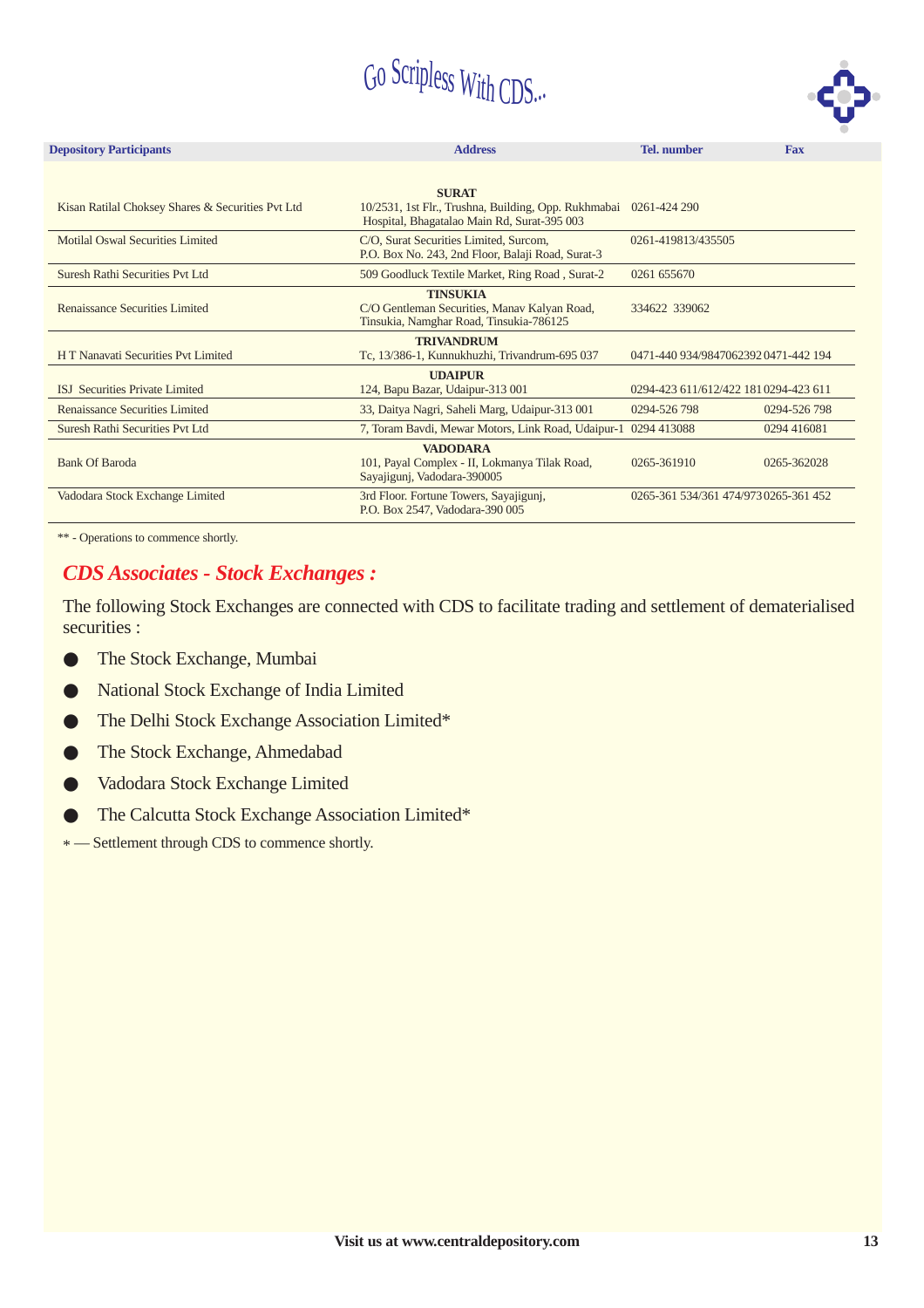| Depository Participants | Address | Tel. number | Fax |
|---|---|---|---|
| | **SURAT** | | |
| Kisan Ratilal Choksey Shares & Securities Pvt Ltd | 10/2531, 1st Flr., Trushna, Building, Opp. Rukhmabai Hospital, Bhagatalao Main Rd, Surat-395 003 | 0261-424 290 | |
| Motilal Oswal Securities Limited | C/O, Surat Securities Limited, Surcom, P.O. Box No. 243, 2nd Floor, Balaji Road, Surat-3 | 0261-419813/435505 | |
| Suresh Rathi Securities Pvt Ltd | 509 Goodluck Textile Market, Ring Road , Surat-2 | 0261 655670 | |
| | **TINSUKIA** | | |
| Renaissance Securities Limited | C/O Gentleman Securities, Manav Kalyan Road, Tinsukia, Namghar Road, Tinsukia-786125 | 334622 339062 | |
| | **TRIVANDRUM** | | |
| H T Nanavati Securities Pvt Limited | Tc, 13/386-1, Kunnukhuzhi, Trivandrum-695 037 | 0471-440 934/9847062392 | 0471-442 194 |
| | **UDAIPUR** | | |
| ISJ Securities Private Limited | 124, Bapu Bazar, Udaipur-313 001 | 0294-423 611/612/422 181 | 0294-423 611 |
| Renaissance Securities Limited | 33, Daitya Nagri, Saheli Marg, Udaipur-313 001 | 0294-526 798 | 0294-526 798 |
| Suresh Rathi Securities Pvt Ltd | 7, Toram Bavdi, Mewar Motors, Link Road, Udaipur-1 | 0294 413088 | 0294 416081 |
| | **VADODARA** | | |
| Bank Of Baroda | 101, Payal Complex - II, Lokmanya Tilak Road, Sayajigunj, Vadodara-390005 | 0265-361910 | 0265-362028 |
| Vadodara Stock Exchange Limited | 3rd Floor. Fortune Towers, Sayajigunj, P.O. Box 2547, Vadodara-390 005 | 0265-361 534/361 474/973 | 0265-361 452 |

** - Operations to commence shortly.

## *CDS Associates - Stock Exchanges :*

The following Stock Exchanges are connected with CDS to facilitate trading and settlement of dematerialised securities :

- The Stock Exchange, Mumbai
- National Stock Exchange of India Limited
- The Delhi Stock Exchange Association Limited*
- The Stock Exchange, Ahmedabad
- Vadodara Stock Exchange Limited
- The Calcutta Stock Exchange Association Limited*

* — Settlement through CDS to commence shortly.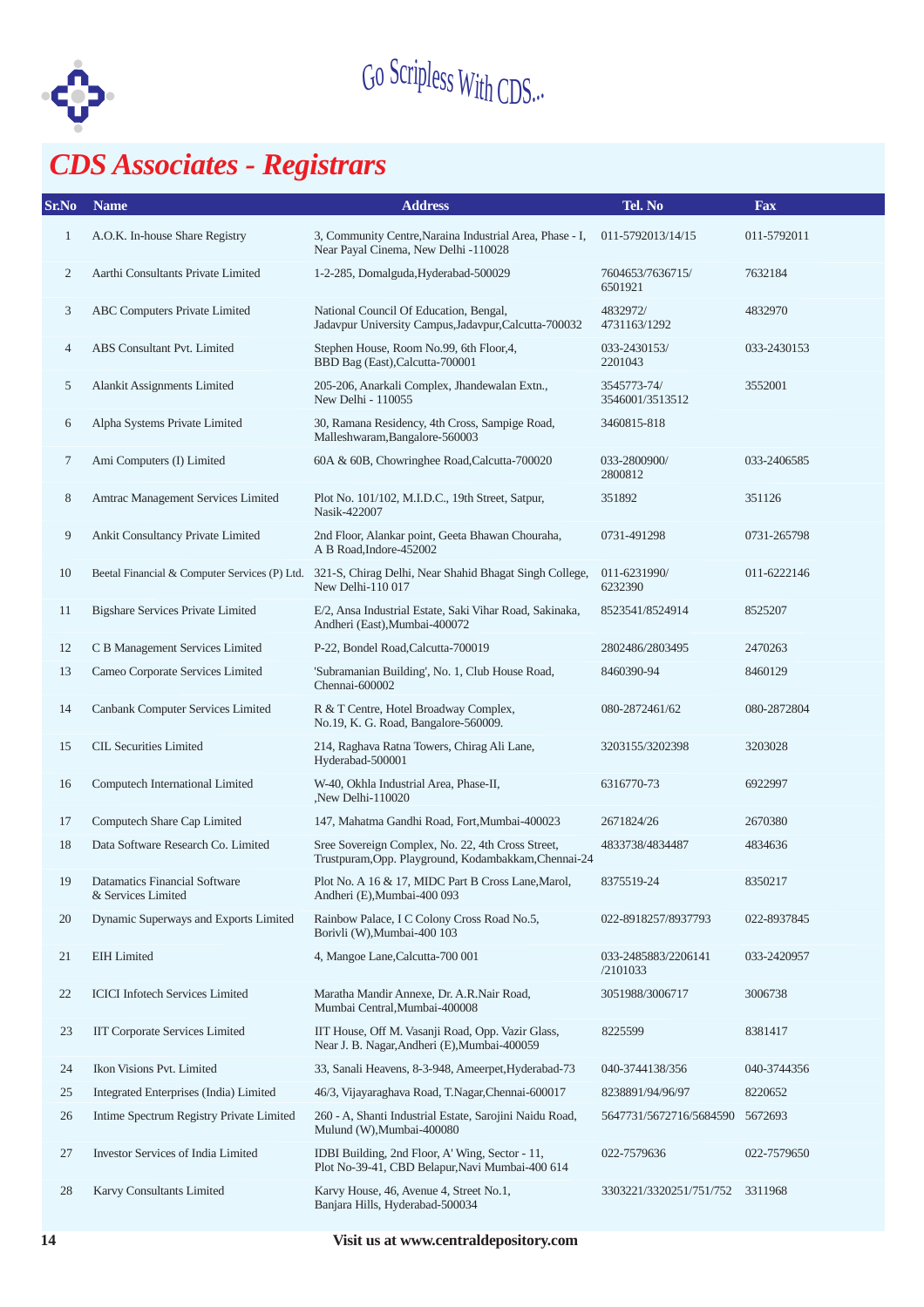Go Scripless With CDS...

# CDS Associates - Registrars

| Sr.No | Name | Address | Tel. No | Fax |
|---|---|---|---|---|
| 1 | A.O.K. In-house Share Registry | 3, Community Centre,Naraina Industrial Area, Phase - I, Near Payal Cinema, New Delhi -110028 | 011-5792013/14/15 | 011-5792011 |
| 2 | Aarthi Consultants Private Limited | 1-2-285, Domalguda,Hyderabad-500029 | 7604653/7636715/ 6501921 | 7632184 |
| 3 | ABC Computers Private Limited | National Council Of Education, Bengal, Jadavpur University Campus,Jadavpur,Calcutta-700032 | 4832972/ 4731163/1292 | 4832970 |
| 4 | ABS Consultant Pvt. Limited | Stephen House, Room No.99, 6th Floor,4, BBD Bag (East),Calcutta-700001 | 033-2430153/ 2201043 | 033-2430153 |
| 5 | Alankit Assignments Limited | 205-206, Anarkali Complex, Jhandewalan Extn., New Delhi - 110055 | 3545773-74/ 3546001/3513512 | 3552001 |
| 6 | Alpha Systems Private Limited | 30, Ramana Residency, 4th Cross, Sampige Road, Malleshwaram,Bangalore-560003 | 3460815-818 | |
| 7 | Ami Computers (I) Limited | 60A & 60B, Chowringhee Road,Calcutta-700020 | 033-2800900/ 2800812 | 033-2406585 |
| 8 | Amtrac Management Services Limited | Plot No. 101/102, M.I.D.C., 19th Street, Satpur, Nasik-422007 | 351892 | 351126 |
| 9 | Ankit Consultancy Private Limited | 2nd Floor, Alankar point, Geeta Bhawan Chouraha, A B Road,Indore-452002 | 0731-491298 | 0731-265798 |
| 10 | Beetal Financial & Computer Services (P) Ltd. | 321-S, Chirag Delhi, Near Shahid Bhagat Singh College, New Delhi-110 017 | 011-6231990/ 6232390 | 011-6222146 |
| 11 | Bigshare Services Private Limited | E/2, Ansa Industrial Estate, Saki Vihar Road, Sakinaka, Andheri (East),Mumbai-400072 | 8523541/8524914 | 8525207 |
| 12 | C B Management Services Limited | P-22, Bondel Road,Calcutta-700019 | 2802486/2803495 | 2470263 |
| 13 | Cameo Corporate Services Limited | 'Subramanian Building', No. 1, Club House Road, Chennai-600002 | 8460390-94 | 8460129 |
| 14 | Canbank Computer Services Limited | R & T Centre, Hotel Broadway Complex, No.19, K. G. Road, Bangalore-560009. | 080-2872461/62 | 080-2872804 |
| 15 | CIL Securities Limited | 214, Raghava Ratna Towers, Chirag Ali Lane, Hyderabad-500001 | 3203155/3202398 | 3203028 |
| 16 | Computech International Limited | W-40, Okhla Industrial Area, Phase-II, ,New Delhi-110020 | 6316770-73 | 6922997 |
| 17 | Computech Share Cap Limited | 147, Mahatma Gandhi Road, Fort,Mumbai-400023 | 2671824/26 | 2670380 |
| 18 | Data Software Research Co. Limited | Sree Sovereign Complex, No. 22, 4th Cross Street, Trustpuram,Opp. Playground, Kodambakkam,Chennai-24 | 4833738/4834487 | 4834636 |
| 19 | Datamatics Financial Software & Services Limited | Plot No. A 16 & 17, MIDC Part B Cross Lane,Marol, Andheri (E),Mumbai-400 093 | 8375519-24 | 8350217 |
| 20 | Dynamic Superways and Exports Limited | Rainbow Palace, I C Colony Cross Road No.5, Borivli (W),Mumbai-400 103 | 022-8918257/8937793 | 022-8937845 |
| 21 | EIH Limited | 4, Mangoe Lane,Calcutta-700 001 | 033-2485883/2206141 /2101033 | 033-2420957 |
| 22 | ICICI Infotech Services Limited | Maratha Mandir Annexe, Dr. A.R.Nair Road, Mumbai Central,Mumbai-400008 | 3051988/3006717 | 3006738 |
| 23 | IIT Corporate Services Limited | IIT House, Off M. Vasanji Road, Opp. Vazir Glass, Near J. B. Nagar,Andheri (E),Mumbai-400059 | 8225599 | 8381417 |
| 24 | Ikon Visions Pvt. Limited | 33, Sanali Heavens, 8-3-948, Ameerpet,Hyderabad-73 | 040-3744138/356 | 040-3744356 |
| 25 | Integrated Enterprises (India) Limited | 46/3, Vijayaraghava Road, T.Nagar,Chennai-600017 | 8238891/94/96/97 | 8220652 |
| 26 | Intime Spectrum Registry Private Limited | 260 - A, Shanti Industrial Estate, Sarojini Naidu Road, Mulund (W),Mumbai-400080 | 5647731/5672716/5684590 | 5672693 |
| 27 | Investor Services of India Limited | IDBI Building, 2nd Floor, A' Wing, Sector - 11, Plot No-39-41, CBD Belapur,Navi Mumbai-400 614 | 022-7579636 | 022-7579650 |
| 28 | Karvy Consultants Limited | Karvy House, 46, Avenue 4, Street No.1, Banjara Hills, Hyderabad-500034 | 3303221/3320251/751/752 | 3311968 |

**Visit us at www.centraldepository.com**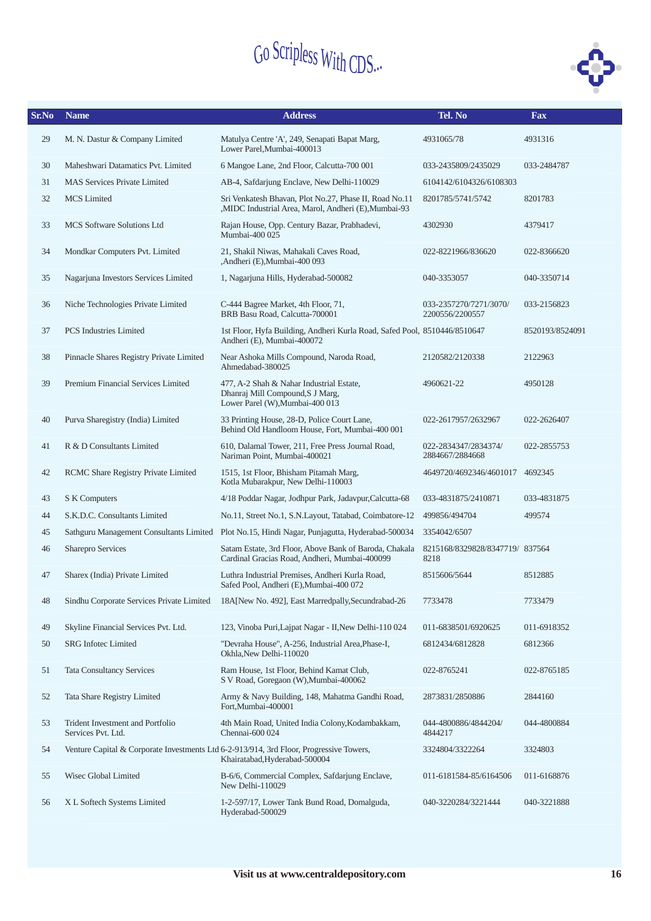| Sr.No | Name | Address | Tel. No | Fax |
|---|---|---|---|---|
| 29 | M. N. Dastur & Company Limited | Matulya Centre 'A', 249, Senapati Bapat Marg, Lower Parel,Mumbai-400013 | 4931065/78 | 4931316 |
| 30 | Maheshwari Datamatics Pvt. Limited | 6 Mangoe Lane, 2nd Floor, Calcutta-700 001 | 033-2435809/2435029 | 033-2484787 |
| 31 | MAS Services Private Limited | AB-4, Safdarjung Enclave, New Delhi-110029 | 6104142/6104326/6108303 | |
| 32 | MCS Limited | Sri Venkatesh Bhavan, Plot No.27, Phase II, Road No.11 ,MIDC Industrial Area, Marol, Andheri (E),Mumbai-93 | 8201785/5741/5742 | 8201783 |
| 33 | MCS Software Solutions Ltd | Rajan House, Opp. Century Bazar, Prabhadevi, Mumbai-400 025 | 4302930 | 4379417 |
| 34 | Mondkar Computers Pvt. Limited | 21, Shakil Niwas, Mahakali Caves Road, ,Andheri (E),Mumbai-400 093 | 022-8221966/836620 | 022-8366620 |
| 35 | Nagarjuna Investors Services Limited | 1, Nagarjuna Hills, Hyderabad-500082 | 040-3353057 | 040-3350714 |
| 36 | Niche Technologies Private Limited | C-444 Bagree Market, 4th Floor, 71, BRB Basu Road, Calcutta-700001 | 033-2357270/7271/3070/ 2200556/2200557 | 033-2156823 |
| 37 | PCS Industries Limited | 1st Floor, Hyfa Building, Andheri Kurla Road, Safed Pool, Andheri (E), Mumbai-400072 | 8510446/8510647 | 8520193/8524091 |
| 38 | Pinnacle Shares Registry Private Limited | Near Ashoka Mills Compound, Naroda Road, Ahmedabad-380025 | 2120582/2120338 | 2122963 |
| 39 | Premium Financial Services Limited | 477, A-2 Shah & Nahar Industrial Estate, Dhanraj Mill Compound,S J Marg, Lower Parel (W),Mumbai-400 013 | 4960621-22 | 4950128 |
| 40 | Purva Sharegistry (India) Limited | 33 Printing House, 28-D, Police Court Lane, Behind Old Handloom House, Fort, Mumbai-400 001 | 022-2617957/2632967 | 022-2626407 |
| 41 | R & D Consultants Limited | 610, Dalamal Tower, 211, Free Press Journal Road, Nariman Point, Mumbai-400021 | 022-2834347/2834374/ 2884667/2884668 | 022-2855753 |
| 42 | RCMC Share Registry Private Limited | 1515, 1st Floor, Bhisham Pitamah Marg, Kotla Mubarakpur, New Delhi-110003 | 4649720/4692346/4601017 | 4692345 |
| 43 | S K Computers | 4/18 Poddar Nagar, Jodhpur Park, Jadavpur,Calcutta-68 | 033-4831875/2410871 | 033-4831875 |
| 44 | S.K.D.C. Consultants Limited | No.11, Street No.1, S.N.Layout, Tatabad, Coimbatore-12 | 499856/494704 | 499574 |
| 45 | Sathguru Management Consultants Limited | Plot No.15, Hindi Nagar, Punjagutta, Hyderabad-500034 | 3354042/6507 | |
| 46 | Sharepro Services | Satam Estate, 3rd Floor, Above Bank of Baroda, Chakala Cardinal Gracias Road, Andheri, Mumbai-400099 | 8215168/8329828/8347719/ 8218 | 837564 |
| 47 | Sharex (India) Private Limited | Luthra Industrial Premises, Andheri Kurla Road, Safed Pool, Andheri (E),Mumbai-400 072 | 8515606/5644 | 8512885 |
| 48 | Sindhu Corporate Services Private Limited | 18A[New No. 492], East Marredpally,Secundrabad-26 | 7733478 | 7733479 |
| 49 | Skyline Financial Services Pvt. Ltd. | 123, Vinoba Puri,Lajpat Nagar - II,New Delhi-110 024 | 011-6838501/6920625 | 011-6918352 |
| 50 | SRG Infotec Limited | "Devraha House", A-256, Industrial Area,Phase-I, Okhla,New Delhi-110020 | 6812434/6812828 | 6812366 |
| 51 | Tata Consultancy Services | Ram House, 1st Floor, Behind Kamat Club, S V Road, Goregaon (W),Mumbai-400062 | 022-8765241 | 022-8765185 |
| 52 | Tata Share Registry Limited | Army & Navy Building, 148, Mahatma Gandhi Road, Fort,Mumbai-400001 | 2873831/2850886 | 2844160 |
| 53 | Trident Investment and Portfolio Services Pvt. Ltd. | 4th Main Road, United India Colony,Kodambakkam, Chennai-600 024 | 044-4800886/4844204/ 4844217 | 044-4800884 |
| 54 | Venture Capital & Corporate Investments Ltd | 6-2-913/914, 3rd Floor, Progressive Towers, Khairatabad,Hyderabad-500004 | 3324804/3322264 | 3324803 |
| 55 | Wisec Global Limited | B-6/6, Commercial Complex, Safdarjung Enclave, New Delhi-110029 | 011-6181584-85/6164506 | 011-6168876 |
| 56 | X L Softech Systems Limited | 1-2-597/17, Lower Tank Bund Road, Domalguda, Hyderabad-500029 | 040-3220284/3221444 | 040-3221888 |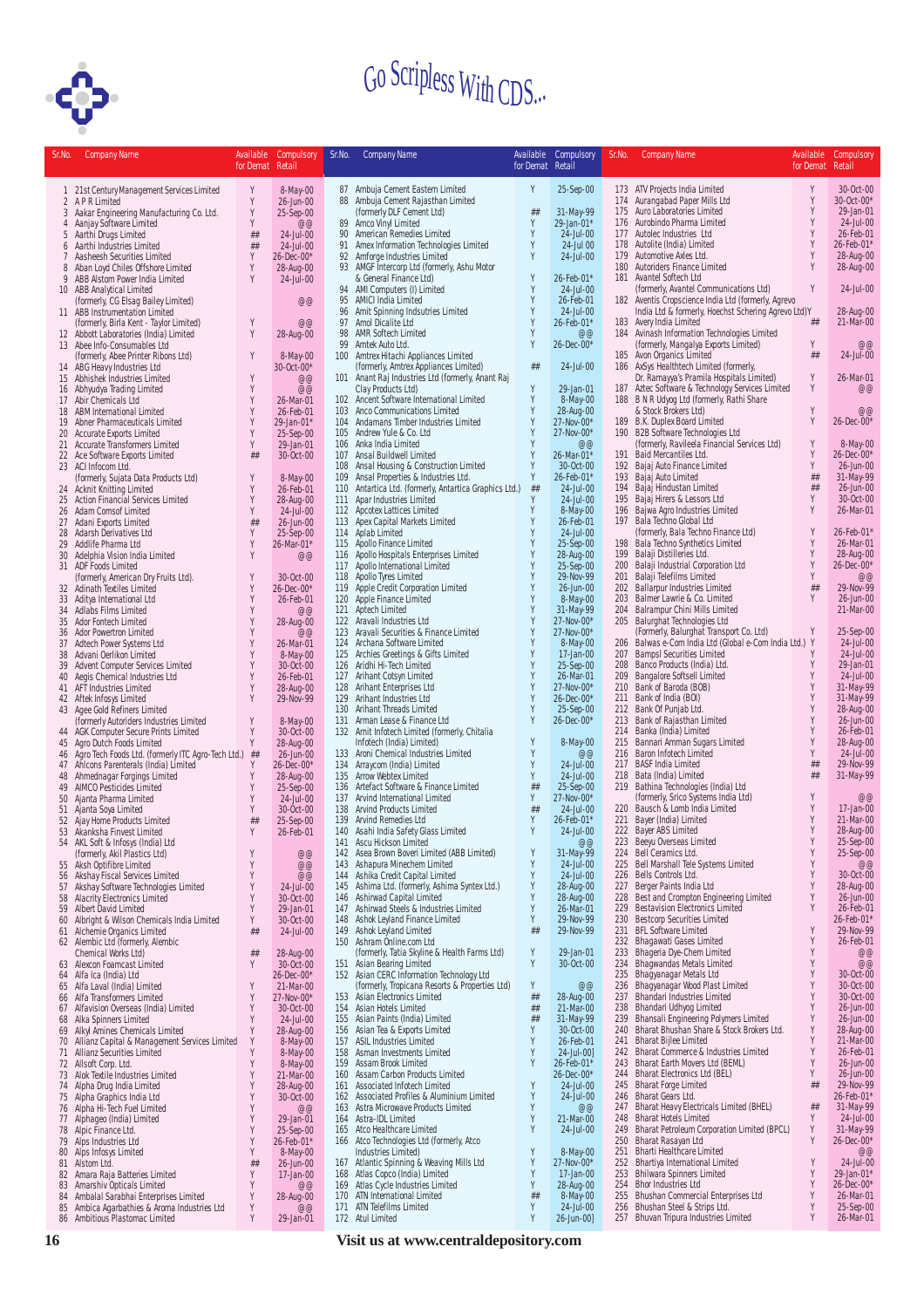# Go Scripless With CDS...

| Sr.No. | Company Name | Available for Demat | Compulsory Retail |
|---|---|---|---|
| 1 | 21st Century Management Services Limited | Y | 8-May-00 |
| 2 | A P R Limited | Y | 26-Jun-00 |
| 3 | Aakar Engineering Manufacturing Co. Ltd. | Y | 25-Sep-00 |
| 4 | Aanjay Software Limited | Y | @@ |
| 5 | Aarthi Drugs Limited | ## | 24-Jul-00 |
| 6 | Aarthi Industries Limited | ## | 24-Jul-00 |
| 7 | Aasheesh Securities Limited | Y | 26-Dec-00* |
| 8 | Aban Loyd Chiles Offshore Limited | Y | 28-Aug-00 |
| 9 | ABB Alstom Power India Limited | Y | 24-Jul-00 |
| 10 | ABB Analytical Limited (formerly, CG Elsag Bailey Limited) | | @@ |
| 11 | ABB Instrumentation Limited (formerly, Birla Kent - Taylor Limited) | Y | @@ |
| 12 | Abbott Laboratories (India) Limited | Y | 28-Aug-00 |
| 13 | Abee Info-Consumables Ltd (formerly, Abee Printer Ribbons Ltd) | Y | 8-May-00 |
| 14 | ABG Heavy Industries Ltd | | 30-Oct-00* |
| 15 | Abhishek Industries Limited | Y | @@ |
| 16 | Abhyudya Trading Limited | Y | @@ |
| 17 | Abir Chemicals Ltd | Y | 26-Mar-01 |
| 18 | ABM International Limited | Y | 26-Feb-01 |
| 19 | Abner Pharmaceuticals Limited | Y | 29-Jan-01* |
| 20 | Accurate Exports Limited | Y | 25-Sep-00 |
| 21 | Accurate Transformers Limited | Y | 29-Jan-01 |
| 22 | Ace Software Exports Limited | ## | 30-Oct-00 |
| 23 | ACI Infocom Ltd. (formerly, Sujata Data Products Ltd) | Y | 8-May-00 |
| 24 | Acknit Knitting Limited | Y | 26-Feb-01 |
| 25 | Action Financial Services Limited | Y | 28-Aug-00 |
| 26 | Adam Comsof Limited | Y | 24-Jul-00 |
| 27 | Adani Exports Limited | ## | 26-Jun-00 |
| 28 | Adarsh Derivatives Ltd | Y | 25-Sep-00 |
| 29 | Addlife Pharma Ltd | Y | 26-Mar-01* |
| 30 | Adelphia Vision India Limited | Y | @@ |
| 31 | ADF Foods Limited (formerly, American Dry Fruits Ltd). | Y | 30-Oct-00 |
| 32 | Adinath Textiles Limited | Y | 26-Dec-00* |
| 33 | Aditya International Ltd | Y | 26-Feb-01 |
| 34 | Adlabs Films Limited | Y | @@ |
| 35 | Ador Fontech Limited | Y | 28-Aug-00 |
| 36 | Ador Powertron Limited | Y | @@ |
| 37 | Adtech Power Systems Ltd | Y | 26-Mar-01 |
| 38 | Advani Oerlikon Limited | Y | 8-May-00 |
| 39 | Advent Computer Services Limited | Y | 30-Oct-00 |
| 40 | Aegis Chemical Industries Ltd | Y | 26-Feb-01 |
| 41 | AFT Industries Limited | Y | 31-May-99 |
| 42 | Aftek Infosys Limited | Y | 29-Nov-99 |
| 43 | Agee Gold Refiners Limited (formerly Autoriders Industries Limited) | Y | 8-May-00 |
| 44 | AGK Computer Secure Prints Limited | Y | 30-Oct-00 |
| 45 | Agro Dutch Foods Limited | Y | 28-Aug-00 |
| 46 | Agro Tech Foods Ltd. (formerly ITC Agro-Tech Ltd.) | ## | 26-Jun-00 |
| 47 | Ahlcons Parenterals (India) Limited | Y | 26-Dec-00* |
| 48 | Ahmednagar Forgings Limited | Y | 28-Aug-00 |
| 49 | AIMCO Pesticides Limited | Y | 25-Sep-00 |
| 50 | Ajanta Pharma Limited | Y | 24-Jul-00 |
| 51 | Ajanta Soya Limited | Y | 30-Oct-00 |
| 52 | Ajay Home Products Limited | ## | 25-Sep-00 |
| 53 | Akanksha Finvest Limited | Y | 26-Feb-01 |
| 54 | AKL Soft & Infosys (India) Ltd (formerly, Akil Plastics Ltd) | Y | @@ |
| 55 | Aksh Optifibre Limited | Y | @@ |
| 56 | Akshay Fiscal Services Limited | Y | @@ |
| 57 | Akshay Software Technologies Limited | Y | 24-Jul-00 |
| 58 | Alacrity Electronics Limited | Y | 30-Oct-00 |
| 59 | Albert David Limited | Y | 29-Jan-01 |
| 60 | Albright & Wilson Chemicals India Limited | Y | 30-Oct-00 |
| 61 | Alchemie Organics Limited | ## | 24-Jul-00 |
| 62 | Alembic Ltd (formerly, Alembic Chemical Works Ltd) | ## | 28-Aug-00 |
| 63 | Alexcon Foamcast Limited | Y | 30-Oct-00 |
| 64 | Alfa Ica (India) Ltd | | 26-Dec-00* |
| 65 | Alfa Laval (India) Limited | Y | 21-Mar-00 |
| 66 | Alfa Transformers Limited | Y | 27-Nov-00* |
| 67 | Alfavision Overseas (India) Limited | Y | 30-Oct-00 |
| 68 | Alka Spinners Limited | Y | 24-Jul-00 |
| 69 | Alkyl Amines Chemicals Limited | Y | 28-Aug-00 |
| 70 | Allianz Capital & Management Services Limited | Y | 8-May-00 |
| 71 | Allianz Securities Limited | Y | 8-May-00 |
| 72 | Allsoft Corp. Ltd. | Y | 8-May-00 |
| 73 | Alok Textile Industries Limited | Y | 21-Mar-00 |
| 74 | Alpha Drug India Limited | Y | 28-Aug-00 |
| 75 | Alpha Graphics India Ltd | Y | 30-Oct-00 |
| 76 | Alpha Hi-Tech Fuel Limited | Y | @@ |
| 77 | Alphageo (India) Limited | Y | 29-Jan-01 |
| 78 | Alpic Finance Ltd. | Y | 25-Sep-00 |
| 79 | Alps Industries Ltd | Y | 26-Feb-01* |
| 80 | Alps Infosys Limited | Y | 8-May-00 |
| 81 | Alstom Ltd. | ## | 26-Jun-00 |
| 82 | Amara Raja Batteries Limited | Y | 17-Jan-00 |
| 83 | Amarshiv Opticals Limited | Y | @@ |
| 84 | Ambalal Sarabhai Enterprises Limited | Y | 28-Aug-00 |
| 85 | Ambica Agarbathies & Aroma Industries Ltd | Y | @@ |
| 86 | Ambitious Plastomac Limited | Y | 29-Jan-01 |
| 87 | Ambuja Cement Eastern Limited | Y | 25-Sep-00 |
| 88 | Ambuja Cement Rajasthan Limited (formerly DLF Cement Ltd) | ## | 31-May-99 |
| 89 | Amco Vinyl Limited | Y | 29-Jan-01* |
| 90 | American Remedies Limited | Y | 24-Jul-00 |
| 91 | Amex Information Technologies Limited | Y | 24-Jul 00 |
| 92 | Amforge Industries Limited | Y | 24-Jul-00 |
| 93 | AMGF Intercorp Ltd (formerly, Ashu Motor & General Finance Ltd) | Y | 26-Feb-01* |
| 94 | AMI Computers (I) Limited | Y | 24-Jul-00 |
| 95 | AMICI India Limited | Y | 26-Feb-01 |
| 96 | Amit Spinning Indsutries Limited | Y | 24-Jul-00 |
| 97 | Amol Dicalite Ltd | Y | 26-Feb-01* |
| 98 | AMR Softech Limited | Y | @@ |
| 99 | Amtek Auto Ltd. | Y | 26-Dec-00* |
| 100 | Amtrex Hitachi Appliances Limited (formerly, Amtrex Appliances Limited) | ## | 24-Jul-00 |
| 101 | Anant Raj Industries Ltd (formerly, Anant Raj Clay Products Ltd) | Y | 29-Jan-01 |
| 102 | Ancent Software International Limited | Y | 8-May-00 |
| 103 | Anco Communications Limited | Y | 28-Aug-00 |
| 104 | Andamans Timber Industries Limited | Y | 27-Nov-00* |
| 105 | Andrew Yule & Co. Ltd | Y | 27-Nov-00* |
| 106 | Anka India Limited | Y | @@ |
| 107 | Ansal Buildwell Limited | Y | 26-Mar-01* |
| 108 | Ansal Housing & Construction Limited | Y | 30-Oct-00 |
| 109 | Ansal Properties & Industries Ltd. | Y | 26-Feb-01* |
| 110 | Antartica Ltd. (formerly, Antartica Graphics Ltd.) | ## | 24-Jul-00 |
| 111 | Apar Industries Limited | Y | 24-Jul-00 |
| 112 | Apcotex Lattices Limited | Y | 8-May-00 |
| 113 | Apex Capital Markets Limited | Y | 26-Feb-01 |
| 114 | Aplab Limited | Y | 24-Jul-00 |
| 115 | Apollo Finance Limited | Y | 25-Sep-00 |
| 116 | Apollo Hospitals Enterprises Limited | Y | 28-Aug-00 |
| 117 | Apollo International Limited | Y | 25-Sep-00 |
| 118 | Apollo Tyres Limited | Y | 29-Nov-99 |
| 119 | Apple Credit Corporation Limited | Y | 26-Jun-00 |
| 120 | Apple Finance Limited | Y | 8-May-00 |
| 121 | Aptech Limited | Y | 31-May-99 |
| 122 | Aravali Industries Ltd | Y | 27-Nov-00* |
| 123 | Aravali Securities & Finance Limited | Y | 27-Nov-00* |
| 124 | Archana Software Limited | Y | 8-May-00 |
| 125 | Archies Greetings & Gifts Limited | Y | 17-Jan-00 |
| 126 | Aridhi Hi-Tech Limited | Y | 25-Sep-00 |
| 127 | Arihant Cotsyn Limited | Y | 26-Mar-01 |
| 128 | Arihant Enterprises Ltd | Y | 27-Nov-00* |
| 129 | Arihant Industries Ltd | Y | 26-Dec-00* |
| 130 | Arihant Threads Limited | Y | 25-Sep-00 |
| 131 | Arman Lease & Finance Ltd | Y | 26-Dec-00* |
| 132 | Arnit Infotech Limited (formerly, Chitalia Infotech (India) Limited) | Y | 8-May-00 |
| 133 | Aroni Chemical Industries Limited | Y | @@ |
| 134 | Arraycom (India) Limited | Y | 24-Jul-00 |
| 135 | Arrow Webtex Limited | Y | 24-Jul-00 |
| 136 | Artefact Software & Finance Limited | ## | 25-Sep-00 |
| 137 | Arvind International Limited | Y | 27-Nov-00* |
| 138 | Arvind Products Limited | ## | 24-Jul-00 |
| 139 | Arvind Remedies Ltd | Y | 26-Feb-01* |
| 140 | Asahi India Safety Glass Limited | Y | 24-Jul-00 |
| 141 | Ascu Hickson Limited | | @@ |
| 142 | Asea Brown Boveri Limited (ABB Limited) | Y | 31-May-99 |
| 143 | Ashapura Minechem Limited | Y | 24-Jul-00 |
| 144 | Ashika Credit Capital Limited | Y | 24-Jul-00 |
| 145 | Ashima Ltd. (formerly, Ashima Syntex Ltd.) | Y | 28-Aug-00 |
| 146 | Ashirwad Capital Limited | Y | 28-Aug-00 |
| 147 | Ashirwad Steels & Industries Limited | Y | 26-Mar-01 |
| 148 | Ashok Leyland Finance Limited | Y | 29-Nov-99 |
| 149 | Ashok Leyland Limited | ## | 29-Nov-99 |
| 150 | Ashram Online.com Ltd (formerly, Tatia Skyline & Health Farms Ltd) | Y | 29-Jan-01 |
| 151 | Asian Bearing Limited | Y | 30-Oct-00 |
| 152 | Asian CERC Information Technology Ltd (formerly, Tropicana Resorts & Properties Ltd) | Y | @@ |
| 153 | Asian Electronics Limited | ## | 28-Aug-00 |
| 154 | Asian Hotels Limited | ## | 21-Mar-00 |
| 155 | Asian Paints (India) Limited | ## | 31-May-99 |
| 156 | Asian Tea & Exports Limited | Y | 30-Oct-00 |
| 157 | ASIL Industries Limited | Y | 26-Feb-01 |
| 158 | Assman Investments Limited | Y | 24-Jul-00] |
| 159 | Assam Brook Limited | Y | 26-Feb-01* |
| 160 | Assam Carbon Products Limited | | 26-Dec-00* |
| 161 | Associated Infotech Limited | Y | 24-Jul-00 |
| 162 | Associated Profiles & Aluminium Limited | Y | 24-Jul-00 |
| 163 | Astra Microwave Products Limited | Y | @@ |
| 164 | Astra-IDL Limited | Y | 21-Mar-00 |
| 165 | Atco Healthcare Limited | Y | 24-Jul-00 |
| 166 | Atco Technologies Ltd (formerly, Atco Industries Limited) | Y | 8-May-00 |
| 167 | Atlantic Spinning & Weaving Mills Ltd | Y | 27-Nov-00* |
| 168 | Atlas Copco (India) Limited | Y | 17-Jan-00 |
| 169 | Atlas Cycle Industries Limited | Y | 28-Aug-00 |
| 170 | ATN International Limited | ## | 8-May-00 |
| 171 | ATN Telefilms Limited | Y | 24-Jul-00 |
| 172 | Atul Limited | Y | 26-Jun-00] |
| 173 | ATV Projects India Limited | Y | 30-Oct-00 |
| 174 | Aurangabad Paper Mills Ltd | Y | 30-Oct-00* |
| 175 | Auro Laboratories Limited | Y | 29-Jan-01 |
| 176 | Aurobindo Pharma Limited | Y | 24-Jul-00 |
| 177 | Autolec Industries Ltd | Y | 26-Feb-01 |
| 178 | Autolite (India) Limited | Y | 26-Feb-01* |
| 179 | Automotive Axles Ltd. | Y | 28-Aug-00 |
| 180 | Autoriders Finance Limited | Y | 28-Aug-00 |
| 181 | Avantel Softech Ltd (formerly, Avantel Communications Ltd) | Y | 24-Jul-00 |
| 182 | Aventis Cropscience India Ltd (formerly, Agrevo India Ltd & formerly, Hoechst Schering Agrevo Ltd) | Y | 28-Aug-00 |
| 183 | Avery India Limited | ## | 21-Mar-00 |
| 184 | Avinash Information Technologies Limited (formerly, Mangalya Exports Limited) | Y | @@ |
| 185 | Avon Organics Limited | ## | 24-Jul-00 |
| 186 | AxSys Healthtech Limited (formerly, Dr. Ramayya's Pramila Hospitals Limited) | Y | 26-Mar-01 |
| 187 | Aztec Software & Technology Services Limited | Y | @@ |
| 188 | B N R Udyog Ltd (formerly, Rathi Share & Stock Brokers Ltd) | Y | @@ |
| 189 | B.K. Duplex Board Limited | Y | 26-Dec-00* |
| 190 | B2B Software Technologies Ltd (formerly, Ravileela Financial Services Ltd) | Y | 8-May-00 |
| 191 | Baid Mercantiles Ltd. | Y | 26-Dec-00* |
| 192 | Bajaj Auto Finance Limited | Y | 26-Jun-00 |
| 193 | Bajaj Auto Limited | ## | 31-May-99 |
| 194 | Bajaj Hindustan Limited | ## | 26-Jun-00 |
| 195 | Bajaj Hirers & Lessors Ltd | Y | 30-Oct-00 |
| 196 | Bajwa Agro Industries Limited | Y | 26-Mar-01 |
| 197 | Bala Techno Global Ltd (formerly, Bala Techno Finance Ltd) | Y | 26-Feb-01* |
| 198 | Bala Techno Synthetics Limited | Y | 26-Mar-01 |
| 199 | Balaji Distilleries Ltd. | Y | 28-Aug-00 |
| 200 | Balaji Industrial Corporation Ltd | Y | 26-Dec-00* |
| 201 | Balaji Telefilms Limited | Y | @@ |
| 202 | Ballarpur Industries Limited | ## | 29-Nov-99 |
| 203 | Balmer Lawrie & Co. Limited | Y | 26-Jun-00 |
| 204 | Balrampur Chini Mills Limited | Y | 21-Mar-00 |
| 205 | Balurghat Technologies Ltd (Formerly, Balurghat Transport Co. Ltd) | Y | 25-Sep-00 |
| 206 | Balwas e-Com India Ltd (Global e-Com India Ltd.) | Y | 24-Jul-00 |
| 207 | Bampsl Securities Limited | Y | 24-Jul-00 |
| 208 | Banco Products (India) Ltd. | Y | 29-Jan-01 |
| 209 | Bangalore Softsell Limited | Y | 24-Jul-00 |
| 210 | Bank of Baroda (BOB) | Y | 31-May-99 |
| 211 | Bank of India (BOI) | Y | 31-May-99 |
| 212 | Bank Of Punjab Ltd. | Y | 28-Aug-00 |
| 213 | Bank of Rajasthan Limited | Y | 26-Jun-00 |
| 214 | Banka (India) Limited | Y | 26-Feb-01 |
| 215 | Bannari Amman Sugars Limited | Y | 28-Aug-00 |
| 216 | Baron Infotech Limited | Y | 24-Jul-00 |
| 217 | BASF India Limited | ## | 29-Nov-99 |
| 218 | Bata (India) Limited | ## | 31-May-99 |
| 219 | Bathina Technologies (India) Ltd (formerly, Srico Systems India Ltd) | Y | @@ |
| 220 | Bausch & Lomb India Limited | Y | 17-Jan-00 |
| 221 | Bayer (India) Limited | Y | 21-Mar-00 |
| 222 | Bayer ABS Limited | Y | 28-Aug-00 |
| 223 | Beeyu Overseas Limited | Y | 25-Sep-00 |
| 224 | Bell Ceramics Ltd. | Y | 25-Sep-00 |
| 225 | Bell Marshall Tele Systems Limited | Y | @@ |
| 226 | Bells Controls Ltd. | Y | 30-Oct-00 |
| 227 | Berger Paints India Ltd | Y | 28-Aug-00 |
| 228 | Best and Crompton Engineering Limited | Y | 26-Jun-00 |
| 229 | Bestavision Electronics Limited | Y | 26-Feb-01 |
| 230 | Bestcorp Securities Limited | | 26-Feb-01* |
| 231 | BFL Software Limited | Y | 29-Nov-99 |
| 232 | Bhagawati Gases Limited | Y | 26-Feb-01 |
| 233 | Bhageria Dye-Chem Limited | Y | @@ |
| 234 | Bhagwandas Metals Limited | Y | @@ |
| 235 | Bhagyanagar Metals Ltd | Y | 30-Oct-00 |
| 236 | Bhagyanagar Wood Plast Limited | Y | 30-Oct-00 |
| 237 | Bhandari Industries Limited | Y | 30-Oct-00 |
| 238 | Bhandari Udhyog Limited | Y | 26-Jun-00 |
| 239 | Bhansali Engineering Polymers Limited | Y | 26-Jun-00 |
| 240 | Bharat Bhushan Share & Stock Brokers Ltd. | Y | 28-Aug-00 |
| 241 | Bharat Bijlee Limited | Y | 21-Mar-00 |
| 242 | Bharat Commerce & Industries Limited | Y | 26-Feb-01 |
| 243 | Bharat Earth Movers Ltd (BEML) | Y | 26-Jun-00 |
| 244 | Bharat Electronics Ltd (BEL) | Y | 26-Jun-00 |
| 245 | Bharat Forge Limited | ## | 29-Nov-99 |
| 246 | Bharat Gears Ltd. | | 26-Feb-01* |
| 247 | Bharat Heavy Electricals Limited (BHEL) | ## | 31-May-99 |
| 248 | Bharat Hotels Limited | Y | 24-Jul-00 |
| 249 | Bharat Petroleum Corporation Limited (BPCL) | Y | 31-May-99 |
| 250 | Bharat Rasayan Ltd | Y | 26-Dec-00* |
| 251 | Bharti Healthcare Limited | | @@ |
| 252 | Bhartiya International Limited | Y | 24-Jul-00 |
| 253 | Bhilwara Spinners Limited | Y | 29-Jan-01* |
| 254 | Bhor Industries Ltd | Y | 26-Dec-00* |
| 255 | Bhushan Commercial Enterprises Ltd | Y | 26-Mar-01 |
| 256 | Bhushan Steel & Strips Ltd. | Y | 25-Sep-00 |
| 257 | Bhuvan Tripura Industries Limited | Y | 26-Mar-01 |

**Visit us at www.centraldepository.com**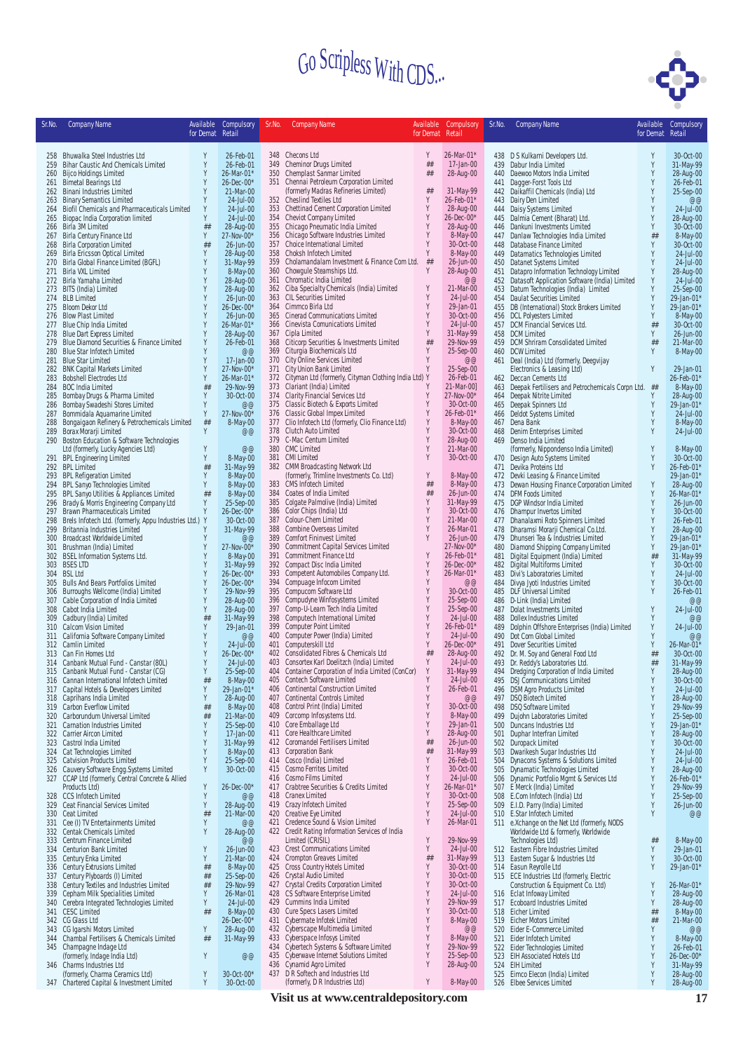# Go Scripless With CDS...

| Sr.No. | Company Name | Available for Demat | Compulsory Retail |
|---|---|---|---|
| 258 | Bhuwalka Steel Industries Ltd | Y | 26-Feb-01 |
| 259 | Bihar Caustic And Chemicals Limited | Y | 26-Feb-01 |
| 260 | Bijco Holdings Limited | Y | 26-Mar-01* |
| 261 | Bimetal Bearings Ltd | Y | 26-Dec-00* |
| 262 | Binani Industries Limited | Y | 21-Mar-00 |
| 263 | Binary Semantics Limited | Y | 24-Jul-00 |
| 264 | Biofil Chemicals and Pharmaceuticals Limited | Y | 24-Jul-00 |
| 265 | Biopac India Corporation limited | Y | 24-Jul-00 |
| 266 | Birla 3M Limited | ## | 28-Aug-00 |
| 267 | Birla Century Finance Ltd | Y | 27-Nov-00* |
| 268 | Birla Corporation Limited | ## | 26-Jun-00 |
| 269 | Birla Ericsson Optical Limited | Y | 28-Aug-00 |
| 270 | Birla Global Finance Limited (BGFL) | Y | 31-May-99 |
| 271 | Birla VXL Limited | Y | 8-May-00 |
| 272 | Birla Yamaha Limited | Y | 28-Aug-00 |
| 273 | BITS (India) Limited | Y | 28-Aug-00 |
| 274 | BLB Limited | Y | 26-Jun-00 |
| 275 | Bloom Dekor Ltd | Y | 26-Dec-00* |
| 276 | Blow Plast Limited | Y | 26-Jun-00 |
| 277 | Blue Chip India Limited | Y | 26-Mar-01* |
| 278 | Blue Dart Express Limited | Y | 28-Aug-00 |
| 279 | Blue Diamond Securities & Finance Limited | Y | 26-Feb-01 |
| 280 | Blue Star Infotech Limited | Y | @@ |
| 281 | Blue Star Limited | Y | 17-Jan-00 |
| 282 | BNK Capital Markets Limited | Y | 27-Nov-00* |
| 283 | Bobshell Electrodes Ltd | Y | 26-Mar-01* |
| 284 | BOC India Limited | ## | 29-Nov-99 |
| 285 | Bombay Drugs & Pharma Limited | Y | 30-Oct-00 |
| 286 | Bombay Swadeshi Stores Limited | Y | @@ |
| 287 | Bommidala Aquamarine Limited | Y | 27-Nov-00* |
| 288 | Bongaigaon Refinery & Petrochemicals Limited | ## | 8-May-00 |
| 289 | Borax Morarji Limited | Y | @@ |
| 290 | Boston Education & Software Technologies Ltd (formerly, Lucky Agencies Ltd) | Y | @@ |
| 291 | BPL Engineering Limited | Y | 8-May-00 |
| 292 | BPL Limited | ## | 31-May-99 |
| 293 | BPL Refrigeration Limited | Y | 8-May-00 |
| 294 | BPL Sanyo Technologies Limited | Y | 8-May-00 |
| 295 | BPL Sanyo Utilities & Appliances Limited | ## | 8-May-00 |
| 296 | Brady & Morris Engineering Company Ltd | Y | 25-Sep-00 |
| 297 | Brawn Pharmaceuticals Limited | Y | 26-Dec-00* |
| 298 | Brels Infotech Ltd. (formerly, Appu Industries Ltd.) | Y | 30-Oct-00 |
| 299 | Britannia Industries Limited | Y | 31-May-99 |
| 300 | Broadcast Worldwide Limited | Y | @@ |
| 301 | Brushman (India) Limited | Y | 27-Nov-00* |
| 302 | BSEL Information Systems Ltd. | Y | 8-May-00 |
| 303 | BSES LTD | Y | 31-May-99 |
| 304 | BSL Ltd | Y | 26-Dec-00* |
| 305 | Bulls And Bears Portfolios Limited | Y | 26-Dec-00* |
| 306 | Burroughs Wellcome (India) Limited | Y | 29-Nov-99 |
| 307 | Cable Corporation of India Limited | Y | 28-Aug-00 |
| 308 | Cabot India Limited | Y | 28-Aug-00 |
| 309 | Cadbury (India) Limited | ## | 31-May-99 |
| 310 | Calcom Vision Limited | Y | 29-Jan-01 |
| 311 | California Software Company Limited | Y | @@ |
| 312 | Camlin Limited | Y | 24-Jul-00 |
| 313 | Can Fin Homes Ltd | Y | 26-Dec-00* |
| 314 | Canbank Mutual Fund - Canstar (80L) | Y | 24-Jul-00 |
| 315 | Canbank Mutual Fund - Canstar (CG) | Y | 25-Sep-00 |
| 316 | Cannan International Infotech Limited | ## | 8-May-00 |
| 317 | Capital Hotels & Developers Limited | Y | 29-Jan-01* |
| 318 | Caprihans India Limited | Y | 28-Aug-00 |
| 319 | Carbon Everflow Limited | ## | 8-May-00 |
| 320 | Carborundum Universal Limited | ## | 21-Mar-00 |
| 321 | Carnation Industries Limited | Y | 25-Sep-00 |
| 322 | Carrier Aircon Limited | Y | 17-Jan-00 |
| 323 | Castrol India Limited | Y | 31-May-99 |
| 324 | Cat Technologies Limited | Y | 8-May-00 |
| 325 | Catvision Products Limited | Y | 25-Sep-00 |
| 326 | Cauvery Software Engg.Systems Limited | Y | 30-Oct-00 |
| 327 | CCAP Ltd (formerly, Central Concrete & Allied Products Ltd) | Y | 26-Dec-00* |
| 328 | CCS Infotech Limited | Y | @@ |
| 329 | Ceat Financial Services Limited | Y | 28-Aug-00 |
| 330 | Ceat Limited | ## | 21-Mar-00 |
| 331 | Cee (I) TV Entertainments Limited | Y | @@ |
| 332 | Centak Chemicals Limited | Y | 28-Aug-00 |
| 333 | Centrum Finance Limited | | @@ |
| 334 | Centurion Bank Limited | Y | 26-Jun-00 |
| 335 | Century Enka Limited | Y | 21-Mar-00 |
| 336 | Century Extrusions Limited | ## | 8-May-00 |
| 337 | Century Plyboards (I) Limited | ## | 25-Sep-00 |
| 338 | Century Textiles and Industries Limited | ## | 29-Nov-99 |
| 339 | Cepham Milk Specialities Limited | Y | 26-Mar-01 |
| 340 | Cerebra Integrated Technologies Limited | Y | 24-Jul-00 |
| 341 | CESC Limited | ## | 8-May-00 |
| 342 | CG Glass Ltd | | 26-Dec-00* |
| 343 | CG Igarshi Motors Limited | Y | 28-Aug-00 |
| 344 | Chambal Fertilisers & Chemicals Limited | ## | 31-May-99 |
| 345 | Champagne Indage Ltd (formerly, Indage India Ltd) | Y | @@ |
| 346 | Charms Industries Ltd (formerly, Charma Ceramics Ltd) | Y | 30-Oct-00* |
| 347 | Chartered Capital & Investment Limited | Y | 30-Oct-00 |
| 348 | Checons Ltd | Y | 26-Mar-01* |
| 349 | Cheminor Drugs Limited | ## | 17-Jan-00 |
| 350 | Chemplast Sanmar Limited | ## | 28-Aug-00 |
| 351 | Chennai Petroleum Corporation Limited (formerly Madras Refineries Limited) | ## | 31-May-99 |
| 352 | Cheslind Textiles Ltd | Y | 26-Feb-01* |
| 353 | Chettinad Cement Corporation Limited | Y | 28-Aug-00 |
| 354 | Cheviot Company Limited | Y | 26-Dec-00* |
| 355 | Chicago Pneumatic India Limited | Y | 28-Aug-00 |
| 356 | Chicago Software Industries Limited | Y | 8-May-00 |
| 357 | Choice International Limited | Y | 30-Oct-00 |
| 358 | Choksh Infotech Limited | Y | 8-May-00 |
| 359 | Cholamandalam Investment & Finance Com Ltd. | ## | 26-Jun-00 |
| 360 | Chowgule Steamships Ltd. | Y | 28-Aug-00 |
| 361 | Chromatic India Limited | | @@ |
| 362 | Ciba Specialty Chemicals (India) Limited | Y | 21-Mar-00 |
| 363 | CIL Securities Limited | Y | 24-Jul-00 |
| 364 | Cimmco Birla Ltd | Y | 29-Jan-01 |
| 365 | Cinerad Communications Limited | Y | 30-Oct-00 |
| 366 | Cinevista Comunications Limited | Y | 24-Jul-00 |
| 367 | Cipla Limited | Y | 31-May-99 |
| 368 | Citicorp Securities & Investments Limited | ## | 29-Nov-99 |
| 369 | Citurgia Biochemicals Ltd | Y | 25-Sep-00 |
| 370 | City Online Services Limited | Y | @@ |
| 371 | City Union Bank Limited | Y | 25-Sep-00 |
| 372 | Cityman Ltd (formerly, Cityman Clothing India Ltd) | Y | 26-Feb-01 |
| 373 | Clariant (India) Limited | Y | 21-Mar-00] |
| 374 | Clarity Financial Services Ltd | Y | 27-Nov-00* |
| 375 | Classic Biotech & Exports Limited | Y | 30-Oct-00 |
| 376 | Classic Global Impex Limited | Y | 26-Feb-01* |
| 377 | Clio Infotech Ltd (formerly, Clio Finance Ltd) | Y | 8-May-00 |
| 378 | Clutch Auto Limited | Y | 30-Oct-00 |
| 379 | C-Mac Centum Limited | Y | 28-Aug-00 |
| 380 | CMC Limited | Y | 21-Mar-00 |
| 381 | CMI Limited | Y | 30-Oct-00 |
| 382 | CMM Broadcasting Network Ltd (formerly, Trimline Investments Co. Ltd) | Y | 8-May-00 |
| 383 | CMS Infotech Limited | ## | 8-May-00 |
| 384 | Coates of India Limited | ## | 26-Jun-00 |
| 385 | Colgate Palmolive (India) Limited | Y | 31-May-99 |
| 386 | Color Chips (India) Ltd | Y | 30-Oct-00 |
| 387 | Colour-Chem Limited | Y | 21-Mar-00 |
| 388 | Combine Overseas Limited | Y | 26-Mar-01 |
| 389 | Comfort Fininvest Limited | Y | 26-Jun-00 |
| 390 | Commitment Capital Services Limited | | 27-Nov-00* |
| 391 | Commitment Finance Ltd | Y | 26-Feb-01* |
| 392 | Compact Disc India Limited | Y | 26-Dec-00* |
| 393 | Competent Automobiles Company Ltd. | Y | 26-Mar-01* |
| 394 | Compuage Infocom Limited | Y | @@ |
| 395 | Compucom Software Ltd | Y | 30-Oct-00 |
| 396 | Compudyne Winfosystems Limited | Y | 25-Sep-00 |
| 397 | Comp-U-Learn Tech India Limited | Y | 25-Sep-00 |
| 398 | Computech International Limited | Y | 24-Jul-00 |
| 399 | Computer Point Limited | Y | 26-Feb-01* |
| 400 | Computer Power (India) Limited | Y | 24-Jul-00 |
| 401 | Computerskill Ltd | Y | 26-Dec-00* |
| 402 | Consolidated Fibres & Chemicals Ltd | ## | 28-Aug-00 |
| 403 | Consortex Karl Doelitzch (India) Limited | Y | 24-Jul-00 |
| 404 | Container Corporation of India Limited (ConCor) | Y | 31-May-99 |
| 405 | Contech Software Limited | Y | 24-Jul-00 |
| 406 | Continental Construction Limited | Y | 26-Feb-01 |
| 407 | Continental Controls Limited | Y | @@ |
| 408 | Control Print (India) Limited | Y | 30-Oct-00 |
| 409 | Corcomp Infosystems Ltd. | Y | 8-May-00 |
| 410 | Core Emballage Ltd | Y | 29-Jan-01 |
| 411 | Core Healthcare Limited | Y | 28-Aug-00 |
| 412 | Coromandel Fertilisers Limited | ## | 26-Jun-00 |
| 413 | Corporation Bank | ## | 31-May-99 |
| 414 | Cosco (India) Limited | Y | 26-Feb-01 |
| 415 | Cosmo Ferrites Limited | Y | 30-Oct-00 |
| 416 | Cosmo Films Limited | Y | 24-Jul-00 |
| 417 | Crabtree Securities & Credits Limited | Y | 26-Mar-01* |
| 418 | Cranex Limited | Y | 30-Oct-00 |
| 419 | Crazy Infotech Limited | Y | 25-Sep-00 |
| 420 | Creative Eye Limited | Y | 24-Jul-00 |
| 421 | Credence Sound & Vision Limited | Y | 26-Mar-01 |
| 422 | Credit Rating Information Services of India Limited (CRISIL) | Y | 29-Nov-99 |
| 423 | Crest Communications Limited | Y | 24-Jul-00 |
| 424 | Crompton Greaves Limited | ## | 31-May-99 |
| 425 | Cross Country Hotels Limited | Y | 30-Oct-00 |
| 426 | Crystal Audio Limited | Y | 30-Oct-00 |
| 427 | Crystal Credits Corporation Limited | Y | 30-Oct-00 |
| 428 | CS Software Enterprise Limited | Y | 24-Jul-00 |
| 429 | Cummins India Limited | Y | 29-Nov-99 |
| 430 | Cure Specs Lasers Limited | Y | 30-Oct-00 |
| 431 | Cybermate Infotek Limited | Y | 8-May-00 |
| 432 | Cyberspace Multimedia Limited | Y | @@ |
| 433 | Cyberspace Infosys Limited | Y | 8-May-00 |
| 434 | Cybertech Systems & Software Limited | Y | 29-Nov-99 |
| 435 | Cyberwave Internet Solutions Limited | Y | 25-Sep-00 |
| 436 | Cynamid Agro Limited | Y | 28-Aug-00 |
| 437 | D R Softech and Industries Ltd (formerly, D R Industries Ltd) | Y | 8-May-00 |
| 438 | D S Kulkarni Developers Ltd. | Y | 30-Oct-00 |
| 439 | Dabur India Limited | Y | 31-May-99 |
| 440 | Daewoo Motors India Limited | Y | 28-Aug-00 |
| 441 | Dagger-Forst Tools Ltd | Y | 26-Feb-01 |
| 442 | Daikaffil Chemicals (India) Ltd | Y | 25-Sep-00 |
| 443 | Dairy Den Limited | Y | @@ |
| 444 | Daisy Systems Limited | Y | 24-Jul-00 |
| 445 | Dalmia Cement (Bharat) Ltd. | Y | 28-Aug-00 |
| 446 | Dankuni Investments Limited | Y | 30-Oct-00 |
| 447 | Danlaw Technologies India Limited | ## | 8-May-00 |
| 448 | Database Finance Limited | Y | 30-Oct-00 |
| 449 | Datamatics Technologies Limited | Y | 24-Jul-00 |
| 450 | Datanet Systems Limited | Y | 24-Jul-00 |
| 451 | Datapro Information Technology Limited | Y | 28-Aug-00 |
| 452 | Datasoft Application Software (India) Limited | Y | 24-Jul-00 |
| 453 | Datum Technologies (India) Limited | Y | 25-Sep-00 |
| 454 | Daulat Securities Limited | Y | 29-Jan-01* |
| 455 | DB (International) Stock Brokers Limited | Y | 29-Jan-01* |
| 456 | DCL Polyesters Limited | Y | 8-May-00 |
| 457 | DCM Financial Services Ltd. | ## | 30-Oct-00 |
| 458 | DCM Limited | Y | 26-Jun-00 |
| 459 | DCM Shriram Consolidated Limited | ## | 21-Mar-00 |
| 460 | DCW Limited | Y | 8-May-00 |
| 461 | Deal (India) Ltd (formerly, Deegvijay Electronics & Leasing Ltd) | Y | 29-Jan-01 |
| 462 | Deccan Cements Ltd | | 26-Feb-01* |
| 463 | Deepak Fertilisers and Petrochemicals Corpn Ltd. | ## | 8-May-00 |
| 464 | Deepak Nitrite Limited | Y | 28-Aug-00 |
| 465 | Deepak Spinners Ltd | Y | 29-Jan-01* |
| 466 | Deldot Systems Limited | Y | 24-Jul-00 |
| 467 | Dena Bank | Y | 8-May-00 |
| 468 | Denim Enterprises Limited | Y | 24-Jul-00 |
| 469 | Denso India Limited (formerly, Nippondenso India Limited) | Y | 8-May-00 |
| 470 | Design Auto Systems Limited | Y | 30-Oct-00 |
| 471 | Devika Proteins Ltd | Y | 26-Feb-01* |
| 472 | Devki Leasing & Finance Limited | | 29-Jan-01* |
| 473 | Dewan Housing Finance Corporation Limited | Y | 28-Aug-00 |
| 474 | DFM Foods Limited | Y | 26-Mar-01* |
| 475 | DGP Windsor India Limited | Y | 26-Jun-00 |
| 476 | Dhampur Invertos Limited | Y | 30-Oct-00 |
| 477 | Dhanalaxmi Roto Spinners Limited | Y | 26-Feb-01 |
| 478 | Dharamsi Morarji Chemical Co.Ltd. | Y | 28-Aug-00 |
| 479 | Dhunseri Tea & Industries Limited | Y | 29-Jan-01* |
| 480 | Diamond Shipping Company Limited | Y | 29-Jan-01* |
| 481 | Digital Equipment (India) Limited | ## | 31-May-99 |
| 482 | Digital Multiforms Limited | Y | 30-Oct-00 |
| 483 | Divi's Laboratories Limited | Y | 24-Jul-00 |
| 484 | Divya Jyoti Industries Limited | Y | 30-Oct-00 |
| 485 | DLF Universal Limited | Y | 26-Feb-01 |
| 486 | D-Link (India) Limited | | @@ |
| 487 | Dolat Investments Limited | Y | 24-Jul-00 |
| 488 | Dollex Industries Limited | Y | @@ |
| 489 | Dolphin Offshore Enterprises (India) Limited | Y | 24-Jul-00 |
| 490 | Dot Com Global Limited | Y | @@ |
| 491 | Dover Securities Limited | Y | 26-Mar-01* |
| 492 | Dr. M. Soy and General Food Ltd | ## | 30-Oct-00 |
| 493 | Dr. Reddy's Laboratories Ltd. | ## | 31-May-99 |
| 494 | Dredging Corporation of India Limited | Y | 28-Aug-00 |
| 495 | DSJ Communications Limited | Y | 30-Oct-00 |
| 496 | DSM Agro Products Limited | Y | 24-Jul-00 |
| 497 | DSQ Biotech Limited | Y | 28-Aug-00 |
| 498 | DSQ Software Limited | Y | 29-Nov-99 |
| 499 | Dujohn Laboratories Limited | Y | 25-Sep-00 |
| 500 | Duncans Industries Ltd | Y | 29-Jan-01* |
| 501 | Duphar Interfran Limited | Y | 28-Aug-00 |
| 502 | Duropack Limited | Y | 30-Oct-00 |
| 503 | Dwarikesh Sugar Industries Ltd | Y | 24-Jul-00 |
| 504 | Dynacons Systems & Solutions Limited | Y | 24-Jul-00 |
| 505 | Dynamatic Technologies Limited | Y | 28-Aug-00 |
| 506 | Dynamic Portfolio Mgmt & Services Ltd | Y | 26-Feb-01* |
| 507 | E Merck (India) Limited | Y | 29-Nov-99 |
| 508 | E.Com Infotech (India) Ltd | Y | 25-Sep-00 |
| 509 | E.I.D. Parry (India) Limited | Y | 26-Jun-00 |
| 510 | E.Star Infotech Limited | Y | @@ |
| 511 | e.Xchange on the Net Ltd (formerly, NODS Worldwide Ltd & formerly, Worldwide Technologies Ltd) | ## | 8-May-00 |
| 512 | Eastern Fibre Industries Limited | Y | 29-Jan-01 |
| 513 | Eastern Sugar & Industries Ltd | Y | 30-Oct-00 |
| 514 | Easun Reyrolle Ltd | Y | 29-Jan-01* |
| 515 | ECE Industries Ltd (formerly, Electric Construction & Equipment Co. Ltd) | Y | 26-Mar-01* |
| 516 | Eclat Infoway Limited | Y | 28-Aug-00 |
| 517 | Ecoboard Industries Limited | Y | 28-Aug-00 |
| 518 | Eicher Limited | ## | 8-May-00 |
| 519 | Eicher Motors Limited | ## | 21-Mar-00 |
| 520 | Eider E-Commerce Limited | Y | @@ |
| 521 | Eider Infotech Limited | Y | 8-May-00 |
| 522 | Eider Technologies Limited | Y | 26-Feb-01 |
| 523 | EIH Associated Hotels Ltd | Y | 26-Dec-00* |
| 524 | EIH Limited | Y | 31-May-99 |
| 525 | Eimco Elecon (India) Limited | Y | 28-Aug-00 |
| 526 | Elbee Services Limited | Y | 28-Aug-00 |

**Visit us at www.centraldepository.com**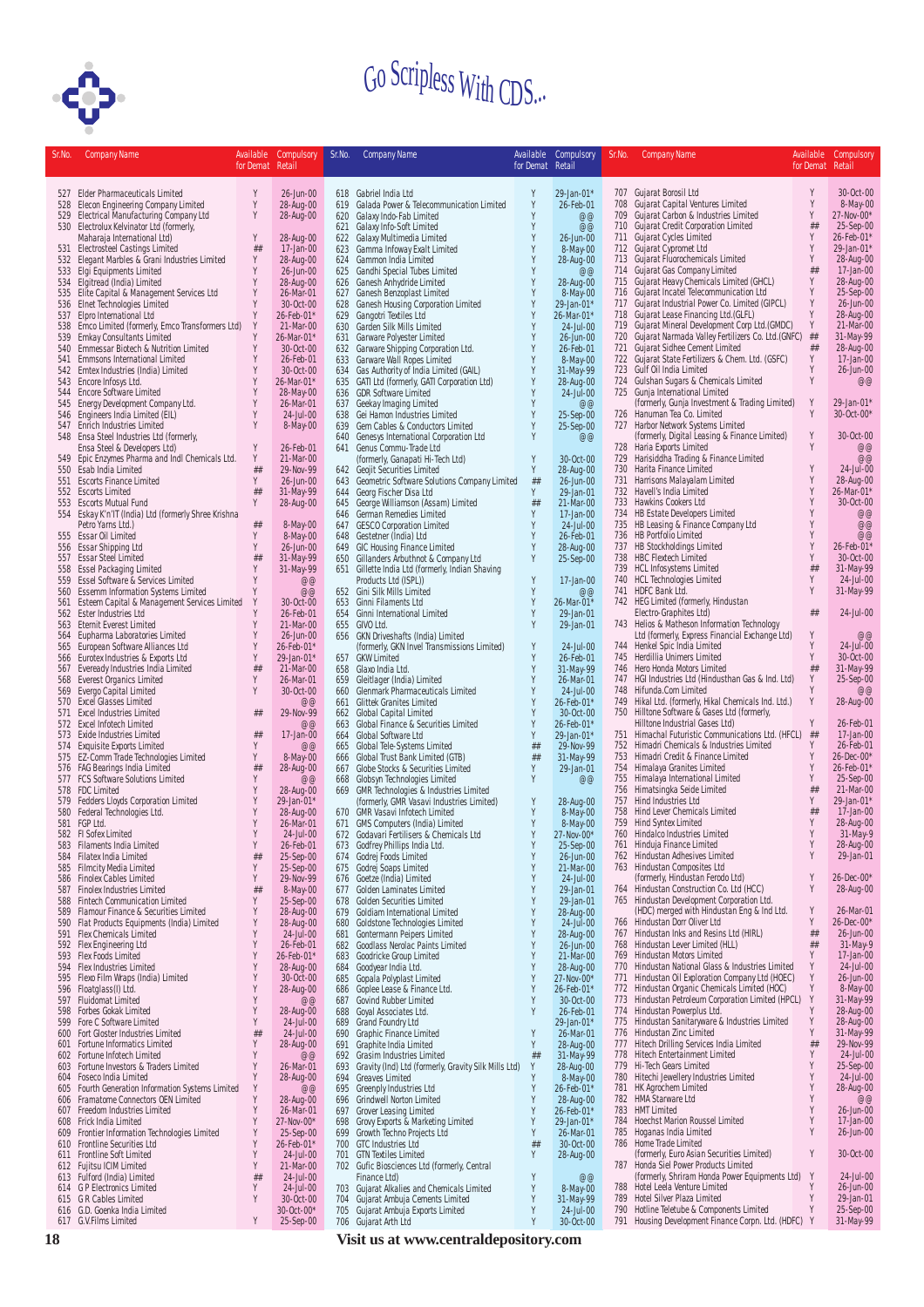# Go Scripless With CDS...

| Sr.No. | Company Name | Available for Demat | Compulsory Retail |
|---|---|---|---|
| 527 | Elder Pharmaceuticals Limited | Y | 26-Jun-00 |
| 528 | Elecon Engineering Company Limited | Y | 28-Aug-00 |
| 529 | Electrical Manufacturing Company Ltd | Y | 28-Aug-00 |
| 530 | Electrolux Kelvinator Ltd (formerly, Maharaja International Ltd) | Y | 28-Aug-00 |
| 531 | Electrosteel Castings Limited | ## | 17-Jan-00 |
| 532 | Elegant Marbles & Grani Industries Limited | Y | 28-Aug-00 |
| 533 | Elgi Equipments Limited | Y | 26-Jun-00 |
| 534 | Elgitread (India) Limited | Y | 28-Aug-00 |
| 535 | Elite Capital & Management Services Ltd | Y | 26-Mar-01 |
| 536 | Elnet Technologies Limited | Y | 30-Oct-00 |
| 537 | Elpro International Ltd | Y | 26-Feb-01* |
| 538 | Emco Limited (formerly, Emco Transformers Ltd) | Y | 21-Mar-00 |
| 539 | Emkay Consultants Limited | Y | 26-Mar-01* |
| 540 | Emmessar Biotech & Nutrition Limited | Y | 30-Oct-00 |
| 541 | Emmsons International Limited | Y | 26-Feb-01 |
| 542 | Emtex Industries (India) Limited | Y | 30-Oct-00 |
| 543 | Encore Infosys Ltd. | Y | 26-Mar-01* |
| 544 | Encore Software Limited | Y | 28-May-00 |
| 545 | Energy Development Company Ltd. | Y | 26-Mar-01 |
| 546 | Engineers India Limited (EIL) | Y | 24-Jul-00 |
| 547 | Enrich Industries Limited | Y | 8-May-00 |
| 548 | Ensa Steel Industries Ltd (formerly, Ensa Steel & Developers Ltd) | Y | 26-Feb-01 |
| 549 | Epic Enzymes Pharma and Indl Chemicals Ltd. | Y | 21-Mar-00 |
| 550 | Esab India Limited | ## | 29-Nov-99 |
| 551 | Escorts Finance Limited | Y | 26-Jun-00 |
| 552 | Escorts Limited | ## | 31-May-99 |
| 553 | Escorts Mutual Fund | Y | 28-Aug-00 |
| 554 | Eskay K'n'IT (India) Ltd (formerly Shree Krishna Petro Yarns Ltd.) | ## | 8-May-00 |
| 555 | Essar Oil Limited | Y | 8-May-00 |
| 556 | Essar Shipping Ltd | Y | 26-Jun-00 |
| 557 | Essar Steel Limited | ## | 31-May-99 |
| 558 | Essel Packaging Limited | Y | 31-May-99 |
| 559 | Essel Software & Services Limited | Y | @@ |
| 560 | Essemm Information Systems Limited | Y | @@ |
| 561 | Esteem Capital & Management Services Limited | Y | 30-Oct-00 |
| 562 | Ester Industries Ltd | Y | 26-Feb-01 |
| 563 | Eternit Everest Limited | Y | 21-Mar-00 |
| 564 | Eupharma Laboratories Limited | Y | 26-Jun-00 |
| 565 | European Software Alliances Ltd | Y | 26-Feb-01* |
| 566 | Eurotex Industries & Exports Ltd | Y | 29-Jan-01* |
| 567 | Eveready Industries India Limited | ## | 21-Mar-00 |
| 568 | Everest Organics Limited | Y | 26-Mar-01 |
| 569 | Evergo Capital Limited | Y | 30-Oct-00 |
| 570 | Excel Glasses Limited | | @@ |
| 571 | Excel Industries Limited | ## | 29-Nov-99 |
| 572 | Excel Infotech Limited | | @@ |
| 573 | Exide Industries Limited | ## | 17-Jan-00 |
| 574 | Exquisite Exports Limited | Y | @@ |
| 575 | EZ-Comm Trade Technologies Limited | Y | 8-May-00 |
| 576 | FAG Bearings India Limited | ## | 28-Aug-00 |
| 577 | FCS Software Solutions Limited | Y | @@ |
| 578 | FDC Limited | Y | 28-Aug-00 |
| 579 | Fedders Lloyds Corporation Limited | Y | 29-Jan-01* |
| 580 | Federal Technologies Ltd. | Y | 28-Aug-00 |
| 581 | FGP Ltd. | Y | 26-Mar-01 |
| 582 | FI Sofex Limited | Y | 24-Jul-00 |
| 583 | Filaments India Limited | Y | 26-Feb-01 |
| 584 | Filatex India Limited | ## | 25-Sep-00 |
| 585 | Filmcity Media Limited | Y | 25-Sep-00 |
| 586 | Finolex Cables Limited | Y | 29-Nov-99 |
| 587 | Finolex Industries Limited | ## | 8-May-00 |
| 588 | Fintech Communication Limited | Y | 25-Sep-00 |
| 589 | Flamour Finance & Securities Limited | Y | 28-Aug-00 |
| 590 | Flat Products Equipments (India) Limited | Y | 28-Aug-00 |
| 591 | Flex Chemicals Limited | Y | 24-Jul-00 |
| 592 | Flex Engineering Ltd | Y | 26-Feb-01 |
| 593 | Flex Foods Limited | Y | 26-Feb-01* |
| 594 | Flex Industries Limited | Y | 28-Aug-00 |
| 595 | Flexo Film Wraps (India) Limited | Y | 30-Oct-00 |
| 596 | Floatglass(I) Ltd. | Y | 28-Aug-00 |
| 597 | Fluidomat Limited | Y | @@ |
| 598 | Forbes Gokak Limited | Y | 28-Aug-00 |
| 599 | Fore C Software Limited | Y | 24-Jul-00 |
| 600 | Fort Gloster Industries Limited | ## | 24-Jul-00 |
| 601 | Fortune Informatics Limited | Y | 28-Aug-00 |
| 602 | Fortune Infotech Limited | Y | @@ |
| 603 | Fortune Investors & Traders Limited | Y | 26-Mar-01 |
| 604 | Foseco India Limited | Y | 28-Aug-00 |
| 605 | Fourth Generation Information Systems Limited | Y | @@ |
| 606 | Framatome Connectors OEN Limited | Y | 28-Aug-00 |
| 607 | Freedom Industries Limited | Y | 26-Mar-01 |
| 608 | Frick India Limited | Y | 27-Nov-00* |
| 609 | Frontier Information Technologies Limited | Y | 25-Sep-00 |
| 610 | Frontline Securities Ltd | Y | 26-Feb-01* |
| 611 | Frontline Soft Limited | Y | 24-Jul-00 |
| 612 | Fujitsu ICIM Limited | Y | 21-Mar-00 |
| 613 | Fulford (India) Limited | ## | 24-Jul-00 |
| 614 | G P Electronics Limited | Y | 24-Jul-00 |
| 615 | G R Cables Limited | Y | 30-Oct-00 |
| 616 | G.D. Goenka India Limited | | 30-Oct-00* |
| 617 | G.V.Films Limited | Y | 25-Sep-00 |
| 618 | Gabriel India Ltd | Y | 29-Jan-01* |
| 619 | Galada Power & Telecommunication Limited | Y | 26-Feb-01 |
| 620 | Galaxy Indo-Fab Limited | Y | @@ |
| 621 | Galaxy Info-Soft Limited | Y | @@ |
| 622 | Galaxy Multimedia Limited | Y | 26-Jun-00 |
| 623 | Gamma Infoway Exalt Limited | Y | 8-May-00 |
| 624 | Gammon India Limited | Y | 28-Aug-00 |
| 625 | Gandhi Special Tubes Limited | Y | @@ |
| 626 | Ganesh Anhydride Limited | Y | 28-Aug-00 |
| 627 | Ganesh Benzoplast Limited | Y | 8-May-00 |
| 628 | Ganesh Housing Corporation Limited | Y | 29-Jan-01* |
| 629 | Gangotri Textiles Ltd | Y | 26-Mar-01* |
| 630 | Garden Silk Mills Limited | Y | 24-Jul-00 |
| 631 | Garware Polyester Limited | Y | 26-Jun-00 |
| 632 | Garware Shipping Corporation Ltd. | Y | 26-Feb-01 |
| 633 | Garware Wall Ropes Limited | Y | 8-May-00 |
| 634 | Gas Authority of India Limited (GAIL) | Y | 31-May-99 |
| 635 | GATI Ltd (formerly, GATI Corporation Ltd) | Y | 28-Aug-00 |
| 636 | GDR Software Limited | Y | 24-Jul-00 |
| 637 | Geekay Imaging Limited | Y | @@ |
| 638 | Gei Hamon Industries Limited | Y | 25-Sep-00 |
| 639 | Gem Cables & Conductors Limited | Y | 25-Sep-00 |
| 640 | Genesys International Corporation Ltd | Y | @@ |
| 641 | Genus Commu-Trade Ltd (formerly, Ganapati Hi-Tech Ltd) | Y | 30-Oct-00 |
| 642 | Geojit Securities Limited | Y | 28-Aug-00 |
| 643 | Geometric Software Solutions Company Limited | ## | 26-Jun-00 |
| 644 | Georg Fischer Disa Ltd | Y | 29-Jan-01 |
| 645 | George Williamson (Assam) Limited | ## | 21-Mar-00 |
| 646 | German Remedies Limited | Y | 17-Jan-00 |
| 647 | GESCO Corporation Limited | Y | 24-Jul-00 |
| 648 | Gestetner (India) Ltd | Y | 26-Feb-01 |
| 649 | GIC Housing Finance Limited | Y | 28-Aug-00 |
| 650 | Gillanders Arbuthnot & Company Ltd | Y | 25-Sep-00 |
| 651 | Gillette India Ltd (formerly, Indian Shaving Products Ltd (ISPL)) | Y | 17-Jan-00 |
| 652 | Gini Silk Mills Limited | Y | @@ |
| 653 | Ginni Filaments Ltd | Y | 26-Mar-01* |
| 654 | Ginni International Limited | Y | 29-Jan-01 |
| 655 | GIVO Ltd. | Y | 29-Jan-01 |
| 656 | GKN Driveshafts (India) Limited (formerly, GKN Invel Transmissions Limited) | Y | 24-Jul-00 |
| 657 | GKW Limited | Y | 26-Feb-01 |
| 658 | Glaxo India Ltd. | Y | 31-May-99 |
| 659 | Gleitlager (India) Limited | Y | 26-Mar-01 |
| 660 | Glenmark Pharmaceuticals Limited | Y | 24-Jul-00 |
| 661 | Glittek Granites Limited | Y | 26-Feb-01* |
| 662 | Global Capital Limited | Y | 30-Oct-00 |
| 663 | Global Finance & Securities Limited | Y | 26-Feb-01* |
| 664 | Global Software Ltd | Y | 29-Jan-01* |
| 665 | Global Tele-Systems Limited | ## | 29-Nov-99 |
| 666 | Global Trust Bank Limited (GTB) | ## | 31-May-99 |
| 667 | Globe Stocks & Securities Limited | Y | 29-Jan-01 |
| 668 | Globsyn Technologies Limited | Y | @@ |
| 669 | GMR Technologies & Industries Limited (formerly, GMR Vasavi Industries Limited) | Y | 28-Aug-00 |
| 670 | GMR Vasavi Infotech Limited | Y | 8-May-00 |
| 671 | GMS Computers (India) Limited | Y | 8-May-00 |
| 672 | Godavari Fertilisers & Chemicals Ltd | Y | 27-Nov-00* |
| 673 | Godfrey Phillips India Ltd. | Y | 25-Sep-00 |
| 674 | Godrej Foods Limited | Y | 26-Jun-00 |
| 675 | Godrej Soaps Limited | Y | 21-Mar-00 |
| 676 | Goetze (India) Limited | Y | 24-Jul-00 |
| 677 | Golden Laminates Limited | Y | 29-Jan-01 |
| 678 | Golden Securities Limited | Y | 29-Jan-01 |
| 679 | Goldiam International Limited | Y | 28-Aug-00 |
| 680 | Goldstone Technologies Limited | Y | 24-Jul-00 |
| 681 | Gontermann Peipers Limited | Y | 28-Aug-00 |
| 682 | Goodlass Nerolac Paints Limited | Y | 26-Jun-00 |
| 683 | Goodricke Group Limited | Y | 21-Mar-00 |
| 684 | Goodyear India Ltd. | Y | 28-Aug-00 |
| 685 | Gopala Polyplast Limited | Y | 27-Nov-00* |
| 686 | Goplee Lease & Finance Ltd. | Y | 26-Feb-01* |
| 687 | Govind Rubber Limited | Y | 30-Oct-00 |
| 688 | Goyal Associates Ltd. | Y | 26-Feb-01 |
| 689 | Grand Foundry Ltd | | 29-Jan-01* |
| 690 | Graphic Finance Limited | Y | 26-Mar-01 |
| 691 | Graphite India Limited | Y | 28-Aug-00 |
| 692 | Grasim Industries Limited | ## | 31-May-99 |
| 693 | Gravity (Ind) Ltd (formerly, Gravity Silk Mills Ltd) | Y | 28-Aug-00 |
| 694 | Greaves Limited | Y | 8-May-00 |
| 695 | Greenply Industries Ltd | Y | 26-Feb-01* |
| 696 | Grindwell Norton Limited | Y | 28-Aug-00 |
| 697 | Grover Leasing Limited | Y | 26-Feb-01* |
| 698 | Grovy Exports & Marketing Limited | Y | 29-Jan-01* |
| 699 | Growth Techno Projects Ltd | Y | 26-Mar-01 |
| 700 | GTC Industries Ltd | ## | 30-Oct-00 |
| 701 | GTN Textiles Limited | Y | 28-Aug-00 |
| 702 | Gufic Biosciences Ltd (formerly, Central Finance Ltd) | Y | @@ |
| 703 | Gujarat Alkalies and Chemicals Limited | Y | 8-May-00 |
| 704 | Gujarat Ambuja Cements Limited | Y | 31-May-99 |
| 705 | Gujarat Ambuja Exports Limited | Y | 24-Jul-00 |
| 706 | Gujarat Arth Ltd | Y | 30-Oct-00 |
| 707 | Gujarat Borosil Ltd | Y | 30-Oct-00 |
| 708 | Gujarat Capital Ventures Limited | Y | 8-May-00 |
| 709 | Gujarat Carbon & Industries Limited | Y | 27-Nov-00* |
| 710 | Gujarat Credit Corporation Limited | ## | 25-Sep-00 |
| 711 | Gujarat Cycles Limited | Y | 26-Feb-01* |
| 712 | Gujarat Cypromet Ltd | Y | 29-Jan-01* |
| 713 | Gujarat Fluorochemicals Limited | Y | 28-Aug-00 |
| 714 | Gujarat Gas Company Limited | ## | 17-Jan-00 |
| 715 | Gujarat Heavy Chemicals Limited (GHCL) | Y | 28-Aug-00 |
| 716 | Gujarat Incatel Telecommunication Ltd | Y | 25-Sep-00 |
| 717 | Gujarat Industrial Power Co. Limited (GIPCL) | Y | 26-Jun-00 |
| 718 | Gujarat Lease Financing Ltd.(GLFL) | Y | 28-Aug-00 |
| 719 | Gujarat Mineral Development Corp Ltd.(GMDC) | Y | 21-Mar-00 |
| 720 | Gujarat Narmada Valley Fertilizers Co. Ltd.(GNFC) | ## | 31-May-99 |
| 721 | Gujarat Sidhee Cement Limited | ## | 28-Aug-00 |
| 722 | Gujarat State Fertilizers & Chem. Ltd. (GSFC) | Y | 17-Jan-00 |
| 723 | Gulf Oil India Limited | Y | 26-Jun-00 |
| 724 | Gulshan Sugars & Chemicals Limited | Y | @@ |
| 725 | Gunja International Limited (formerly, Gunja Investment & Trading Limited) | Y | 29-Jan-01* |
| 726 | Hanuman Tea Co. Limited | Y | 30-Oct-00* |
| 727 | Harbor Network Systems Limited (formerly, Digital Leasing & Finance Limited) | Y | 30-Oct-00 |
| 728 | Haria Exports Limited | Y | @@ |
| 729 | Harisiddha Trading & Finance Limited | | @@ |
| 730 | Harita Finance Limited | Y | 24-Jul-00 |
| 731 | Harrisons Malayalam Limited | Y | 28-Aug-00 |
| 732 | Havell's India Limited | Y | 26-Mar-01* |
| 733 | Hawkins Cookers Ltd | Y | 30-Oct-00 |
| 734 | HB Estate Developers Limited | Y | @@ |
| 735 | HB Leasing & Finance Company Ltd | Y | @@ |
| 736 | HB Portfolio Limited | Y | @@ |
| 737 | HB Stockholdings Limited | Y | 26-Feb-01* |
| 738 | HBC Flextech Limited | Y | 30-Oct-00 |
| 739 | HCL Infosystems Limited | ## | 31-May-99 |
| 740 | HCL Technologies Limited | Y | 24-Jul-00 |
| 741 | HDFC Bank Ltd. | Y | 31-May-99 |
| 742 | HEG Limited (formerly, Hindustan Electro-Graphites Ltd) | ## | 24-Jul-00 |
| 743 | Helios & Matheson Information Technology Ltd (formerly, Express Financial Exchange Ltd) | Y | @@ |
| 744 | Henkel Spic India Limited | Y | 24-Jul-00 |
| 745 | Herdillia Unimers Limited | Y | 30-Oct-00 |
| 746 | Hero Honda Motors Limited | ## | 31-May-99 |
| 747 | HGI Industries Ltd (Hindusthan Gas & Ind. Ltd) | Y | 25-Sep-00 |
| 748 | Hifunda.Com Limited | Y | @@ |
| 749 | Hikal Ltd. (formerly, Hikal Chemicals Ind. Ltd.) | Y | 28-Aug-00 |
| 750 | Hilltone Software & Gases Ltd (formerly, Hilltone Industrial Gases Ltd) | Y | 26-Feb-01 |
| 751 | Himachal Futuristic Communications Ltd. (HFCL) | ## | 17-Jan-00 |
| 752 | Himadri Chemicals & Industries Limited | Y | 26-Feb-01 |
| 753 | Himadri Credit & Finance Limited | Y | 26-Dec-00* |
| 754 | Himalaya Granites Limited | Y | 26-Feb-01* |
| 755 | Himalaya International Limited | Y | 25-Sep-00 |
| 756 | Himatsingka Seide Limited | ## | 21-Mar-00 |
| 757 | Hind Industries Ltd | Y | 29-Jan-01* |
| 758 | Hind Lever Chemicals Limited | ## | 17-Jan-00 |
| 759 | Hind Syntex Limited | Y | 28-Aug-00 |
| 760 | Hindalco Industries Limited | Y | 31-May-9 |
| 761 | Hinduja Finance Limited | Y | 28-Aug-00 |
| 762 | Hindustan Adhesives Limited | Y | 29-Jan-01 |
| 763 | Hindustan Composites Ltd (formerly, Hindustan Ferodo Ltd) | Y | 26-Dec-00* |
| 764 | Hindustan Construction Co. Ltd (HCC) | Y | 28-Aug-00 |
| 765 | Hindustan Development Corporation Ltd. (HDC) merged with Hindustan Eng & Ind Ltd. | Y | 26-Mar-01 |
| 766 | Hindustan Dorr Oliver Ltd | Y | 26-Dec-00* |
| 767 | Hindustan Inks and Resins Ltd (HIRL) | ## | 26-Jun-00 |
| 768 | Hindustan Lever Limited (HLL) | ## | 31-May-9 |
| 769 | Hindustan Motors Limited | Y | 17-Jan-00 |
| 770 | Hindustan National Glass & Industries Limited | Y | 24-Jul-00 |
| 771 | Hindustan Oil Exploration Company Ltd (HOEC) | Y | 26-Jun-00 |
| 772 | Hindustan Organic Chemicals Limited (HOC) | Y | 8-May-00 |
| 773 | Hindustan Petroleum Corporation Limited (HPCL) | Y | 31-May-99 |
| 774 | Hindustan Powerplus Ltd. | Y | 28-Aug-00 |
| 775 | Hindustan Sanitaryware & Industries Limited | Y | 28-Aug-00 |
| 776 | Hindustan Zinc Limited | Y | 31-May-99 |
| 777 | Hitech Drilling Services India Limited | ## | 29-Nov-99 |
| 778 | Hitech Entertainment Limited | Y | 24-Jul-00 |
| 779 | Hi-Tech Gears Limited | Y | 25-Sep-00 |
| 780 | Hitechi Jewellery Industries Limited | Y | 24-Jul-00 |
| 781 | HK Agrochem Limited | Y | 28-Aug-00 |
| 782 | HMA Starware Ltd | Y | @@ |
| 783 | HMT Limited | Y | 26-Jun-00 |
| 784 | Hoechst Marion Roussel Limited | Y | 17-Jan-00 |
| 785 | Hoganas India Limited | Y | 26-Jun-00 |
| 786 | Home Trade Limited (formerly, Euro Asian Securities Limited) | Y | 30-Oct-00 |
| 787 | Honda Siel Power Products Limited (formerly, Shriram Honda Power Equipments Ltd) | Y | 24-Jul-00 |
| 788 | Hotel Leela Venture Limited | Y | 26-Jun-00 |
| 789 | Hotel Silver Plaza Limited | Y | 29-Jan-01 |
| 790 | Hotline Teletube & Components Limited | Y | 25-Sep-00 |
| 791 | Housing Development Finance Corpn. Ltd. (HDFC) | Y | 31-May-99 |

Visit us at www.centraldepository.com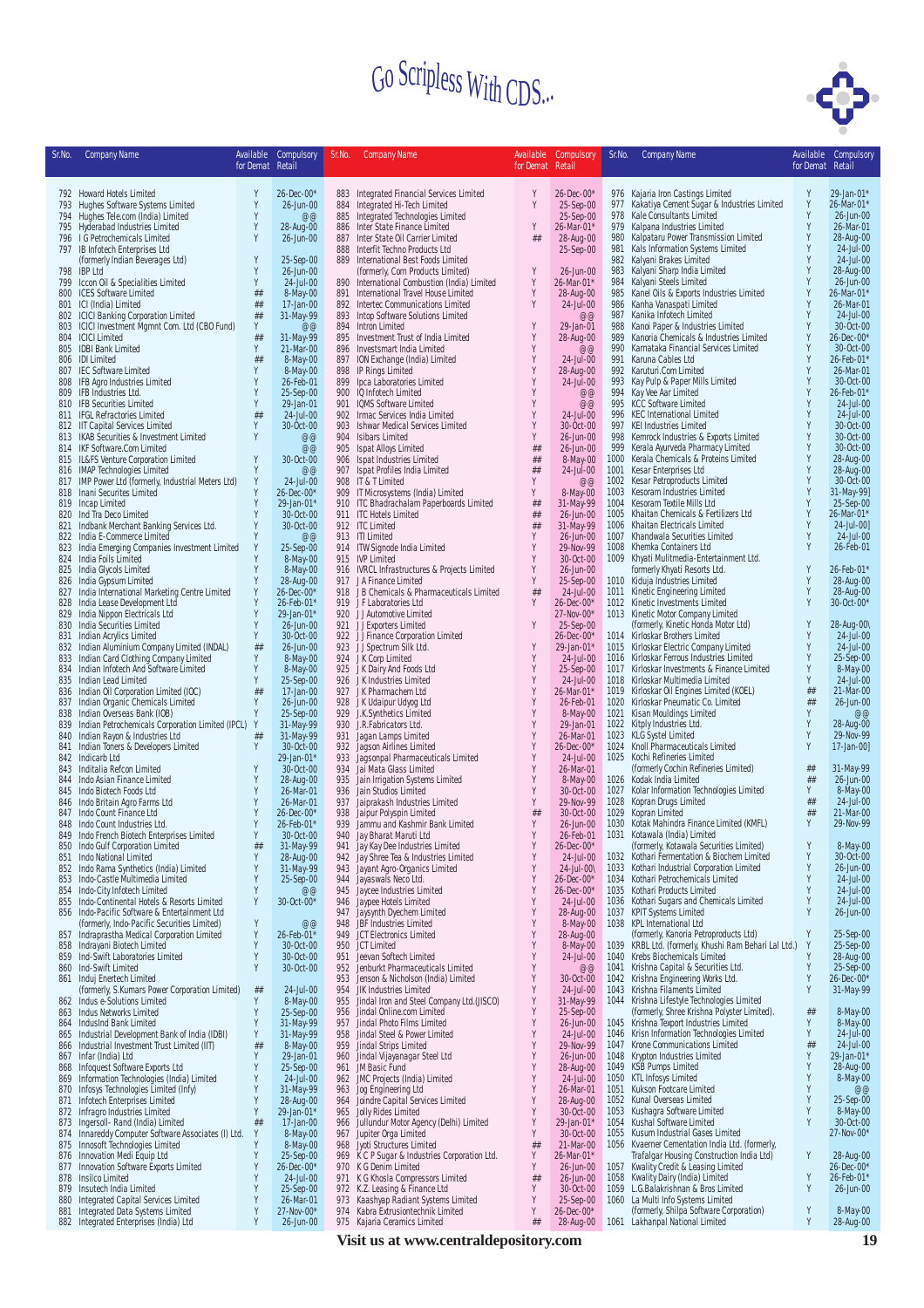# Go Scripless With CDS...

| Sr.No. | Company Name | Available for Demat | Compulsory Retail |
|---|---|---|---|
| 792 | Howard Hotels Limited | Y | 26-Dec-00* |
| 793 | Hughes Software Systems Limited | Y | 26-Jun-00 |
| 794 | Hughes Tele.com (India) Limited | Y | @@ |
| 795 | Hyderabad Industries Limited | Y | 28-Aug-00 |
| 796 | I G Petrochemicals Limited | Y | 26-Jun-00 |
| 797 | IB Infotech Enterprises Ltd (formerly Indian Beverages Ltd) | Y | 25-Sep-00 |
| 798 | IBP Ltd | Y | 26-Jun-00 |
| 799 | Iccon Oil & Specialities Limited | Y | 24-Jul-00 |
| 800 | ICES Software Limited | ## | 8-May-00 |
| 801 | ICI (India) Limited | ## | 17-Jan-00 |
| 802 | ICICI Banking Corporation Limited | ## | 31-May-99 |
| 803 | ICICI Investment Mgmnt Com. Ltd (CBO Fund) | Y | @@ |
| 804 | ICICI Limited | ## | 31-May-99 |
| 805 | IDBI Bank Limited | Y | 21-Mar-00 |
| 806 | IDI Limited | ## | 8-May-00 |
| 807 | IEC Software Limited | Y | 8-May-00 |
| 808 | IFB Agro Industries Limited | Y | 26-Feb-01 |
| 809 | IFB Industries Ltd. | Y | 25-Sep-00 |
| 810 | IFB Securities Limited | Y | 29-Jan-01 |
| 811 | IFGL Refractories Limited | ## | 24-Jul-00 |
| 812 | IIT Capital Services Limited | Y | 30-Oct-00 |
| 813 | IKAB Securities & Investment Limited | Y | @@ |
| 814 | IKF Software.Com Limited | Y | @@ |
| 815 | IL&FS Venture Corporation Limited | Y | 30-Oct-00 |
| 816 | IMAP Technologies Limited | Y | @@ |
| 817 | IMP Power Ltd (formerly, Industrial Meters Ltd) | Y | 24-Jul-00 |
| 818 | Inani Securities Limited | Y | 26-Dec-00* |
| 819 | Incap Limited | Y | 29-Jan-01* |
| 820 | Ind Tra Deco Limited | Y | 30-Oct-00 |
| 821 | Indbank Merchant Banking Services Ltd. | Y | 30-Oct-00 |
| 822 | India E-Commerce Limited | Y | @@ |
| 823 | India Emerging Companies Investment Limited | Y | 25-Sep-00 |
| 824 | India Foils Limited | Y | 8-May-00 |
| 825 | India Glycols Limited | Y | 8-May-00 |
| 826 | India Gypsum Limited | Y | 28-Aug-00 |
| 827 | India International Marketing Centre Limited | Y | 26-Dec-00* |
| 828 | India Lease Development Ltd | Y | 26-Feb-01* |
| 829 | India Nippon Electricals Ltd | Y | 29-Jan-01* |
| 830 | Indian Securities Limited | Y | 26-Jun-00 |
| 831 | Indian Acrylics Limited | Y | 30-Oct-00 |
| 832 | Indian Aluminium Company Limited (INDAL) | ## | 26-Jun-00 |
| 833 | Indian Card Clothing Company Limited | Y | 8-May-00 |
| 834 | Indian Infotech And Software Limited | Y | 8-May-00 |
| 835 | Indian Lead Limited | Y | 25-Sep-00 |
| 836 | Indian Oil Corporation Limited (IOC) | ## | 17-Jan-00 |
| 837 | Indian Organic Chemicals Limited | Y | 26-Jun-00 |
| 838 | Indian Overseas Bank (IOB) | Y | 25-Sep-00 |
| 839 | Indian Petrochemicals Corporation Limited (IPCL) | Y | 31-May-99 |
| 840 | Indian Rayon & Industries Ltd | ## | 31-May-99 |
| 841 | Indian Toners & Developers Limited | Y | 30-Oct-00 |
| 842 | Indicarb Ltd | | 29-Jan-01* |
| 843 | Indistalia Refcon Limited | Y | 30-Oct-00 |
| 844 | Indo Asian Finance Limited | Y | 28-Aug-00 |
| 845 | Indo Biotech Foods Ltd | Y | 26-Mar-01 |
| 846 | Indo Britain Agro Farms Ltd | Y | 26-Mar-01 |
| 847 | Indo Count Finance Ltd | Y | 26-Dec-00* |
| 848 | Indo Count Industries Ltd. | Y | 26-Feb-01* |
| 849 | Indo French Biotech Enterprises Limited | Y | 30-Oct-00 |
| 850 | Indo Gulf Corporation Limited | ## | 31-May-99 |
| 851 | Indo National Limited | Y | 28-Aug-00 |
| 852 | Indo Rama Synthetics (India) Limited | Y | 31-May-99 |
| 853 | Indo-Castle Multimedia Limited | Y | 25-Sep-00 |
| 854 | Indo-City Infotech Limited | Y | @@ |
| 855 | Indo-Continental Hotels & Resorts Limited | Y | 30-Oct-00* |
| 856 | Indo-Pacific Software & Entertainment Ltd (formerly, Indo-Pacific Securities Limited) | Y | @@ |
| 857 | Indraprastha Medical Corporation Limited | Y | 26-Feb-01* |
| 858 | Indrayani Biotech Limited | Y | 30-Oct-00 |
| 859 | Ind-Swift Laboratories Limited | Y | 30-Oct-00 |
| 860 | Ind-Swift Limited | Y | 30-Oct-00 |
| 861 | Induj Enertech Limited (formerly, S.Kumars Power Corporation Limited) | ## | 24-Jul-00 |
| 862 | Indus e-Solutions Limited | Y | 8-May-00 |
| 863 | Indus Networks Limited | Y | 25-Sep-00 |
| 864 | IndusInd Bank Limited | Y | 31-May-99 |
| 865 | Industrial Development Bank of India (IDBI) | Y | 31-May-99 |
| 866 | Industrial Investment Trust Limited (IIT) | ## | 8-May-00 |
| 867 | Infar (India) Ltd | Y | 29-Jan-01 |
| 868 | Infoquest Software Exports Ltd | Y | 25-Sep-00 |
| 869 | Information Technologies (India) Limited | Y | 24-Jul-00 |
| 870 | Infosys Technologies Limited (Infy) | Y | 31-May-99 |
| 871 | Infotech Enterprises Limited | Y | 28-Aug-00 |
| 872 | Infragro Industries Limited | Y | 29-Jan-01* |
| 873 | Ingersoll- Rand (India) Limited | ## | 17-Jan-00 |
| 874 | Innareddy Computer Software Associates (I) Ltd. | Y | 8-May-00 |
| 875 | Innosoft Technologies Limited | Y | 8-May-00 |
| 876 | Innovation Medi Equip Ltd | Y | 25-Sep-00 |
| 877 | Innovation Software Exports Limited | Y | 26-Dec-00* |
| 878 | Insilco Limited | Y | 24-Jul-00 |
| 879 | Insutech India Limited | Y | 25-Sep-00 |
| 880 | Integrated Capital Services Limited | Y | 26-Mar-01 |
| 881 | Integrated Data Systems Limited | Y | 27-Nov-00* |
| 882 | Integrated Enterprises (India) Ltd | Y | 26-Jun-00 |
| 883 | Integrated Financial Services Limited | Y | 26-Dec-00* |
| 884 | Integrated Hi-Tech Limited | Y | 25-Sep-00 |
| 885 | Integrated Technologies Limited | | 25-Sep-00 |
| 886 | Inter State Finance Limited | Y | 26-Mar-01* |
| 887 | Inter State Oil Carrier Limited | ## | 28-Aug-00 |
| 888 | Interfit Techno Products Ltd | | 25-Sep-00 |
| 889 | International Best Foods Limited (formerly, Corn Products Limited) | Y | 26-Jun-00 |
| 890 | International Combustion (India) Limited | Y | 26-Mar-01* |
| 891 | International Travel House Limited | Y | 28-Aug-00 |
| 892 | Intertec Communications Limited | Y | 24-Jul-00 |
| 893 | Intop Software Solutions Limited | | @@ |
| 894 | Intron Limited | Y | 29-Jan-01 |
| 895 | Investment Trust of India Limited | Y | 28-Aug-00 |
| 896 | Investsmart India Limited | Y | @@ |
| 897 | ION Exchange (India) Limited | Y | 24-Jul-00 |
| 898 | IP Rings Limited | Y | 28-Aug-00 |
| 899 | Ipca Laboratories Limited | Y | 24-Jul-00 |
| 900 | IQ Infotech Limited | Y | @@ |
| 901 | IQMS Software Limited | Y | @@ |
| 902 | Irmac Services India Limited | Y | 24-Jul-00 |
| 903 | Ishwar Medical Services Limited | Y | 30-Oct-00 |
| 904 | Isibars Limited | Y | 26-Jun-00 |
| 905 | Ispat Alloys Limited | ## | 26-Jun-00 |
| 906 | Ispat Industries Limited | ## | 8-May-00 |
| 907 | Ispat Profiles India Limited | ## | 24-Jul-00 |
| 908 | IT & T Limited | Y | @@ |
| 909 | IT Microsystems (India) Limited | Y | 8-May-00 |
| 910 | ITC Bhadrachalam Paperboards Limited | ## | 31-May-99 |
| 911 | ITC Hotels Limited | ## | 26-Jun-00 |
| 912 | ITC Limited | ## | 31-May-99 |
| 913 | ITI Limited | Y | 26-Jun-00 |
| 914 | ITW Signode India Limited | Y | 29-Nov-99 |
| 915 | IVP Limited | Y | 30-Oct-00 |
| 916 | IVRCL Infrastructures & Projects Limited | Y | 26-Jun-00 |
| 917 | J A Finance Limited | Y | 25-Sep-00 |
| 918 | J B Chemicals & Pharmaceuticals Limited | ## | 24-Jul-00 |
| 919 | J F Laboratories Ltd | Y | 26-Dec-00* |
| 920 | J J Automotive Limited | | 27-Nov-00* |
| 921 | J J Exporters Limited | Y | 25-Sep-00 |
| 922 | J J Finance Corporation Limited | | 26-Dec-00* |
| 923 | J J Spectrum Silk Ltd. | Y | 29-Jan-01* |
| 924 | J K Corp Limited | Y | 24-Jul-00 |
| 925 | J K Dairy And Foods Ltd | Y | 25-Sep-00 |
| 926 | J K Industries Limited | Y | 24-Jul-00 |
| 927 | J K Pharmachem Ltd | Y | 26-Mar-01* |
| 928 | J K Udaipur Udyog Ltd | Y | 26-Feb-01 |
| 929 | J.K.Synthetics Limited | Y | 8-May-00 |
| 930 | J.R.Fabricators Ltd. | Y | 29-Jan-01 |
| 931 | Jagan Lamps Limited | Y | 26-Mar-01 |
| 932 | Jagson Airlines Limited | Y | 26-Dec-00* |
| 933 | Jagsonpal Pharmaceuticals Limited | Y | 24-Jul-00 |
| 934 | Jai Mata Glass Limited | Y | 26-Mar-01 |
| 935 | Jain Irrigation Systems Limited | Y | 8-May-00 |
| 936 | Jain Studios Limited | Y | 30-Oct-00 |
| 937 | Jaiprakash Industries Limited | Y | 29-Nov-99 |
| 938 | Jaipur Polyspin Limited | ## | 30-Oct-00 |
| 939 | Jammu and Kashmir Bank Limited | Y | 26-Jun-00 |
| 940 | Jay Bharat Maruti Ltd | Y | 26-Feb-01 |
| 941 | Jay Kay Dee Industries Limited | Y | 26-Dec-00* |
| 942 | Jay Shree Tea & Industries Limited | Y | 24-Jul-00 |
| 943 | Jayant Agro-Organics Limited | Y | 24-Jul-00\ |
| 944 | Jayaswals Neco Ltd. | Y | 26-Dec-00* |
| 945 | Jaycee Industries Limited | Y | 26-Dec-00* |
| 946 | Jaypee Hotels Limited | Y | 24-Jul-00 |
| 947 | Jaysynth Dyechem Limited | Y | 28-Aug-00 |
| 948 | JBF Industries Limited | Y | 8-May-00 |
| 949 | JCT Electronics Limited | Y | 28-Aug-00 |
| 950 | JCT Limited | Y | 8-May-00 |
| 951 | Jeevan Softech Limited | Y | 24-Jul-00 |
| 952 | Jenburkt Pharmaceuticals Limited | Y | @@ |
| 953 | Jenson & Nicholson (India) Limited | Y | 30-Oct-00 |
| 954 | JIK Industries Limited | Y | 24-Jul-00 |
| 955 | Jindal Iron and Steel Company Ltd.(JISCO) | Y | 31-May-99 |
| 956 | Jindal Online.com Limited | Y | 25-Sep-00 |
| 957 | Jindal Photo Films Limited | Y | 26-Jun-00 |
| 958 | Jindal Steel & Power Limited | Y | 24-Jul-00 |
| 959 | Jindal Strips Limited | Y | 29-Nov-99 |
| 960 | Jindal Vijayanagar Steel Ltd | Y | 26-Jun-00 |
| 961 | JM Basic Fund | Y | 28-Aug-00 |
| 962 | JMC Projects (India) Limited | Y | 24-Jul-00 |
| 963 | Jog Engineering Ltd | Y | 26-Mar-01 |
| 964 | Joindre Capital Services Limited | Y | 28-Aug-00 |
| 965 | Jolly Rides Limited | Y | 30-Oct-00 |
| 966 | Jullundur Motor Agency (Delhi) Limited | Y | 29-Jan-01* |
| 967 | Jupiter Orga Limited | Y | 30-Oct-00 |
| 968 | Jyoti Structures Limited | ## | 21-Mar-00 |
| 969 | K C P Sugar & Industries Corporation Ltd. | Y | 26-Mar-01* |
| 970 | K G Denim Limited | Y | 26-Jun-00 |
| 971 | K G Khosla Compressors Limited | ## | 26-Jun-00 |
| 972 | K.Z. Leasing & Finance Ltd | Y | 30-Oct-00 |
| 973 | Kaashyap Radiant Systems Limited | Y | 25-Sep-00 |
| 974 | Kabra Extrusiontechnik Limited | Y | 26-Dec-00* |
| 975 | Kajaria Ceramics Limited | ## | 28-Aug-00 |
| 976 | Kajaria Iron Castings Limited | Y | 29-Jan-01* |
| 977 | Kakatiya Cement Sugar & Industries Limited | Y | 26-Mar-01* |
| 978 | Kale Consultants Limited | Y | 26-Jun-00 |
| 979 | Kalpana Industries Limited | Y | 26-Mar-01 |
| 980 | Kalpataru Power Transmission Limited | Y | 28-Aug-00 |
| 981 | Kals Information Systems Limited | Y | 24-Jul-00 |
| 982 | Kalyani Brakes Limited | Y | 24-Jul-00 |
| 983 | Kalyani Sharp India Limited | Y | 28-Aug-00 |
| 984 | Kalyani Steels Limited | Y | 26-Jun-00 |
| 985 | Kanel Oils & Exports Industries Limited | Y | 26-Mar-01* |
| 986 | Kanha Vanaspati Limited | Y | 26-Mar-01 |
| 987 | Kanika Infotech Limited | Y | 24-Jul-00 |
| 988 | Kanoi Paper & Industries Limited | Y | 30-Oct-00 |
| 989 | Kanoria Chemicals & Industries Limited | Y | 26-Dec-00* |
| 990 | Karnataka Financial Services Limited | Y | 30-Oct-00 |
| 991 | Karuna Cables Ltd | Y | 26-Feb-01* |
| 992 | Karuturi.Com Limited | Y | 26-Mar-01 |
| 993 | Kay Pulp & Paper Mills Limited | Y | 30-Oct-00 |
| 994 | Kay Vee Aar Limited | Y | 26-Feb-01* |
| 995 | KCC Software Limited | Y | 24-Jul-00 |
| 996 | KEC International Limited | Y | 24-Jul-00 |
| 997 | KEI Industries Limited | Y | 30-Oct-00 |
| 998 | Kemrock Industries & Exports Limited | Y | 30-Oct-00 |
| 999 | Kerala Ayurveda Pharmacy Limited | Y | 30-Oct-00 |
| 1000 | Kerala Chemicals & Proteins Limited | Y | 28-Aug-00 |
| 1001 | Kesar Enterprises Ltd | Y | 28-Aug-00 |
| 1002 | Kesar Petroproducts Limited | Y | 30-Oct-00 |
| 1003 | Kesoram Industries Limited | Y | 31-May-99] |
| 1004 | Kesoram Textile Mills Ltd | Y | 25-Sep-00 |
| 1005 | Khaitan Chemicals & Fertilizers Ltd | Y | 26-Mar-01* |
| 1006 | Khaitan Electricals Limited | Y | 24-Jul-00] |
| 1007 | Khandwala Securities Limited | Y | 24-Jul-00 |
| 1008 | Khemka Containers Ltd | Y | 26-Feb-01 |
| 1009 | Khyati Mulitmedia-Entertainment Ltd. formerly Khyati Resorts Ltd. | Y | 26-Feb-01* |
| 1010 | Kiduja Industries Limited | Y | 28-Aug-00 |
| 1011 | Kinetic Engineering Limited | Y | 28-Aug-00 |
| 1012 | Kinetic Investments Limited | Y | 30-Oct-00* |
| 1013 | Kinetic Motor Company Limited (formerly, Kinetic Honda Motor Ltd) | Y | 28-Aug-00\ |
| 1014 | Kirloskar Brothers Limited | Y | 24-Jul-00 |
| 1015 | Kirloskar Electric Company Limited | Y | 24-Jul-00 |
| 1016 | Kirloskar Ferrous Industries Limited | Y | 25-Sep-00 |
| 1017 | Kirloskar Investments & Finance Limited | Y | 8-May-00 |
| 1018 | Kirloskar Multimedia Limited | Y | 24-Jul-00 |
| 1019 | Kirloskar Oil Engines Limited (KOEL) | ## | 21-Mar-00 |
| 1020 | Kirloskar Pneumatic Co. Limited | ## | 26-Jun-00 |
| 1021 | Kisan Mouldings Limited | Y | @@ |
| 1022 | Kitply Industries Ltd. | Y | 28-Aug-00 |
| 1023 | KLG Systel Limited | Y | 29-Nov-99 |
| 1024 | Knoll Pharmaceuticals Limited | Y | 17-Jan-00] |
| 1025 | Kochi Refineries Limited (formerly Cochin Refineries Limited) | ## | 31-May-99 |
| 1026 | Kodak India Limited | ## | 26-Jun-00 |
| 1027 | Kolar Information Technologies Limited | Y | 8-May-00 |
| 1028 | Kopran Drugs Limited | ## | 24-Jul-00 |
| 1029 | Kopran Limited | ## | 21-Mar-00 |
| 1030 | Kotak Mahindra Finance Limited (KMFL) | Y | 29-Nov-99 |
| 1031 | Kotawala (India) Limited (formerly, Kotawala Securities Limited) | Y | 8-May-00 |
| 1032 | Kothari Fermentation & Biochem Limited | Y | 30-Oct-00 |
| 1033 | Kothari Industrial Corporation Limited | Y | 26-Jun-00 |
| 1034 | Kothari Petrochemicals Limited | Y | 24-Jul-00 |
| 1035 | Kothari Products Limited | Y | 24-Jul-00 |
| 1036 | Kothari Sugars and Chemicals Limited | Y | 24-Jul-00 |
| 1037 | KPIT Systems Limited | Y | 26-Jun-00 |
| 1038 | KPL International Ltd (formerly, Kanoria Petroproducts Ltd) | Y | 25-Sep-00 |
| 1039 | KRBL Ltd. (formerly, Khushi Ram Behari Lal Ltd.) | Y | 25-Sep-00 |
| 1040 | Krebs Biochemicals Limited | Y | 28-Aug-00 |
| 1041 | Krishna Capital & Securities Ltd. | Y | 25-Sep-00 |
| 1042 | Krishna Engineering Works Ltd. | Y | 26-Dec-00* |
| 1043 | Krishna Filaments Limited | Y | 31-May-99 |
| 1044 | Krishna Lifestyle Technologies Limited (formerly, Shree Krishna Polyster Limited). | ## | 8-May-00 |
| 1045 | Krishna Texport Industries Limited | Y | 8-May-00 |
| 1046 | Krisn Information Technologies Limited | Y | 24-Jul-00 |
| 1047 | Krone Communications Limited | ## | 24-Jul-00 |
| 1048 | Krypton Industries Limited | Y | 29-Jan-01* |
| 1049 | KSB Pumps Limited | Y | 28-Aug-00 |
| 1050 | KTL Infosys Limited | Y | 8-May-00 |
| 1051 | Kukson Footcare Limited | Y | @@ |
| 1052 | Kunal Overseas Limited | Y | 25-Sep-00 |
| 1053 | Kushagra Software Limited | Y | 8-May-00 |
| 1054 | Kushal Software Limited | Y | 30-Oct-00 |
| 1055 | Kusum Industrial Gases Limited | Y | 27-Nov-00* |
| 1056 | Kvaerner Cementation India Ltd. (formerly, Trafalgar Housing Construction India Ltd) | Y | 28-Aug-00 |
| 1057 | Kwality Credit & Leasing Limited | | 26-Dec-00* |
| 1058 | Kwality Dairy (India) Limited | Y | 26-Feb-01* |
| 1059 | L.G.Balakrishnan & Bros Limited | Y | 26-Jun-00 |
| 1060 | La Multi Info Systems Limited (formerly, Shilpa Software Corporation) | Y | 8-May-00 |
| 1061 | Lakhanpal National Limited | Y | 28-Aug-00 |

Visit us at www.centraldepository.com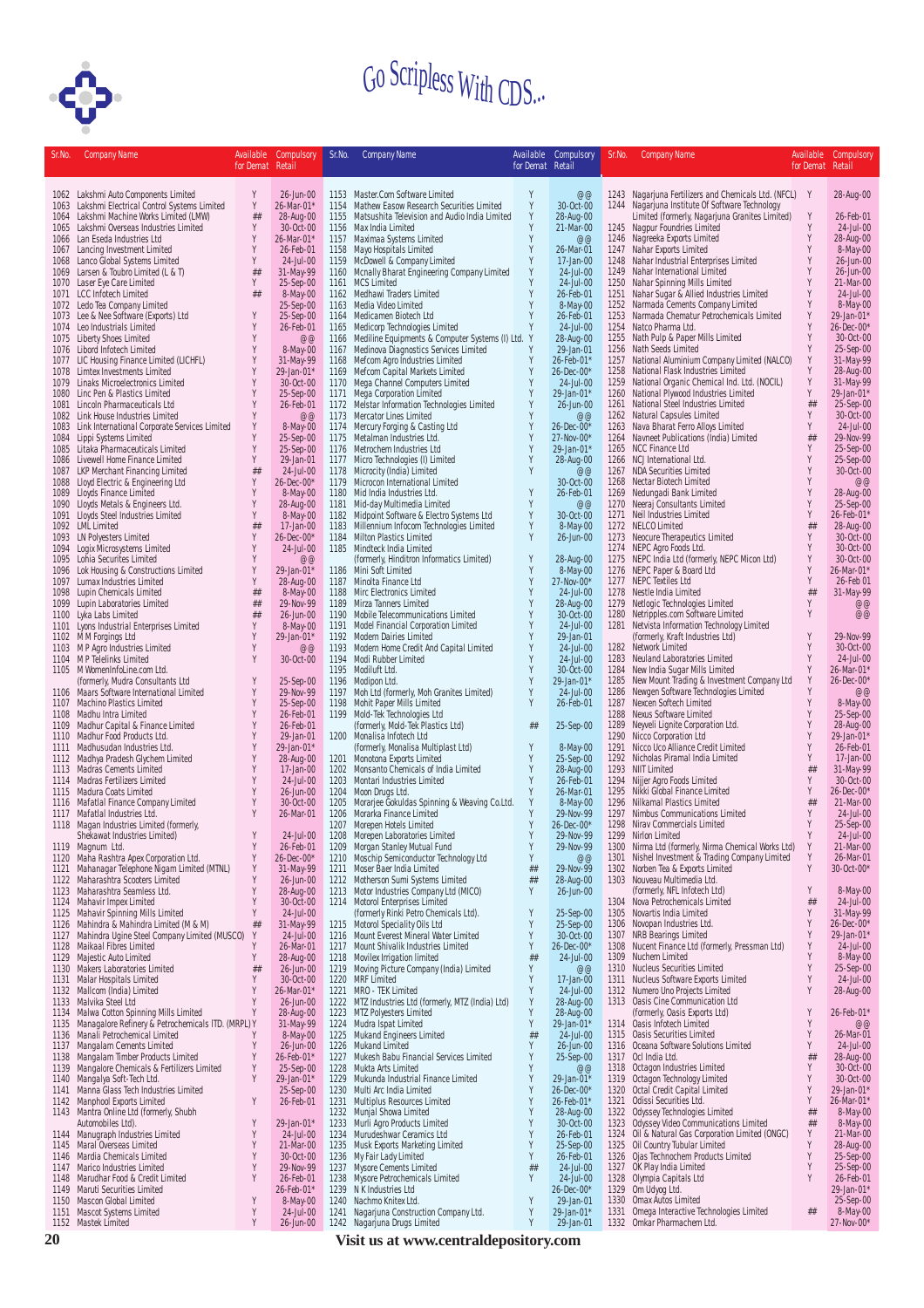# Go Scripless With CDS...

| Sr.No. | Company Name | Available for Demat | Compulsory Retail |
|---|---|---|---|
| 1062 | Lakshmi Auto Components Limited | Y | 26-Jun-00 |
| 1063 | Lakshmi Electrical Control Systems Limited | Y | 26-Mar-01* |
| 1064 | Lakshmi Machine Works Limited (LMW) | ## | 28-Aug-00 |
| 1065 | Lakshmi Overseas Industries Limited | Y | 30-Oct-00 |
| 1066 | Lan Eseda Industries Ltd | Y | 26-Mar-01* |
| 1067 | Lancing Investment Limited | Y | 26-Feb-01 |
| 1068 | Lanco Global Systems Limited | Y | 24-Jul-00 |
| 1069 | Larsen & Toubro Limited (L & T) | ## | 31-May-99 |
| 1070 | Laser Eye Care Limited | Y | 25-Sep-00 |
| 1071 | LCC Infotech Limited | ## | 8-May-00 |
| 1072 | Ledo Tea Company Limited | | 25-Sep-00 |
| 1073 | Lee & Nee Software (Exports) Ltd | Y | 25-Sep-00 |
| 1074 | Leo Industrials Limited | Y | 26-Feb-01 |
| 1075 | Liberty Shoes Limited | Y | @@ |
| 1076 | Libord Infotech Limited | Y | 8-May-00 |
| 1077 | LIC Housing Finance Limited (LICHFL) | Y | 31-May-99 |
| 1078 | Limtex Investments Limited | Y | 29-Jan-01* |
| 1079 | Linaks Microelectronics Limited | Y | 30-Oct-00 |
| 1080 | Linc Pen & Plastics Limited | Y | 25-Sep-00 |
| 1081 | Lincoln Pharmaceuticals Ltd | Y | 26-Feb-01 |
| 1082 | Link House Industries Limited | Y | @@ |
| 1083 | Link International Corporate Services Limited | Y | 8-May-00 |
| 1084 | Lippi Systems Limited | Y | 25-Sep-00 |
| 1085 | Litaka Pharmaceuticals Limited | Y | 25-Sep-00 |
| 1086 | Livewell Home Finance Limited | Y | 29-Jan-01 |
| 1087 | LKP Merchant Financing Limited | ## | 24-Jul-00 |
| 1088 | Lloyd Electric & Engineering Ltd | Y | 26-Dec-00* |
| 1089 | Lloyds Finance Limited | Y | 8-May-00 |
| 1090 | Lloyds Metals & Engineers Ltd. | Y | 28-Aug-00 |
| 1091 | Lloyds Steel Industries Limited | Y | 8-May-00 |
| 1092 | LML Limited | ## | 17-Jan-00 |
| 1093 | LN Polyesters Limited | Y | 26-Dec-00* |
| 1094 | Logix Microsystems Limited | Y | 24-Jul-00 |
| 1095 | Lohia Securites Limited | Y | @@ |
| 1096 | Lok Housing & Constructions Limited | Y | 29-Jan-01* |
| 1097 | Lumax Industries Limited | Y | 28-Aug-00 |
| 1098 | Lupin Chemicals Limited | ## | 8-May-00 |
| 1099 | Lupin Laboratories Limited | ## | 29-Nov-99 |
| 1100 | Lyka Labs Limited | ## | 26-Jun-00 |
| 1101 | Lyons Industrial Enterprises Limited | Y | 8-May-00 |
| 1102 | M M Forgings Ltd | Y | 29-Jan-01* |
| 1103 | M P Agro Industries Limited | Y | @@ |
| 1104 | M P Telelinks Limited | Y | 30-Oct-00 |
| 1105 | M WomenInfoLine.com Ltd. (formerly, Mudra Consultants Ltd | Y | 25-Sep-00 |
| 1106 | Maars Software International Limited | Y | 29-Nov-99 |
| 1107 | Machino Plastics Limited | Y | 25-Sep-00 |
| 1108 | Madhu Intra Limited | Y | 26-Feb-01 |
| 1109 | Madhur Capital & Finance Limited | Y | 26-Feb-01 |
| 1110 | Madhur Food Products Ltd. | Y | 29-Jan-01 |
| 1111 | Madhusudan Industries Ltd. | Y | 29-Jan-01* |
| 1112 | Madhya Pradesh Glychem Limited | Y | 28-Aug-00 |
| 1113 | Madras Cements Limited | Y | 17-Jan-00 |
| 1114 | Madras Fertilizers Limited | Y | 24-Jul-00 |
| 1115 | Madura Coats Limited | Y | 26-Jun-00 |
| 1116 | Mafatlal Finance Company Limited | Y | 30-Oct-00 |
| 1117 | Mafatlal Industries Ltd. | Y | 26-Mar-01 |
| 1118 | Magan Industries Limited (formerly, Shekawat Industries Limited) | Y | 24-Jul-00 |
| 1119 | Magnum Ltd. | Y | 26-Feb-01 |
| 1120 | Maha Rashtra Apex Corporation Ltd. | Y | 26-Dec-00* |
| 1121 | Mahanagar Telephone Nigam Limited (MTNL) | Y | 31-May-99 |
| 1122 | Maharashtra Scooters Limited | Y | 26-Jun-00 |
| 1123 | Maharashtra Seamless Ltd. | Y | 28-Aug-00 |
| 1124 | Mahavir Impex Limited | Y | 30-Oct-00 |
| 1125 | Mahavir Spinning Mills Limited | Y | 24-Jul-00 |
| 1126 | Mahindra & Mahindra Limited (M & M) | ## | 31-May-99 |
| 1127 | Mahindra Ugine Steel Company Limited (MUSCO) | Y | 24-Jul-00 |
| 1128 | Maikaal Fibres Limited | Y | 26-Mar-01 |
| 1129 | Majestic Auto Limited | Y | 28-Aug-00 |
| 1130 | Makers Laboratories Limited | ## | 26-Jun-00 |
| 1131 | Malar Hospitals Limited | Y | 30-Oct-00 |
| 1132 | Mallcom (India) Limited | Y | 26-Mar-01* |
| 1133 | Malvika Steel Ltd | Y | 26-Jun-00 |
| 1134 | Malwa Cotton Spinning Mills Limited | Y | 28-Aug-00 |
| 1135 | Managalore Refinery & Petrochemicals lTD. (MRPL) | Y | 31-May-99 |
| 1136 | Manali Petrochemical Limited | Y | 8-May-00 |
| 1137 | Mangalam Cements Limited | Y | 26-Jun-00 |
| 1138 | Mangalam Timber Products Limited | Y | 26-Feb-01* |
| 1139 | Mangalore Chemicals & Fertilizers Limited | Y | 25-Sep-00 |
| 1140 | Mangalya Soft-Tech Ltd. | Y | 29-Jan-01* |
| 1141 | Manna Glass Tech Industries Limited | | 25-Sep-00 |
| 1142 | Manphool Exports Limited | Y | 26-Feb-01 |
| 1143 | Mantra Online Ltd (formerly, Shubh Automobiles Ltd). | Y | 29-Jan-01* |
| 1144 | Manugraph Industries Limited | Y | 24-Jul-00 |
| 1145 | Maral Overseas Limited | Y | 21-Mar-00 |
| 1146 | Mardia Chemicals Limited | Y | 30-Oct-00 |
| 1147 | Marico Industries Limited | Y | 29-Nov-99 |
| 1148 | Marudhar Food & Credit Limited | Y | 26-Feb-01 |
| 1149 | Maruti Securities Limited | | 26-Feb-01* |
| 1150 | Mascon Global Limited | Y | 8-May-00 |
| 1151 | Mascot Systems Limited | Y | 24-Jul-00 |
| 1152 | Mastek Limited | Y | 26-Jun-00 |
| 1153 | Master.Com Software Limited | Y | @@ |
| 1154 | Mathew Easow Research Securities Limited | Y | 30-Oct-00 |
| 1155 | Matsushita Television and Audio India Limited | Y | 28-Aug-00 |
| 1156 | Max India Limited | Y | 21-Mar-00 |
| 1157 | Maximaa Systems Limited | Y | @@ |
| 1158 | Mayo Hospitals Limited | Y | 26-Mar-01 |
| 1159 | McDowell & Company Limited | Y | 17-Jan-00 |
| 1160 | Mcnally Bharat Engineering Company Limited | Y | 24-Jul-00 |
| 1161 | MCS Limited | Y | 24-Jul-00 |
| 1162 | Medhawi Traders Limited | Y | 26-Feb-01 |
| 1163 | Media Video Limited | Y | 8-May-00 |
| 1164 | Medicamen Biotech Ltd | Y | 26-Feb-01 |
| 1165 | Medicorp Technologies Limited | Y | 24-Jul-00 |
| 1166 | Mediline Equipments & Computer Systems (I) Ltd. | Y | 28-Aug-00 |
| 1167 | Medinova Diagnostics Services Limited | Y | 29-Jan-01 |
| 1168 | Mefcom Agro Industries Limited | Y | 26-Feb-01* |
| 1169 | Mefcom Capital Markets Limited | Y | 26-Dec-00* |
| 1170 | Mega Channel Computers Limited | Y | 24-Jul-00 |
| 1171 | Mega Corporation Limited | Y | 29-Jan-01* |
| 1172 | Melstar Information Technologies Limited | Y | 26-Jun-00 |
| 1173 | Mercator Lines Limited | Y | @@ |
| 1174 | Mercury Forging & Casting Ltd | Y | 26-Dec-00* |
| 1175 | Metalman Industries Ltd. | Y | 27-Nov-00* |
| 1176 | Metrochem Industries Ltd | Y | 29-Jan-01* |
| 1177 | Micro Technologies (I) Limited | Y | 28-Aug-00 |
| 1178 | Microcity (India) Limited | Y | @@ |
| 1179 | Microcon International Limited | | 30-Oct-00 |
| 1180 | Mid India Industries Ltd. | Y | 26-Feb-01 |
| 1181 | Mid-day Multimedia Limited | Y | @@ |
| 1182 | Midpoint Software & Electro Systems Ltd | Y | 30-Oct-00 |
| 1183 | Millennium Infocom Technologies Limited | Y | 8-May-00 |
| 1184 | Milton Plastics Limited | Y | 26-Jun-00 |
| 1185 | Mindteck India Limited (formerly, Hinditron Informatics Limited) | Y | 28-Aug-00 |
| 1186 | Mini Soft Limited | Y | 8-May-00 |
| 1187 | Minolta Finance Ltd | Y | 27-Nov-00* |
| 1188 | Mirc Electronics Limited | Y | 24-Jul-00 |
| 1189 | Mirza Tanners Limited | Y | 28-Aug-00 |
| 1190 | Mobile Telecommunications Limited | Y | 30-Oct-00 |
| 1191 | Model Financial Corporation Limited | Y | 24-Jul-00 |
| 1192 | Modern Dairies Limited | Y | 29-Jan-01 |
| 1193 | Modern Home Credit And Capital Limited | Y | 24-Jul-00 |
| 1194 | Modi Rubber Limited | Y | 24-Jul-00 |
| 1195 | Modiluft Ltd. | Y | 30-Oct-00 |
| 1196 | Modipon Ltd. | Y | 29-Jan-01* |
| 1197 | Moh Ltd (formerly, Moh Granites Limited) | Y | 24-Jul-00 |
| 1198 | Mohit Paper Mills Limited | Y | 26-Feb-01 |
| 1199 | Mold-Tek Technologies Ltd (formerly, Mold-Tek Plastics Ltd) | ## | 25-Sep-00 |
| 1200 | Monalisa Infotech Ltd (formerly, Monalisa Multiplast Ltd) | Y | 8-May-00 |
| 1201 | Monotona Exports Limited | Y | 25-Sep-00 |
| 1202 | Monsanto Chemicals of India Limited | Y | 28-Aug-00 |
| 1203 | Montari Industries Limited | Y | 26-Feb-01 |
| 1204 | Moon Drugs Ltd. | Y | 26-Mar-01 |
| 1205 | Morarjee Gokuldas Spinning & Weaving Co.Ltd. | Y | 8-May-00 |
| 1206 | Moraka Finance Limited | Y | 29-Nov-99 |
| 1207 | Morepen Hotels Limited | Y | 26-Dec-00* |
| 1208 | Morepen Laboratories Limited | Y | 29-Nov-99 |
| 1209 | Morgan Stanley Mutual Fund | Y | 29-Nov-99 |
| 1210 | Moschip Semiconductor Technology Ltd | Y | @@ |
| 1211 | Moser Baer India Limited | ## | 29-Nov-99 |
| 1212 | Motherson Sumi Systems Limited | ## | 28-Aug-00 |
| 1213 | Motor Industries Company Ltd (MICO) | Y | 26-Jun-00 |
| 1214 | Motorol Enterprises Limited (formerly Rinki Petro Chemicals Ltd). | Y | 25-Sep-00 |
| 1215 | Motorol Speciality Oils Ltd | Y | 25-Sep-00 |
| 1216 | Mount Everest Mineral Water Limited | Y | 30-Oct-00 |
| 1217 | Mount Shivalik Industries Limited | Y | 26-Dec-00* |
| 1218 | Movilex Irrigation limited | ## | 24-Jul-00 |
| 1219 | Moving Picture Company (India) Limited | Y | @@ |
| 1220 | MRF Limited | Y | 17-Jan-00 |
| 1221 | MRO - TEK Limited | Y | 24-Jul-00 |
| 1222 | MTZ Industries Ltd (formerly, MTZ (India) Ltd) | Y | 28-Aug-00 |
| 1223 | MTZ Polyesters Limited | Y | 28-Aug-00 |
| 1224 | Mudra Ispat Limited | Y | 29-Jan-01* |
| 1225 | Mukand Engineers Limited | ## | 24-Jul-00 |
| 1226 | Mukand Limited | Y | 26-Jun-00 |
| 1227 | Mukesh Babu Financial Services Limited | Y | 25-Sep-00 |
| 1228 | Mukta Arts Limited | Y | @@ |
| 1229 | Mukundа Industrial Finance Limited | Y | 29-Jan-01* |
| 1230 | Multi Arc India Limited | Y | 26-Dec-00* |
| 1231 | Multiplus Resources Limited | Y | 26-Feb-01* |
| 1232 | Munjal Showa Limited | Y | 28-Aug-00 |
| 1233 | Murli Agro Products Limited | Y | 30-Oct-00 |
| 1234 | Murudeshwar Ceramics Ltd | Y | 26-Feb-01 |
| 1235 | Musk Exports Marketing Limited | Y | 25-Sep-00 |
| 1236 | My Fair Lady Limited | Y | 26-Feb-01 |
| 1237 | Mysore Cements Limited | ## | 24-Jul-00 |
| 1238 | Mysore Petrochemicals Limited | Y | 24-Jul-00 |
| 1239 | N K Industries Ltd | | 26-Dec-00* |
| 1240 | Nachmo Knitex Ltd. | Y | 29-Jan-01 |
| 1241 | Nagarjuna Construction Company Ltd. | Y | 29-Jan-01* |
| 1242 | Nagarjuna Drugs Limited | Y | 29-Jan-01 |
| 1243 | Nagarjuna Fertilizers and Chemicals Ltd. (NFCL) | Y | 28-Aug-00 |
| 1244 | Nagarjuna Institute Of Software Technology Limited (formerly, Nagarjuna Granites Limited) | Y | 26-Feb-01 |
| 1245 | Nagpur Foundries Limited | Y | 24-Jul-00 |
| 1246 | Nagreeka Exports Limited | Y | 28-Aug-00 |
| 1247 | Nahar Exports Limited | Y | 8-May-00 |
| 1248 | Nahar Industrial Enterprises Limited | Y | 26-Jun-00 |
| 1249 | Nahar International Limited | Y | 26-Jun-00 |
| 1250 | Nahar Spinning Mills Limited | Y | 21-Mar-00 |
| 1251 | Nahar Sugar & Allied Industries Limited | Y | 24-Jul-00 |
| 1252 | Narmada Cements Company Limited | Y | 8-May-00 |
| 1253 | Narmada Chematur Petrochemicals Limited | Y | 29-Jan-01* |
| 1254 | Natco Pharma Ltd. | Y | 26-Dec-00* |
| 1255 | Nath Pulp & Paper Mills Limited | Y | 30-Oct-00 |
| 1256 | Nath Seeds Limited | Y | 25-Sep-00 |
| 1257 | National Aluminium Company Limited (NALCO) | Y | 31-May-99 |
| 1258 | National Flask Industries Limited | Y | 28-Aug-00 |
| 1259 | National Organic Chemical Ind. Ltd. (NOCIL) | Y | 31-May-99 |
| 1260 | National Plywood Industries Limited | Y | 29-Jan-01* |
| 1261 | National Steel Industries Limited | ## | 25-Sep-00 |
| 1262 | Natural Capsules Limited | Y | 30-Oct-00 |
| 1263 | Nava Bharat Ferro Alloys Limited | Y | 24-Jul-00 |
| 1264 | Navneet Publications (India) Limited | ## | 29-Nov-99 |
| 1265 | NCC Finance Ltd | Y | 25-Sep-00 |
| 1266 | NCJ International Ltd. | Y | 25-Sep-00 |
| 1267 | NDA Securities Limited | Y | 30-Oct-00 |
| 1268 | Nectar Biotech Limited | Y | @@ |
| 1269 | Nedungadi Bank Limited | Y | 28-Aug-00 |
| 1270 | Neeraj Consultants Limited | Y | 25-Sep-00 |
| 1271 | Neil Industries Limited | Y | 26-Feb-01* |
| 1272 | NELCO Limited | ## | 28-Aug-00 |
| 1273 | Neocure Therapeutics Limited | Y | 30-Oct-00 |
| 1274 | NEPC Agro Foods Ltd. | Y | 30-Oct-00 |
| 1275 | NEPC India Ltd (formerly, NEPC Micon Ltd) | Y | 30-Oct-00 |
| 1276 | NEPC Paper & Board Ltd | Y | 26-Mar-01* |
| 1277 | NEPC Textiles Ltd | Y | 26-Feb 01 |
| 1278 | Nestle India Limited | ## | 31-May-99 |
| 1279 | Netlogic Technologies Limited | Y | @@ |
| 1280 | Netripples.com Software Limited | Y | @@ |
| 1281 | Netvista Information Technology Limited (formerly, Kraft Industries Ltd) | Y | 29-Nov-99 |
| 1282 | Network Limited | Y | 30-Oct-00 |
| 1283 | Neuland Laboratories Limited | Y | 24-Jul-00 |
| 1284 | New India Sugar Mills Limited | Y | 26-Mar-01* |
| 1285 | New Mount Trading & Investment Company Ltd | Y | 26-Dec-00* |
| 1286 | Newgen Software Technologies Limited | Y | @@ |
| 1287 | Nexcen Softech Limited | Y | 8-May-00 |
| 1288 | Nexus Software Limited | Y | 25-Sep-00 |
| 1289 | Neyveli Lignite Corporation Ltd. | Y | 28-Aug-00 |
| 1290 | Nicco Corporation Ltd | Y | 29-Jan-01* |
| 1291 | Nicco Uco Alliance Credit Limited | Y | 26-Feb-01 |
| 1292 | Nicholas Piramal India Limited | Y | 17-Jan-00 |
| 1293 | NIIT Limited | ## | 31-May-99 |
| 1294 | Nijjer Agro Foods Limited | Y | 30-Oct-00 |
| 1295 | Nikki Global Finance Limited | Y | 26-Dec-00* |
| 1296 | Nilkamal Plastics Limited | ## | 21-Mar-00 |
| 1297 | Nimbus Communications Limited | Y | 24-Jul-00 |
| 1298 | Nirav Commercials Limited | Y | 25-Sep-00 |
| 1299 | Nirlon Limited | Y | 24-Jul-00 |
| 1300 | Nirma Ltd (formerly, Nirma Chemical Works Ltd) | Y | 21-Mar-00 |
| 1301 | Nishel Investment & Trading Company Limited | Y | 26-Mar-01 |
| 1302 | Norben Tea & Exports Limited | Y | 30-Oct-00* |
| 1303 | Nouveau Multimedia Ltd. (formerly, NFL Infotech Ltd) | Y | 8-May-00 |
| 1304 | Nova Petrochemicals Limited | ## | 24-Jul-00 |
| 1305 | Novartis India Limited | Y | 31-May-99 |
| 1306 | Novopan Industries Ltd. | Y | 26-Dec-00* |
| 1307 | NRB Bearings Limited | Y | 29-Jan-01* |
| 1308 | Nucent Finance Ltd (formerly, Pressman Ltd) | Y | 24-Jul-00 |
| 1309 | Nuchem Limited | Y | 8-May-00 |
| 1310 | Nucleus Securities Limited | Y | 25-Sep-00 |
| 1311 | Nucleus Software Exports Limited | Y | 24-Jul-00 |
| 1312 | Numero Uno Projects Limited | Y | 28-Aug-00 |
| 1313 | Oasis Cine Communication Ltd (formerly, Oasis Exports Ltd) | Y | 26-Feb-01* |
| 1314 | Oasis Infotech Limited | Y | @@ |
| 1315 | Oasis Securities Limited | Y | 26-Mar-01 |
| 1316 | Oceana Software Solutions Limited | Y | 24-Jul-00 |
| 1317 | Ocl India Ltd. | ## | 28-Aug-00 |
| 1318 | Octagon Industries Limited | Y | 30-Oct-00 |
| 1319 | Octagon Technology Limited | Y | 30-Oct-00 |
| 1320 | Octal Credit Capital Limited | Y | 29-Jan-01* |
| 1321 | Odissi Securities Ltd. | Y | 26-Mar-01* |
| 1322 | Odyssey Technologies Limited | ## | 8-May-00 |
| 1323 | Odyssey Video Communications Limited | ## | 8-May-00 |
| 1324 | Oil & Natural Gas Corporation Limited (ONGC) | Y | 21-Mar-00 |
| 1325 | Oil Country Tubular Limited | Y | 28-Aug-00 |
| 1326 | Ojas Technochem Products Limited | Y | 25-Sep-00 |
| 1327 | OK Play India Limited | Y | 25-Sep-00 |
| 1328 | Olympia Capitals Ltd | Y | 26-Feb-01 |
| 1329 | Om Udyog Ltd. | | 29-Jan-01* |
| 1330 | Omax Autos Limited | | 25-Sep-00 |
| 1331 | Omega Interactive Technologies Limited | ## | 8-May-00 |
| 1332 | Omkar Pharmachem Ltd. | | 27-Nov-00* |

**Visit us at www.centraldepository.com**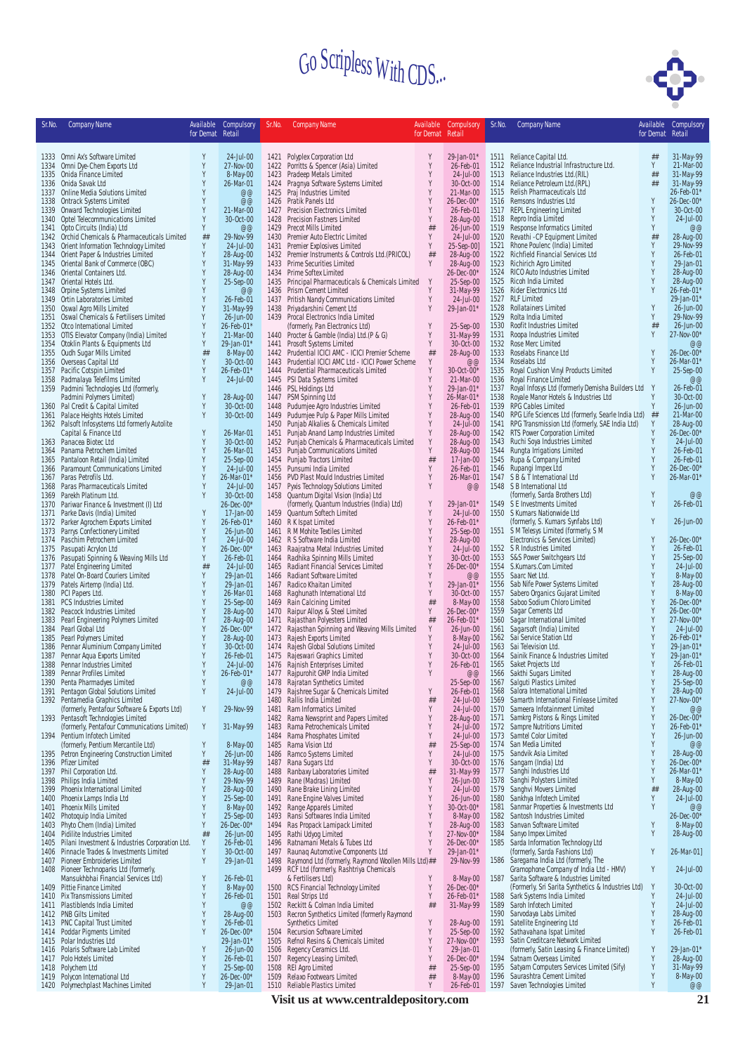# Go Scripless With CDS...

| Sr.No. | Company Name | Available for Demat | Compulsory Retail |
|---|---|---|---|
| 1333 | Omni Ax's Software Limited | Y | 24-Jul-00 |
| 1334 | Omni Dye-Chem Exports Ltd | Y | 27-Nov-00 |
| 1335 | Onida Finance Limited | Y | 8-May-00 |
| 1336 | Onida Savak Ltd | Y | 26-Mar-01 |
| 1337 | Online Media Solutions Limited | Y | @@ |
| 1338 | Ontrack Systems Limited | Y | @@ |
| 1339 | Onward Technologies Limited | Y | 21-Mar-00 |
| 1340 | Optel Telecommunications Limited | Y | 30-Oct-00 |
| 1341 | Opto Circuits (India) Ltd | Y | @@ |
| 1342 | Orchid Chemicals & Pharmaceuticals Limited | ## | 29-Nov-99 |
| 1343 | Orient Information Technology Limited | Y | 24-Jul-00 |
| 1344 | Orient Paper & Industries Limited | Y | 28-Aug-00 |
| 1345 | Oriental Bank of Commerce (OBC) | Y | 31-May-99 |
| 1346 | Oriental Containers Ltd. | Y | 28-Aug-00 |
| 1347 | Oriental Hotels Ltd. | Y | 25-Sep-00 |
| 1348 | Orpine Systems Limited | Y | @@ |
| 1349 | Ortin Laboratories Limited | Y | 26-Feb-01 |
| 1350 | Oswal Agro Mills Limited | Y | 31-May-99 |
| 1351 | Oswal Chemicals & Fertilisers Limited | Y | 26-Jun-00 |
| 1352 | Otco International Limited | Y | 26-Feb-01* |
| 1353 | OTIS Elevator Company (India) Limited | Y | 21-Mar-00 |
| 1354 | Otoklin Plants & Equipments Ltd | Y | 29-Jan-01* |
| 1355 | Oudh Sugar Mills Limited | ## | 8-May-00 |
| 1356 | Overseas Capital Ltd | Y | 30-Oct-00 |
| 1357 | Pacific Cotspin Limited | Y | 26-Feb-01* |
| 1358 | Padmalaya Telefilms Limited | Y | 24-Jul-00 |
| 1359 | Padmini Technologies Ltd (formerly, Padmini Polymers Limited) | Y | 28-Aug-00 |
| 1360 | Pal Credit & Capital Limited | Y | 30-Oct-00 |
| 1361 | Palace Heights Hotels Limited | Y | 30-Oct-00 |
| 1362 | Palsoft Infosystems Ltd formerly Autolite Capital & Finance Ltd | Y | 26-Mar-01 |
| 1363 | Panacea Biotec Ltd | Y | 30-Oct-00 |
| 1364 | Panama Petrochem Limited | Y | 26-Mar-01 |
| 1365 | Pantaloon Retail (India) Limited | Y | 25-Sep-00 |
| 1366 | Paramount Communications Limited | Y | 24-Jul-00 |
| 1367 | Paras Petrofils Ltd. | Y | 26-Mar-01* |
| 1368 | Paras Pharmaceuticals Limited | Y | 24-Jul-00 |
| 1369 | Parekh Platinum Ltd. | Y | 30-Oct-00 |
| 1370 | Pariwar Finance & Investment (I) Ltd | | 26-Dec-00* |
| 1371 | Parke Davis (India) Limited | Y | 17-Jan-00 |
| 1372 | Parker Agrochem Exports Limited | Y | 26-Feb-01* |
| 1373 | Parrys Confectionery Limited | Y | 26-Jun-00 |
| 1374 | Paschim Petrochem Limited | Y | 24-Jul-00 |
| 1375 | Pasupati Acrylon Ltd | Y | 26-Dec-00* |
| 1376 | Pasupati Spinning & Weaving Mills Ltd | Y | 26-Feb-01 |
| 1377 | Patel Engineering Limited | ## | 24-Jul-00 |
| 1378 | Patel On-Board Couriers Limited | Y | 29-Jan-01 |
| 1379 | Patels Airtemp (India) Ltd. | Y | 29-Jan-01 |
| 1380 | PCI Papers Ltd. | Y | 26-Mar-01 |
| 1381 | PCS Industries Limited | Y | 25-Sep-00 |
| 1382 | Peacock Industries Limited | Y | 28-Aug-00 |
| 1383 | Pearl Engineering Polymers Limited | Y | 28-Aug-00 |
| 1384 | Pearl Global Ltd | Y | 26-Dec-00* |
| 1385 | Pearl Polymers Limited | Y | 28-Aug-00 |
| 1386 | Pennar Aluminium Company Limited | Y | 30-Oct-00 |
| 1387 | Pennar Aqua Exports Limited | Y | 26-Feb-01 |
| 1388 | Pennar Industries Limited | Y | 24-Jul-00 |
| 1389 | Pennar Profiles Limited | Y | 26-Feb-01* |
| 1390 | Penta Pharmadyes Limited | Y | @@ |
| 1391 | Pentagon Global Solutions Limited | Y | 24-Jul-00 |
| 1392 | Pentamedia Graphics Limited (formerly, Pentafour Software & Exports Ltd) | Y | 29-Nov-99 |
| 1393 | Pentasoft Technologies Limited (formerly, Pentafour Communications Limited) | Y | 31-May-99 |
| 1394 | Pentium Infotech Limited (formerly, Pentium Mercantile Ltd) | Y | 8-May-00 |
| 1395 | Petron Engineering Construction Limited | Y | 26-Jun-00 |
| 1396 | Pfizer Limited | ## | 31-May-99 |
| 1397 | Phil Corporation Ltd. | Y | 28-Aug-00 |
| 1398 | Philips India Limited | Y | 29-Nov-99 |
| 1399 | Phoenix International Limited | Y | 28-Aug-00 |
| 1400 | Phoenix Lamps India Ltd | Y | 25-Sep-00 |
| 1401 | Phoenix Mills Limited | Y | 8-May-00 |
| 1402 | Photoquip India Limited | Y | 25-Sep-00 |
| 1403 | Phyto Chem (India) Limited | Y | 26-Dec-00* |
| 1404 | Pidilite Industries Limited | ## | 26-Jun-00 |
| 1405 | Pilani Investment & Industries Corporation Ltd. | Y | 26-Feb-01 |
| 1406 | Pinnacle Trades & Investments Limited | Y | 30-Oct-00 |
| 1407 | Pioneer Embroideries Limited | Y | 29-Jan-01 |
| 1408 | Pioneer Technoparks Ltd (formerly, Mansukhbhai Financial Services Ltd) | Y | 26-Feb-01 |
| 1409 | Pittie Finance Limited | Y | 8-May-00 |
| 1410 | Pix Transmissions Limited | Y | 26-Feb-01 |
| 1411 | Plastiblends India Limited | Y | @@ |
| 1412 | PNB Gilts Limited | Y | 28-Aug-00 |
| 1413 | PNC Capital Trust Limited | Y | 26-Feb-01 |
| 1414 | Poddar Pigments Limited | Y | 26-Dec-00* |
| 1415 | Polar Industries Ltd | | 29-Jan-01* |
| 1416 | Polaris Software Lab Limited | Y | 26-Jun-00 |
| 1417 | Polo Hotels Limited | Y | 26-Feb-01 |
| 1418 | Polychem Ltd | Y | 25-Sep-00 |
| 1419 | Polycon International Ltd | Y | 26-Dec-00* |
| 1420 | Polymechplast Machines Limited | Y | 29-Jan-01 |
| 1421 | Polyplex Corporation Ltd | Y | 29-Jan-01* |
| 1422 | Porritts & Spencer (Asia) Limited | Y | 26-Feb-01 |
| 1423 | Pradeep Metals Limited | Y | 24-Jul-00 |
| 1424 | Pragnya Software Systems Limited | Y | 30-Oct-00 |
| 1425 | Praj Industries Limited | Y | 21-Mar-00 |
| 1426 | Pratik Panels Ltd | Y | 26-Dec-00* |
| 1427 | Precision Electronics Limited | Y | 26-Feb-01 |
| 1428 | Precision Fastners Limited | Y | 28-Aug-00 |
| 1429 | Precot Mills Limited | ## | 26-Jun-00 |
| 1430 | Premier Auto Electric Limited | Y | 24-Jul-00 |
| 1431 | Premier Explosives Limited | Y | 25-Sep-00] |
| 1432 | Premier Instruments & Controls Ltd.(PRICOL) | ## | 28-Aug-00 |
| 1433 | Prime Securities Limited | Y | 28-Aug-00 |
| 1434 | Prime Softex Limited | | 26-Dec-00* |
| 1435 | Principal Pharmaceuticals & Chemicals Limited | Y | 25-Sep-00 |
| 1436 | Prism Cement Limited | Y | 31-May-99 |
| 1437 | Pritish Nandy Communications Limited | Y | 24-Jul-00 |
| 1438 | Priyadarshini Cement Ltd | Y | 29-Jan-01* |
| 1439 | Procal Electronics India Limited (formerly, Pan Electronics Ltd) | Y | 25-Sep-00 |
| 1440 | Procter & Gamble (India) Ltd.(P & G) | Y | 31-May-99 |
| 1441 | Prosoft Systems Limited | Y | 30-Oct-00 |
| 1442 | Prudential ICICI AMC - ICICI Premier Scheme | ## | 28-Aug-00 |
| 1443 | Prudential ICICI AMC Ltd - ICICI Power Scheme | Y | @@ |
| 1444 | Prudential Pharmaceuticals Limited | Y | 30-Oct-00* |
| 1445 | PSI Data Systems Limited | Y | 21-Mar-00 |
| 1446 | PSL Holdings Ltd | Y | 29-Jan-01* |
| 1447 | PSM Spinning Ltd | Y | 26-Mar-01* |
| 1448 | Pudumjee Agro Industries Limited | Y | 26-Feb-01 |
| 1449 | Pudumjee Pulp & Paper Mills Limited | Y | 28-Aug-00 |
| 1450 | Punjab Alkalies & Chemicals Limited | Y | 24-Jul-00 |
| 1451 | Punjab Anand Lamp Industries Limited | Y | 28-Aug-00 |
| 1452 | Punjab Chemicals & Pharmaceuticals Limited | Y | 28-Aug-00 |
| 1453 | Punjab Communications Limited | Y | 28-Aug-00 |
| 1454 | Punjab Tractors Limited | ## | 17-Jan-00 |
| 1455 | Punsumi India Limited | Y | 26-Feb-01 |
| 1456 | PVD Plast Mould Industries Limited | Y | 26-Mar-01 |
| 1457 | Pyxis Technology Solutions Limited | Y | @@ |
| 1458 | Quantum Digital Vision (India) Ltd (formerly, Quantum Industries (India) Ltd) | Y | 29-Jan-01* |
| 1459 | Quantum Softech Limited | Y | 24-Jul-00 |
| 1460 | R K Ispat Limited | Y | 26-Feb-01* |
| 1461 | R M Mohite Textiles Limited | Y | 25-Sep-00 |
| 1462 | R S Software India Limited | Y | 28-Aug-00 |
| 1463 | Raajratna Metal Industries Limited | Y | 24-Jul-00 |
| 1464 | Radhika Spinning Mills Limited | Y | 30-Oct-00 |
| 1465 | Radiant Financial Services Limited | Y | 26-Dec-00* |
| 1466 | Radiant Software Limited | Y | @@ |
| 1467 | Radico Khaitan Limited | Y | 29-Jan-01* |
| 1468 | Raghunath International Ltd | Y | 30-Oct-00 |
| 1469 | Rain Calcining Limited | ## | 8-May-00 |
| 1470 | Raipur Alloys & Steel Limited | Y | 26-Dec-00* |
| 1471 | Rajasthan Polyesters Limited | ## | 26-Feb-01* |
| 1472 | Rajasthan Spinning and Weaving Mills Limited | Y | 26-Jun-00 |
| 1473 | Rajesh Exports Limited | Y | 8-May-00 |
| 1474 | Rajesh Global Solutions Limited | Y | 24-Jul-00 |
| 1475 | Rajeswari Graphics Limited | Y | 30-Oct-00 |
| 1476 | Rajnish Enterprises Limited | Y | 26-Feb-01 |
| 1477 | Rajpurohit GMP India Limited | Y | @@ |
| 1478 | Rajratan Synthetics Limited | | 25-Sep-00 |
| 1479 | Rajshree Sugar & Chemicals Limited | Y | 26-Feb-01 |
| 1480 | Rallis India Limited | ## | 24-Jul-00 |
| 1481 | Ram Informatics Limited | Y | 24-Jul-00 |
| 1482 | Rama Newsprint and Papers Limited | Y | 28-Aug-00 |
| 1483 | Rama Petrochemicals Limited | Y | 24-Jul-00 |
| 1484 | Rama Phosphates Limited | Y | 24-Jul-00 |
| 1485 | Rama Vision Ltd | ## | 25-Sep-00 |
| 1486 | Ramco Systems Limited | Y | 24-Jul-00 |
| 1487 | Rana Sugars Ltd | Y | 30-Oct-00 |
| 1488 | Ranbaxy Laboratories Limited | ## | 31-May-99 |
| 1489 | Rane (Madras) Limited | Y | 26-Jun-00 |
| 1490 | Rane Brake Lining Limited | Y | 24-Jul-00 |
| 1491 | Rane Engine Valves Limited | Y | 26-Jun-00 |
| 1492 | Range Apparels Limited | Y | 30-Oct-00* |
| 1493 | Ransi Softwares India Limited | Y | 8-May-00 |
| 1494 | Ras Propack Lamipack Limited | Y | 28-Aug-00 |
| 1495 | Rathi Udyog Limited | Y | 27-Nov-00* |
| 1496 | Ratnamani Metals & Tubes Ltd | Y | 26-Dec-00* |
| 1497 | Raunaq Automotive Components Ltd | Y | 29-Jan-01* |
| 1498 | Raymond Ltd (formerly, Raymond Woollen Mills Ltd) | ## | 29-Nov-99 |
| 1499 | RCF Ltd (formerly, Rashtriya Chemicals & Fertilisers Ltd) | Y | 8-May-00 |
| 1500 | RCS Financial Technology Limited | Y | 26-Dec-00* |
| 1501 | Real Strips Ltd | Y | 26-Feb-01* |
| 1502 | Reckitt & Colman India Limited | ## | 31-May-99 |
| 1503 | Recron Synthetics Limited (formerly Raymond Synthetics Limited) | Y | 28-Aug-00 |
| 1504 | Recursion Software Limited | Y | 25-Sep-00 |
| 1505 | Refnol Resins & Chemicals Limited | Y | 27-Nov-00* |
| 1506 | Regency Ceramics Ltd. | Y | 29-Jan-01 |
| 1507 | Regency Leasing Limited\ | Y | 26-Dec-00* |
| 1508 | REI Agro Limited | ## | 25-Sep-00 |
| 1509 | Relaxo Footwears Limited | ## | 8-May-00 |
| 1510 | Reliable Plastics Limited | Y | 26-Feb-01 |
| 1511 | Reliance Capital Ltd. | ## | 31-May-99 |
| 1512 | Reliance Industrial Infrastructure Ltd. | Y | 21-Mar-00 |
| 1513 | Reliance Industries Ltd.(RIL) | ## | 31-May-99 |
| 1514 | Reliance Petroleum Ltd.(RPL) | ## | 31-May-99 |
| 1515 | Relish Pharmaceuticals Ltd | | 26-Feb-01* |
| 1516 | Remsons Industries Ltd | Y | 26-Dec-00* |
| 1517 | REPL Engineering Limited | Y | 30-Oct-00 |
| 1518 | Repro India Limited | Y | 24-Jul-00 |
| 1519 | Response Informatics Limited | Y | @@ |
| 1520 | Revathi -CP Equipment Limited | ## | 28-Aug-00 |
| 1521 | Rhone Poulenc (India) Limited | Y | 29-Nov-99 |
| 1522 | Richfield Financial Services Ltd | Y | 26-Feb-01 |
| 1523 | Richirich Agro Limited | Y | 29-Jan-01 |
| 1524 | RICO Auto Industries Limited | Y | 28-Aug-00 |
| 1525 | Ricoh India Limited | Y | 28-Aug-00 |
| 1526 | Rider Electronics Ltd | Y | 26-Feb-01* |
| 1527 | RLF Limited | | 29-Jan-01* |
| 1528 | Rollatainers Limited | Y | 26-Jun-00 |
| 1529 | Rolta India Limited | Y | 29-Nov-99 |
| 1530 | Roofit Industries Limited | ## | 26-Jun-00 |
| 1531 | Roopa Industries Limited | Y | 27-Nov-00* |
| 1532 | Rose Merc Limited | | @@ |
| 1533 | Roselabs Finance Ltd | Y | 26-Dec-00* |
| 1534 | Roselabs Ltd | Y | 26-Mar-01* |
| 1535 | Royal Cushion Vinyl Products Limited | Y | 25-Sep-00 |
| 1536 | Royal Finance Limited | | @@ |
| 1537 | Royal Infosys Ltd (formerly Demisha Builders Ltd | Y | 26-Feb-01 |
| 1538 | Royale Manor Hotels & Industries Ltd | Y | 30-Oct-00 |
| 1539 | RPG Cables Limited | Y | 26-Jun-00 |
| 1540 | RPG Life Sciences Ltd (formerly, Searle India Ltd) | ## | 21-Mar-00 |
| 1541 | RPG Transmission Ltd (formerly, SAE India Ltd) | Y | 28-Aug-00 |
| 1542 | RTS Power Corporation Limited | Y | 26-Dec-00* |
| 1543 | Ruchi Soya Industries Limited | Y | 24-Jul-00 |
| 1544 | Rungta Irrigations Limited | Y | 26-Feb-01 |
| 1545 | Rupa & Company Limited | Y | 26-Feb-01 |
| 1546 | Rupangi Impex Ltd | Y | 26-Dec-00* |
| 1547 | S B & T International Ltd | Y | 26-Mar-01* |
| 1548 | S B International Ltd (formerly, Sarda Brothers Ltd) | Y | @@ |
| 1549 | S E Investments Limited | Y | 26-Feb-01 |
| 1550 | S Kumars Nationwide Ltd (formerly, S. Kumars Synfabs Ltd) | Y | 26-Jun-00 |
| 1551 | S M Telesys Limited (formerly, S M Electronics & Services Limited) | Y | 26-Dec-00* |
| 1552 | S R Industries Limited | Y | 26-Feb-01 |
| 1553 | S&S Power Switchgears Ltd | Y | 25-Sep-00 |
| 1554 | S.Kumars.Com Limited | Y | 24-Jul-00 |
| 1555 | Saarc Net Ltd. | Y | 8-May-00 |
| 1556 | Sab Nife Power Systems Limited | Y | 28-Aug-00 |
| 1557 | Sabero Organics Gujarat Limited | Y | 8-May-00 |
| 1558 | Saboo Sodium Chloro Limited | Y | 26-Dec-00* |
| 1559 | Sagar Cements Ltd | Y | 26-Dec-00* |
| 1560 | Sagar International Limited | Y | 27-Nov-00* |
| 1561 | Sagarsoft (India) Limited | Y | 24-Jul-00 |
| 1562 | Sai Service Station Ltd | Y | 26-Feb-01* |
| 1563 | Sai Television Ltd. | Y | 29-Jan-01* |
| 1564 | Sainik Finance & Industries Limited | Y | 29-Jan-01* |
| 1565 | Saket Projects Ltd | Y | 26-Feb-01 |
| 1566 | Sakthi Sugars Limited | Y | 28-Aug-00 |
| 1567 | Salguti Plastics Limited | Y | 25-Sep-00 |
| 1568 | Salora International Limited | Y | 28-Aug-00 |
| 1569 | Samarth International Finlease Limited | Y | 27-Nov-00* |
| 1570 | Sameera Infotainment Limited | Y | @@ |
| 1571 | Samkrg Pistons & Rings Limited | Y | 26-Dec-00* |
| 1572 | Sampre Nutritions Limited | Y | 26-Feb-01* |
| 1573 | Samtel Color Limited | Y | 26-Jun-00 |
| 1574 | San Media Limited | Y | @@ |
| 1575 | Sandvik Asia Limited | Y | 28-Aug-00 |
| 1576 | Sangam (India) Ltd | Y | 26-Dec-00* |
| 1577 | Sanghi Industries Ltd | Y | 26-Mar-01* |
| 1578 | Sanghi Polysters Limited | Y | 8-May-00 |
| 1579 | Sanghvi Movers Limited | ## | 28-Aug-00 |
| 1580 | Sankhya Infotech Limited | Y | 24-Jul-00 |
| 1581 | Sanmar Properties & Investments Ltd | Y | @@ |
| 1582 | Santosh Industries Limited | | 26-Dec-00* |
| 1583 | Sanvan Software Limited | Y | 8-May-00 |
| 1584 | Sanyo Impex Limited | Y | 28-Aug-00 |
| 1585 | Sarda Information Technology Ltd (formerly, Sarda Fashions Ltd) | Y | 26-Mar-01] |
| 1586 | Saregama India Ltd (formerly, The Gramophone Company of India Ltd - HMV) | Y | 24-Jul-00 |
| 1587 | Sarita Software & Industries Limited (Formerly, Sri Sarita Synthetics & Industries Ltd) | Y | 30-Oct-00 |
| 1588 | Sark Systems India Limited | Y | 24-Jul-00 |
| 1589 | Saroh Infotech Limited | Y | 24-Jul-00 |
| 1590 | Sarvodaya Labs Limited | Y | 28-Aug-00 |
| 1591 | Satellite Engineering Ltd | Y | 26-Feb-01 |
| 1592 | Sathavahana Ispat Limited | Y | 26-Feb-01 |
| 1593 | Satin Creditcare Network Limited (formerly, Satin Leasing & Finance Limited) | Y | 29-Jan-01* |
| 1594 | Satnam Overseas Limited | Y | 28-Aug-00 |
| 1595 | Satyam Computers Services Limited (Sify) | Y | 31-May-99 |
| 1596 | Saurashtra Cement Limited | Y | 8-May-00 |
| 1597 | Saven Technologies Limited | Y | @@ |

**Visit us at www.centraldepository.com**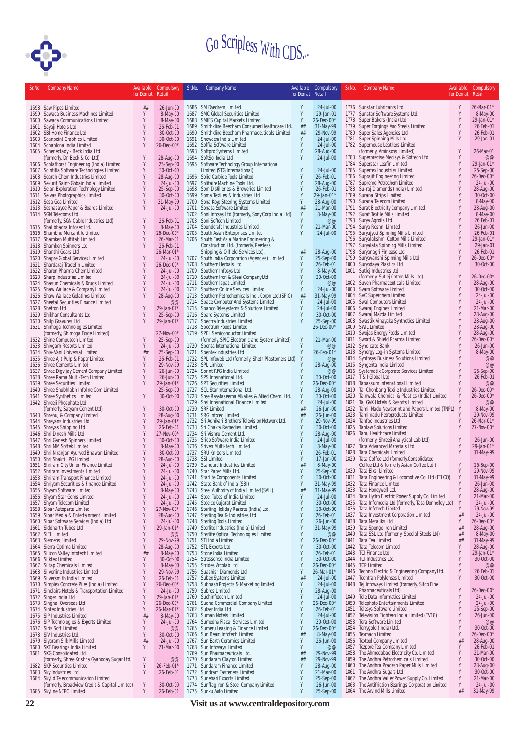# Go Scripless With CDS...

| Sr.No. | Company Name | Available for Demat | Compulsory Retail |
|---|---|---|---|
| 1598 | Saw Pipes Limited | ## | 26-Jun-00 |
| 1599 | Sawaca Business Machines Limited | Y | 8-May-00 |
| 1600 | Sawaca Communications Limited | Y | 8-May-00 |
| 1601 | Sayaji Hotels Ltd | Y | 26-Feb-01 |
| 1602 | SBI Home Finance Ltd | Y | 30-Oct-00 |
| 1603 | Scanpoint Graphics Limited | Y | 30-Oct-00 |
| 1604 | Schablona India Limited | Y | 26-Dec-00* |
| 1605 | Schenectady - Beck India Ltd (formerly, Dr. Beck & Co. Ltd) | Y | 28-Aug-00 |
| 1606 | Schlafhorst Engineering (India) Limited | Y | 25-Sep-00 |
| 1607 | Scintilla Software Technologies Limited | Y | 30-Oct-00 |
| 1608 | Search Chem Industries Limited | Y | 28-Aug-00 |
| 1609 | Sekurit Saint-Gobain India Limited | Y | 24-Jul-00 |
| 1610 | Selan Exploration Technology Limited | Y | 25-Sep-00 |
| 1611 | Selvas Photographics Limited | Y | 30-Oct-00 |
| 1612 | Sesa Goa Limited | Y | 31-May-99 |
| 1613 | Seshasayee Paper & Boards Limited | Y | 24-Jul-00 |
| 1614 | SGN Telecoms Ltd (formerly, SGN Cable Industries Ltd) | Y | 26-Feb-01 |
| 1615 | Shalibhadra Infosec Ltd. | Y | 8-May-00 |
| 1616 | Shambhu Mercantile Limited | Y | 26-Dec-00* |
| 1617 | Shamken Multifab Limited | Y | 26-Mar-01 |
| 1618 | Shamken Spinners Ltd | Y | 26-Feb-01 |
| 1619 | Shanthi Gears Ltd | | 26-Mar-01* |
| 1620 | Shapre Global Services Limited | Y | 24-Jul-00 |
| 1621 | Shardaraj Tradefin Limited | Y | 26-Dec-00* |
| 1622 | Sharon Pharma Chem Limited | Y | 24-Jul-00 |
| 1623 | Sharp Industries Limited | Y | 24-Jul-00 |
| 1624 | Shasun Chemicals & Drugs Limited | Y | 24-Jul-00 |
| 1625 | Shaw Wallace & Company Limited | Y | 24-Jul-00 |
| 1626 | Shaw Wallace Gelatines Limited | Y | 28-Aug-00 |
| 1627 | Sheetal Securities Finance Limited | | @@ |
| 1628 | Shetron Ltd | Y | 29-Jan-01* |
| 1629 | Shikhar Consultants Ltd | Y | 25-Sep-00 |
| 1630 | Shilp Gravures Ltd | Y | 29-Jan-01* |
| 1631 | Shimoga Technologies Limited (formerly, Shimoga Forge Limited) | | 27-Nov-00* |
| 1632 | Shine Computech Limited | Y | 25-Sep-00 |
| 1633 | Shivgarh Resorts Limited | Y | 24-Jul-00 |
| 1634 | Shiv-Vani Universal Limited | ## | 25-Sep-00 |
| 1635 | Shree Ajit Pulp & Paper Limited | Y | 26-Feb-01 |
| 1636 | Shree Cements Limited | Y | 29-Nov-99 |
| 1637 | Shree Digvijay Cement Company Limited | Y | 26-Jun-00 |
| 1638 | Shree Rama Multi-Tech Limited | Y | 26-Jun-00 |
| 1639 | Shree Securities Limited | Y | 29-Jan-01* |
| 1640 | Shree Shubhlabh Infoline.Com Limited | | 25-Sep-00 |
| 1641 | Shree Synthetics Limited | Y | 30-Oct-00 |
| 1642 | Shreeji Phosphate Ltd (formerly, Satyam Cement Ltd) | Y | 30-Oct-00 |
| 1643 | Shrenuj & Company Limited | Y | 28-Aug-00 |
| 1644 | Shreyans Industries Ltd | Y | 29-Jan-01* |
| 1645 | Shreyas Shipping Ltd | Y | 26-Feb-01 |
| 1646 | Shri Dinesh Mills Ltd | Y | 27-Nov-00* |
| 1647 | Shri Ganesh Spinners Limited | Y | 30-Oct-00 |
| 1648 | Shri MM Softek Limited | Y | 8-May-00 |
| 1649 | Shri Niranjan Ayurved Bhawan Limited | Y | 30-Oct-00 |
| 1650 | Shri Shakti LPG Limited | Y | 28-Aug-00 |
| 1651 | Shriram City Union Finance Limited | Y | 24-Jul-00 |
| 1652 | Shriram Investments Limited | Y | 24-Jul-00 |
| 1653 | Shriram Transport Finance Limited | Y | 24-Jul-00 |
| 1654 | Shriyam Securities & Finance Limited | Y | 24-Jul-00 |
| 1655 | Shyam Software Limited | Y | 8-May-00 |
| 1656 | Shyam Star Gems Limited | Y | 24-Jul-00 |
| 1657 | Shyam Telecom Limited | Y | 24-Jul-00 |
| 1658 | Sibar Autoparts Limited | Y | 27-Nov-00* |
| 1659 | Sibar Media & Entertainment Limited | Y | 28-Aug-00 |
| 1660 | Sibar Software Services (India) Ltd | Y | 24-Jul-00 |
| 1661 | Siddharth Tubes Ltd | Y | 29-Jan-01* |
| 1662 | SIEL Limited | Y | @@ |
| 1663 | Siemens Limited | Y | 29-Nov-99 |
| 1664 | Sierra Optima Limited | Y | 28-Aug-00 |
| 1665 | Silicon Valley Infotech Limited | ## | 8-May-00 |
| 1666 | Silktex Limited | Y | 30-Oct-00 |
| 1667 | Siltap Chemicals Limited | Y | 8-May-00 |
| 1668 | Silverline Industries Limited | Y | 29-Nov-99 |
| 1669 | Silversmith India Limited | Y | 26-Feb-01 |
| 1670 | Simplex Concrete Piles (India) Limited | Y | 26-Dec-00* |
| 1671 | Sinclairs Hotels & Transportation Limited | Y | 24-Jul-00 |
| 1672 | Singer India Ltd | Y | 29-Jan-01* |
| 1673 | Singhal Overseas Ltd | Y | 26-Dec-00* |
| 1674 | Sintex Industries Ltd | Y | 26-Mar-01* |
| 1675 | SIP Industries Limited | ## | 8-May-00 |
| 1676 | SIP Technologies & Exports Limited | Y | 24-Jul-00 |
| 1677 | Siris Soft Limited | Y | @@ |
| 1678 | SIV Industries Ltd. | Y | 30-Oct-00 |
| 1679 | Siyaram Silk Mills Limited | ## | 24-Jul-00 |
| 1680 | SKF Bearings India Limited | Y | 21-Mar-00 |
| 1681 | SKG Consolidated Ltd (formerly, Shree Krishna Gyanoday Sugar Ltd) | Y | @@ |
| 1682 | SKP Securities Limited | Y | 26-Feb-01* |
| 1683 | Sky Industries Ltd | Y | 26-Feb-01 |
| 1684 | Skylid Telecommunication Limited (formerly, Broadview Credit & Capital Limited) | Y | 30-Oct-00 |
| 1685 | Skyline NEPC Limited | Y | 26-Feb-01 |
| 1686 | SM Dyechem Limited | Y | 24-Jul-00 |
| 1687 | SMC Global Securities Limited | Y | 29-Jan-01 |
| 1688 | SMIFS Capital Markets Limited | Y | 26-Dec-00* |
| 1689 | Smithkline Beecham Consumer Healthcare Ltd. | ## | 31-May-99 |
| 1690 | Smithkline Beecham Pharmaceuticals Limited | ## | 29-Nov-99 |
| 1691 | Snowcem India Limited | Y | 24-Jul-00 |
| 1692 | Soffia Software Limited | Y | 24-Jul-00 |
| 1693 | Softpro Systems Limited | Y | 28-Aug-00 |
| 1694 | SoftSol India Ltd | Y | 24-Jul-00 |
| 1695 | Software Technology Group International Limited (STG International) | Y | 24-Jul-00 |
| 1696 | Solid Carbide Tools Limited | Y | 26-Feb-01 |
| 1697 | Solitaire Machine Tools Ltd. | Y | 28-Aug-00 |
| 1698 | Som Distilleries & Breweries Limited | Y | 26-Feb-01 |
| 1699 | Soma Textiles & Industries Ltd | Y | 29-Jan-01* |
| 1700 | Sona Koyo Steering Systems Limited | Y | 28-Aug-00 |
| 1701 | Sonata Software Limited | ## | 21-Mar-00 |
| 1702 | Soni Infosys Ltd (formerly, Sony Corp India Ltd) | Y | 8-May-00 |
| 1703 | Soni Softech Limited | Y | @@ |
| 1704 | Soundcraft Industries Limited | Y | 21-Mar-00 |
| 1705 | South Asian Enterprises Limited | Y | 24-Jul-00 |
| 1706 | South East Asia Marine Engineering & Construction Ltd. (formerly, Peerless Shipping & Oilfield Services Ltd). | ## | 28-Aug-00 |
| 1707 | South India Corporation (Agencies) Limited | Y | 25-Sep-00 |
| 1708 | Southern Herbals Ltd | Y | 26-Feb-01 |
| 1709 | Southern Infosys Ltd. | Y | 8-May-00 |
| 1710 | Southern Iron & Steel Company Ltd | Y | 30-Oct-00 |
| 1711 | Southern Ispat Limited | Y | @@ |
| 1712 | Southern Online Services Limited | Y | 24-Jul-00 |
| 1713 | Southern Petrochemicals Indl. Corpn Ltd.(SPIC) | ## | 31-May-99 |
| 1714 | Space Computer And Systems Limited | Y | 24-Jul-00 |
| 1715 | Spanco Telesystems & Solutions Limited | Y | 24-Jul-00 |
| 1716 | Sparc Systems Limited | Y | 30-Oct-00 |
| 1717 | Spectra Industries Limited | Y | 25-Sep-00 |
| 1718 | Spectrum Foods Limited | | 26-Dec-00* |
| 1719 | SPEL Semiconductor Limited (formerly, SPIC Electronic and System Limited) | Y | 21-Mar-00 |
| 1720 | Spenta International Limited | Y | @@ |
| 1721 | Spentex Industries Ltd | Y | 26-Feb-01* |
| 1722 | SPL Infoweb Ltd (formerly, Shetth Plastomers Ltd) | Y | @@ |
| 1723 | SPL Limited | Y | 28-Aug-00 |
| 1724 | Sprint RPG India Limited | Y | @@ |
| 1725 | SPS International Ltd. | Y | 30-Oct-00 |
| 1726 | SPT Securities Limited | Y | 26-Dec-00* |
| 1727 | SQL Star International Ltd. | Y | 28-Aug-00 |
| 1728 | Sree Rayalaseema Alkalies & Allied Chem. Ltd. | Y | 30-Oct-00 |
| 1729 | Srei International Finance Limited | Y | 24-Jul-00 |
| 1730 | SRF Limited | ## | 26-Jun-00 |
| 1731 | SRG Infotec Limited | ## | 26-Jun-00 |
| 1732 | Sri Adhikari Brothers Television Network Ltd. | Y | 29-Nov-99 |
| 1733 | Sri Chakra Remedies Limited | Y | 30-Oct-00 |
| 1734 | Sri Vishnu Cement Ltd. | Y | 28-Aug-00 |
| 1735 | Srico Software India Limited | Y | 24-Jul-00 |
| 1736 | Sriven Multi-tech Limited | Y | 8-May-00 |
| 1737 | SRU Knitters Limited | Y | 26-Feb-01 |
| 1738 | SSI Limited | Y | 17-Jan-00 |
| 1739 | Standard Industries Limited | ## | 8-May-00 |
| 1740 | Star Paper Mills Ltd. | Y | 25-Sep-00 |
| 1741 | Starlite Components Limited | Y | 30-Oct-00 |
| 1742 | State Bank of India (SBI) | Y | 31-May-99 |
| 1743 | Steel Authority of India Limited (SAIL) | ## | 31-May-99 |
| 1744 | Steel Tubes of India Limited | Y | 24-Jul-00 |
| 1745 | Steelco Gujarat Limited | Y | 30-Oct-00 |
| 1746 | Sterling Holiday Resorts (India) Ltd. | Y | 30-Oct-00 |
| 1747 | Sterling Tea & Industries Ltd | Y | 26-Feb-01 |
| 1748 | Sterling Tools Limited | Y | 26-Jun-00 |
| 1749 | Sterlite Industries (India) Limited | Y | 31-May-99 |
| 1750 | Sterlite Optical Technologies Limited | Y | @@ |
| 1751 | STI India Limited | Y | 26-Dec-00* |
| 1752 | STL Exports Ltd | Y | 30-Oct-00 |
| 1753 | Stone India Limited | Y | 26-Feb-01 |
| 1754 | Stresscrete India Limited | Y | 30-Oct-00 |
| 1755 | Strides Arcolab Ltd | Y | 26-Dec-00* |
| 1756 | Suashish Diamonds Ltd | Y | 26-Mar-01* |
| 1757 | Subex Systems Limited | ## | 24-Jul-00 |
| 1758 | Subhash Projects & Marketing limited | Y | 24-Jul-00 |
| 1759 | Subros Limited | Y | 28-Aug-00 |
| 1760 | Suchinfotech Limited | Y | 24-Jul-00 |
| 1761 | Sudha Commercial Company Limited | Y | 26-Dec-00* |
| 1762 | Sulzer India Ltd | Y | 26-Feb-01 |
| 1763 | Suman Motels Limited | Y | 24-Jul-00 |
| 1764 | Sumedha Fiscal Services Limited | Y | 30-Oct-00 |
| 1765 | Sumeru Leasing & Finance Limited | Y | 26-Dec-00* |
| 1766 | Sun Beam Infotech Limited | ## | 8-May-00 |
| 1767 | Sun Earth Ceramics Limited | Y | 26-Jun-00 |
| 1768 | Sun Infoways Limited | Y | @@ |
| 1769 | Sun Pharmaceuticals Ltd. | ## | 29-Nov-99 |
| 1770 | Sundaram Clayton Limited | ## | 29-Nov-99 |
| 1771 | Sundaram Finance Limited | Y | 28-Aug-00 |
| 1772 | Sundram Fasteners Limited | Y | 21-Mar-00 |
| 1773 | Sunehari Exports Limited | Y | 25-Sep-00 |
| 1774 | Sunflag Iron & Steel Company Limited | Y | 26-Jun-00 |
| 1775 | Sunku Auto Limited | Y | 25-Sep-00 |
| 1776 | Sunstar Lubricants Ltd | Y | 26-Mar-01* |
| 1777 | Sunstar Software Systems Ltd. | Y | 8-May-00 |
| 1778 | Super Bakers (India) Ltd | Y | 29-Jan-01* |
| 1779 | Super Forgings And Steels Limited | Y | 26-Feb-01 |
| 1780 | Super Sales Agencies Ltd | Y | 26-Feb-01 |
| 1781 | Super Spinning Mills Ltd | Y | 29-Jan-01 |
| 1782 | Superhouse Leathers Limited (formerly, Aminsons Limited) | Y | 26-Mar-01 |
| 1783 | Superprecise Medisys & Softech Ltd | Y | @@ |
| 1784 | Superstar Leafin Limited | Y | 29-Jan-01* |
| 1785 | Supertex Industries Limited | Y | 25-Sep-00 |
| 1786 | Suprajit Engineering Limited | Y | 26-Dec-00* |
| 1787 | Supreme Petrochem Limited | Y | 24-Jul-00 |
| 1788 | Su-raj Diamonds (India) Limited | Y | 28-Aug-00 |
| 1789 | Surana Strips Limited | Y | 30-Oct-00 |
| 1790 | Surana Telecom Limited | Y | 8-May-00 |
| 1791 | Surat Electricity Company Limited | Y | 28-Aug-00 |
| 1792 | Surat Textile Mills Limited | Y | 8-May-00 |
| 1793 | Surya Agroils Ltd | Y | 26-Feb-01 |
| 1794 | Surya Roshni Limited | Y | 26-Jun-00 |
| 1795 | Suryajyoti Spinning Mills Limited | Y | 26-Feb-01 |
| 1796 | Suryalakshmi Cotton Mills Limited | Y | 29-Jan-01* |
| 1797 | Suryalata Spinning Mills Limited | Y | 29-Jan-01 |
| 1798 | Suryanagri Finlease Ltd | Y | 26-Feb-01 |
| 1799 | Suryavanshi Spinning Mills Ltd | Y | 26-Dec-00* |
| 1800 | Suryodaya Plastics Ltd | Y | 30-Oct-00 |
| 1801 | Sutlej Industries Ltd (formerly, Sutlej Cotton Mills Ltd) | Y | 26-Dec-00* |
| 1802 | Suven Pharmaceuticals Limited | Y | 28-Aug-00 |
| 1803 | Svam Software Limited | Y | 30-Oct-00 |
| 1804 | SVC Superchem Limited | Y | 24-Jul-00 |
| 1805 | Swal Computers Limited | Y | 24-Jul-00 |
| 1806 | Swaraj Engines Limited | Y | 21-Mar-00 |
| 1807 | Swaraj Mazda Limited | Y | 28-Aug-00 |
| 1808 | Swastik Vinayaka Synthetics Limited | Y | 28-Aug-00 |
| 1809 | SWIL Limited | Y | 28-Aug-00 |
| 1810 | Swojas Energy Foods Limited | Y | 28-Aug-00 |
| 1811 | Sword & Shield Pharma Limited | Y | 26-Dec-00* |
| 1812 | Syndicate Bank | Y | 26-Jun-00 |
| 1813 | Synergy Log-in Systems Limited | Y | 8-May-00 |
| 1814 | Synfosys Business Solutions Limited | Y | @@ |
| 1815 | Syngenta India Limited | Y | @@ |
| 1816 | Systematix Corporate Services Limited | Y | 25-Sep-00 |
| 1817 | T & I Global Ltd | Y | 26-Feb-01 |
| 1818 | Tabassum International Limited | Y | @@ |
| 1819 | Tai Chonbang Textile Industries Limited | Y | 26-Dec-00* |
| 1820 | Tainwala Chemical & Plastics (India) Limited | Y | 26-Dec-00* |
| 1821 | Taj GVK Hotels & Resorts Limited | Y | @@ |
| 1822 | Tamil Nadu Newsprint and Papers Limited (TNPL) | Y | 8-May-00 |
| 1823 | Tamilnadu Petroproducts Limited | Y | 29-Nov-99 |
| 1824 | Tanfac Industries Ltd | Y | 26-Mar-01* |
| 1825 | Tanlaw Solutions Limited | Y | 27-Nov-00* |
| 1826 | Tanu Healthcare Limited (formerly, Shreeji Analytical Lab Ltd) | Y | 26-Jun-00 |
| 1827 | Tata Advanced Materials Ltd | Y | 29-Jan-01* |
| 1828 | Tata Chemicals Limited | Y | 31-May-99 |
| 1829 | Tata Coffee Ltd (formerly,Consolidated Coffee Ltd & formerly Asian Coffee Ltd.) | Y | 25-Sep-00 |
| 1830 | Tata Elxsi Limited | Y | 29-Nov-99 |
| 1831 | Tata Engineering & Locomotive Co. Ltd (TELCO) | Y | 31-May-99 |
| 1832 | Tata Finance Limited | Y | 26-Jun-00 |
| 1833 | Tata Honeywell Ltd. | Y | 28-Aug-00 |
| 1834 | Tata Hydro Electric Power Supply Co. Limited | Y | 21-Mar-00 |
| 1835 | Tata Infomedia Ltd (formerly, Tata Donnelley Ltd) | Y | 24-Jul-00 |
| 1836 | Tata Infotech Limited | Y | 29-Nov-99 |
| 1837 | Tata Investment Corporation Limited | ## | 24-Jul-00 |
| 1838 | Tata Metaliks Ltd | Y | 26-Dec-00* |
| 1839 | Tata Sponge Iron Limited | ## | 28-Aug-00 |
| 1840 | Tata SSL Ltd (formerly, Special Steels Ltd) | ## | 8-May-00 |
| 1841 | Tata Tea Limited | ## | 31-May-99 |
| 1842 | Tata Telecom Limited | Y | 28-Aug-00 |
| 1843 | TCI Finance Ltd | Y | 29-Jan-01* |
| 1844 | TCI Industries Ltd. | Y | 30-Oct-00 |
| 1845 | TCP Limited | Y | @@ |
| 1846 | Techno Electric & Engineering Company Ltd. | Y | 26-Feb-01 |
| 1847 | Techtran Polylenses Limited | Y | 30-Oct-00 |
| 1848 | Tej Infoways Limited (formerly, Sitco Fine Pharmaceuticals Ltd) | Y | 26-Dec-00* |
| 1849 | Tele Data Informatics Limited | Y | 24-Jul-00 |
| 1850 | Telephoto Entertainments Limited | Y | 24-Jul-00 |
| 1851 | Telesys Software Limited | Y | 25-Sep-00 |
| 1852 | Television Eighteen India Limited (TV18) | Y | 26-Jun-00 |
| 1853 | Tera Software Limited | Y | @@ |
| 1854 | Terrygold (India) Ltd. | Y | 30-Oct-00 |
| 1855 | Texmaco Limited | Y | 26-Dec-00* |
| 1856 | Textool Company Limited | ## | 28-Aug-00 |
| 1857 | Tezpore Tea Company Limited | Y | 26-Feb-01 |
| 1858 | The Ahmedabad Electricity Co. Limited | Y | 21-Mar-00 |
| 1859 | The Andhra Petrochemicals Limited | Y | 30-Oct-00 |
| 1860 | The Andhra Pradesh Paper Mills Limited | Y | 28-Aug-00 |
| 1861 | The Andhra Sugars Ltd | Y | 30-Oct-00 |
| 1862 | The Andhra Valley Power Supply Co. Limited | Y | 21-Mar-00 |
| 1863 | The Antifriction Bearings Corporation Limited | Y | 24-Jul-00 |
| 1864 | The Arvind Mills Limited | ## | 31-May-99 |

Visit us at www.centraldepository.com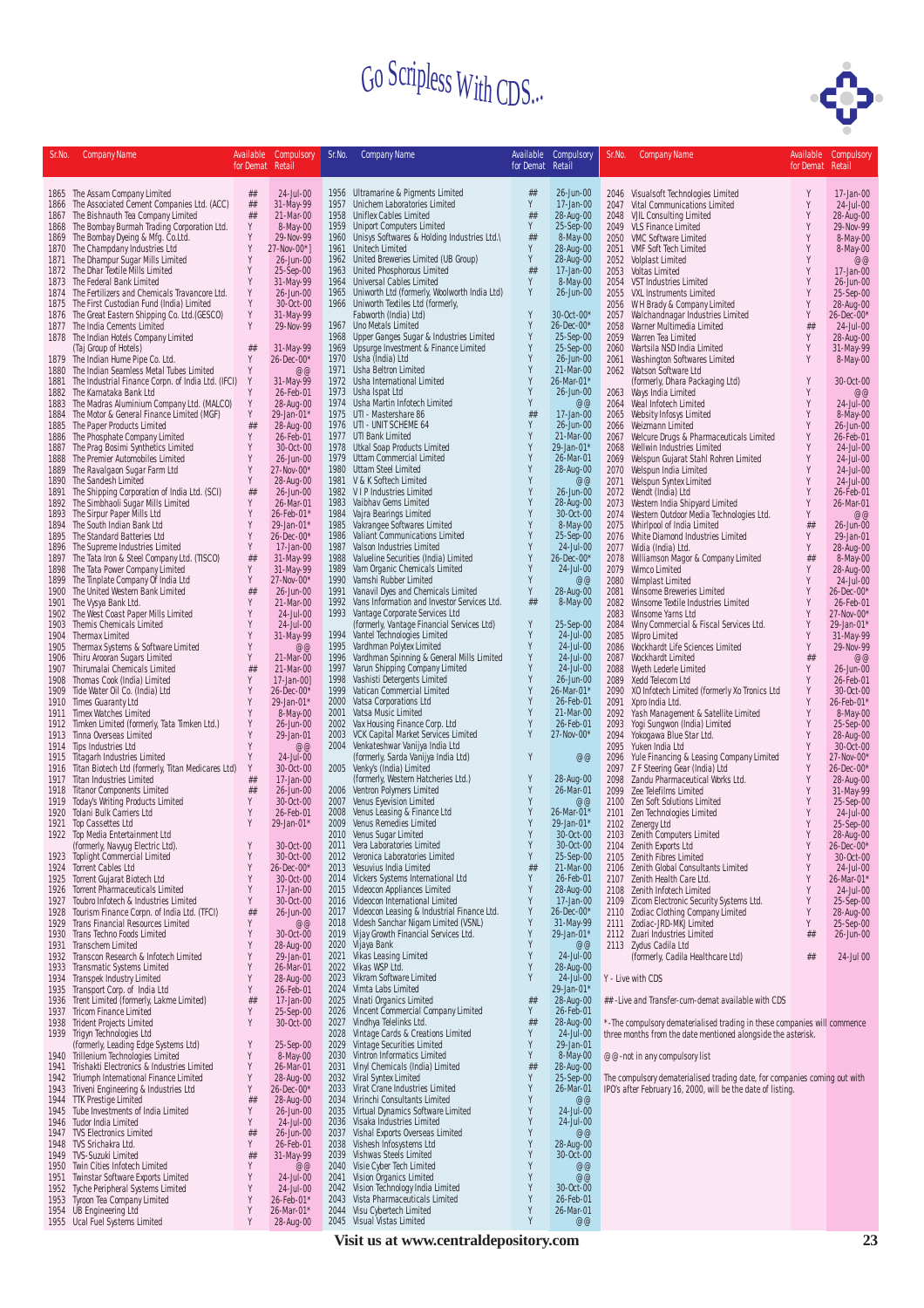# Go Scripless With CDS...

| Sr.No. | Company Name | Available for Demat | Compulsory Retail |
|---|---|---|---|
| 1865 | The Assam Company Limited | ## | 24-Jul-00 |
| 1866 | The Associated Cement Companies Ltd. (ACC) | ## | 31-May-99 |
| 1867 | The Bishnauth Tea Company Limited | ## | 21-Mar-00 |
| 1868 | The Bombay Burmah Trading Corporation Ltd. | Y | 8-May-00 |
| 1869 | The Bombay Dyeing & Mfg. Co.Ltd. | Y | 29-Nov-99 |
| 1870 | The Champdany Industries Ltd | Y | 27-Nov-00*] |
| 1871 | The Dhampur Sugar Mills Limited | Y | 26-Jun-00 |
| 1872 | The Dhar Textile Mills Limited | Y | 25-Sep-00 |
| 1873 | The Federal Bank Limited | Y | 31-May-99 |
| 1874 | The Fertilizers and Chemicals Travancore Ltd. | Y | 26-Jun-00 |
| 1875 | The First Custodian Fund (India) Limited | Y | 30-Oct-00 |
| 1876 | The Great Eastern Shipping Co. Ltd.(GESCO) | Y | 31-May-99 |
| 1877 | The India Cements Limited | Y | 29-Nov-99 |
| 1878 | The Indian Hotels Company Limited (Taj Group of Hotels) | ## | 31-May-99 |
| 1879 | The Indian Hume Pipe Co. Ltd. | Y | 26-Dec-00* |
| 1880 | The Indian Seamless Metal Tubes Limited | Y | @@ |
| 1881 | The Industrial Finance Corpn. of India Ltd. (IFCI) | Y | 31-May-99 |
| 1882 | The Karnataka Bank Ltd | Y | 26-Feb-01 |
| 1883 | The Madras Aluminium Company Ltd. (MALCO) | Y | 28-Aug-00 |
| 1884 | The Motor & General Finance Limited (MGF) | Y | 29-Jan-01* |
| 1885 | The Paper Products Limited | ## | 28-Aug-00 |
| 1886 | The Phosphate Company Limited | Y | 26-Feb-01 |
| 1887 | The Prag Bosimi Synthetics Limited | Y | 30-Oct-00 |
| 1888 | The Premier Automobiles Limited | Y | 26-Jun-00 |
| 1889 | The Ravalgaon Sugar Farm Ltd | Y | 27-Nov-00* |
| 1890 | The Sandesh Limited | Y | 28-Aug-00 |
| 1891 | The Shipping Corporation of India Ltd. (SCI) | ## | 26-Jun-00 |
| 1892 | The Simbhaoli Sugar Mills Limited | Y | 26-Mar-01 |
| 1893 | The Sirpur Paper Mills Ltd | Y | 26-Feb-01* |
| 1894 | The South Indian Bank Ltd | Y | 29-Jan-01* |
| 1895 | The Standard Batteries Ltd | Y | 26-Dec-00* |
| 1896 | The Supreme Industries Limited | Y | 17-Jan-00 |
| 1897 | The Tata Iron & Steel Company Ltd. (TISCO) | ## | 31-May-99 |
| 1898 | The Tata Power Company Limited | Y | 31-May-99 |
| 1899 | The Tinplate Company Of India Ltd | Y | 27-Nov-00* |
| 1900 | The United Western Bank Limited | ## | 26-Jun-00 |
| 1901 | The Vysya Bank Ltd. | Y | 21-Mar-00 |
| 1902 | The West Coast Paper Mills Limited | Y | 24-Jul-00 |
| 1903 | Themis Chemicals Limited | Y | 24-Jul-00 |
| 1904 | Thermax Limited | Y | 31-May-99 |
| 1905 | Thermax Systems & Software Limited | Y | @@ |
| 1906 | Thiru Arooran Sugars Limited | Y | 21-Mar-00 |
| 1907 | Thirumalai Chemicals Limited | ## | 21-Mar-00 |
| 1908 | Thomas Cook (India) Limited | Y | 17-Jan-00] |
| 1909 | Tide Water Oil Co. (India) Ltd | Y | 26-Dec-00* |
| 1910 | Times Guaranty Ltd | Y | 29-Jan-01* |
| 1911 | Timex Watches Limited | Y | 8-May-00 |
| 1912 | Timken Limited (formerly, Tata Timken Ltd.) | Y | 26-Jun-00 |
| 1913 | Tinna Overseas Limited | Y | 29-Jan-01 |
| 1914 | Tips Industries Ltd | Y | @@ |
| 1915 | Titagarh Industries Limited | Y | 24-Jul-00 |
| 1916 | Titan Biotech Ltd (formerly, Titan Medicares Ltd) | Y | 30-Oct-00 |
| 1917 | Titan Industries Limited | ## | 17-Jan-00 |
| 1918 | Titanor Components Limited | ## | 26-Jun-00 |
| 1919 | Today's Writing Products Limited | Y | 30-Oct-00 |
| 1920 | Tolani Bulk Carriers Ltd | Y | 26-Feb-01 |
| 1921 | Top Cassettes Ltd | Y | 29-Jan-01* |
| 1922 | Top Media Entertainment Ltd (formerly, Navyug Electric Ltd). | Y | 30-Oct-00 |
| 1923 | Toplight Commercial Limited | Y | 30-Oct-00 |
| 1924 | Torrent Cables Ltd | Y | 26-Dec-00* |
| 1925 | Torrent Gujarat Biotech Ltd | Y | 30-Oct-00 |
| 1926 | Torrent Pharmaceuticals Limited | Y | 17-Jan-00 |
| 1927 | Toubro Infotech & Industries Limited | Y | 30-Oct-00 |
| 1928 | Tourism Finance Corpn. of India Ltd. (TFCI) | ## | 26-Jun-00 |
| 1929 | Trans Financial Resources Limited | Y | @@ |
| 1930 | Trans Techno Foods Limited | Y | 30-Oct-00 |
| 1931 | Transchem Limited | Y | 28-Aug-00 |
| 1932 | Transcon Research & Infotech Limited | Y | 29-Jan-01 |
| 1933 | Transmatic Systems Limited | Y | 26-Mar-01 |
| 1934 | Transpek Industry Limited | Y | 28-Aug-00 |
| 1935 | Transport Corp. of India Ltd | Y | 26-Feb-01 |
| 1936 | Trent Limited (formerly, Lakme Limited) | ## | 17-Jan-00 |
| 1937 | Tricom Finance Limited | Y | 25-Sep-00 |
| 1938 | Trident Projects Limited | Y | 30-Oct-00 |
| 1939 | Trigyn Technologies Ltd (formerly, Leading Edge Systems Ltd) | Y | 25-Sep-00 |
| 1940 | Trillenium Technologies Limited | Y | 8-May-00 |
| 1941 | Trishakti Electronics & Industries Limited | Y | 26-Mar-01 |
| 1942 | Triumph International Finance Limited | Y | 28-Aug-00 |
| 1943 | Triveni Engineering & Industries Ltd | Y | 26-Dec-00* |
| 1944 | TTK Prestige Limited | ## | 28-Aug-00 |
| 1945 | Tube Investments of India Limited | Y | 26-Jun-00 |
| 1946 | Tudor India Limited | Y | 24-Jul-00 |
| 1947 | TVS Electronics Limited | ## | 26-Jun-00 |
| 1948 | TVS Srichakra Ltd. | Y | 26-Feb-01 |
| 1949 | TVS-Suzuki Limited | ## | 31-May-99 |
| 1950 | Twin Cities Infotech Limited | Y | @@ |
| 1951 | Twinstar Software Exports Limited | Y | 24-Jul-00 |
| 1952 | Tyche Peripheral Systems Limited | Y | 24-Jul-00 |
| 1953 | Tyroon Tea Company Limited | Y | 26-Feb-01* |
| 1954 | UB Engineering Ltd | Y | 26-Mar-01* |
| 1955 | Ucal Fuel Systems Limited | Y | 28-Aug-00 |
| 1956 | Ultramarine & Pigments Limited | ## | 26-Jun-00 |
| 1957 | Unichem Laboratories Limited | Y | 17-Jan-00 |
| 1958 | Uniflex Cables Limited | ## | 28-Aug-00 |
| 1959 | Uniport Computers Limited | Y | 25-Sep-00 |
| 1960 | Unisys Softwares & Holding Industries Ltd.\ | ## | 8-May-00 |
| 1961 | Unitech Limited | Y | 28-Aug-00 |
| 1962 | United Breweries Limited (UB Group) | Y | 28-Aug-00 |
| 1963 | United Phosphorous Limited | ## | 17-Jan-00 |
| 1964 | Universal Cables Limited | Y | 8-May-00 |
| 1965 | Uniworth Ltd (formerly, Woolworth India Ltd) | Y | 26-Jun-00 |
| 1966 | Uniworth Textiles Ltd (formerly, Fabworth (India) Ltd) | Y | 30-Oct-00* |
| 1967 | Uno Metals Limited | Y | 26-Dec-00* |
| 1968 | Upper Ganges Sugar & Industries Limited | Y | 25-Sep-00 |
| 1969 | Upsurge Investment & Finance Limited | Y | 25-Sep-00 |
| 1970 | Usha (India) Ltd | Y | 26-Jun-00 |
| 1971 | Usha Beltron Limited | Y | 21-Mar-00 |
| 1972 | Usha International Limited | Y | 26-Mar-01* |
| 1973 | Usha Ispat Ltd | Y | 26-Jun-00 |
| 1974 | Usha Martin Infotech Limited | Y | @@ |
| 1975 | UTI - Mastershare 86 | ## | 17-Jan-00 |
| 1976 | UTI - UNIT SCHEME 64 | Y | 26-Jun-00 |
| 1977 | UTI Bank Limited | Y | 21-Mar-00 |
| 1978 | Utkal Soap Products Limited | Y | 29-Jan-01* |
| 1979 | Uttam Commercial Limited | Y | 26-Mar-01 |
| 1980 | Uttam Steel Limited | Y | 28-Aug-00 |
| 1981 | V & K Softech Limited | Y | @@ |
| 1982 | V I P Industries Limited | Y | 26-Jun-00 |
| 1983 | Vaibhav Gems Limited | Y | 28-Aug-00 |
| 1984 | Vajra Bearings Limited | Y | 30-Oct-00 |
| 1985 | Vakrangee Softwares Limited | Y | 8-May-00 |
| 1986 | Valiant Communications Limited | Y | 25-Sep-00 |
| 1987 | Valson Industries Limited | Y | 24-Jul-00 |
| 1988 | Valueline Securities (India) Limited | Y | 26-Dec-00* |
| 1989 | Vam Organic Chemicals Limited | Y | 24-Jul-00 |
| 1990 | Vamshi Rubber Limited | Y | @@ |
| 1991 | Vanavil Dyes and Chemicals Limited | Y | 28-Aug-00 |
| 1992 | Vans Information and Investor Services Ltd. | ## | 8-May-00 |
| 1993 | Vantage Corporate Services Ltd (formerly, Vantage Financial Services Ltd) | Y | 25-Sep-00 |
| 1994 | Vantel Technologies Limited | Y | 24-Jul-00 |
| 1995 | Vardhman Polytex Limited | Y | 24-Jul-00 |
| 1996 | Vardhman Spinning & General Mills Limited | Y | 24-Jul-00 |
| 1997 | Varun Shipping Company Limited | Y | 24-Jul-00 |
| 1998 | Vashisti Detergents Limited | Y | 26-Jun-00 |
| 1999 | Vatican Commercial Limited | Y | 26-Mar-01* |
| 2000 | Vatsa Corporations Ltd | Y | 26-Feb-01 |
| 2001 | Vatsa Music Limited | Y | 21-Mar-00 |
| 2002 | Vax Housing Finance Corp. Ltd | Y | 26-Feb-01 |
| 2003 | VCK Capital Market Services Limited | Y | 27-Nov-00* |
| 2004 | Venkateshwar Vanijya India Ltd (formerly, Sarda Vanijya India Ltd) | Y | @@ |
| 2005 | Venky's (India) Limited (formerly, Western Hatcheries Ltd.) | Y | 28-Aug-00 |
| 2006 | Ventron Polymers Limited | Y | 26-Mar-01 |
| 2007 | Venus Eyevision Limited | Y | @@ |
| 2008 | Venus Leasing & Finance Ltd | Y | 26-Mar-01* |
| 2009 | Venus Remedies Limited | Y | 29-Jan-01* |
| 2010 | Venus Sugar Limited | Y | 30-Oct-00 |
| 2011 | Vera Laboratories Limited | Y | 30-Oct-00 |
| 2012 | Veronica Laboratories Limited | Y | 25-Sep-00 |
| 2013 | Vesuvius India Limited | ## | 21-Mar-00 |
| 2014 | Vickers Systems International Ltd | Y | 26-Feb-01 |
| 2015 | Videocon Appliances Limited | Y | 28-Aug-00 |
| 2016 | Videocon International Limited | Y | 17-Jan-00 |
| 2017 | Videocon Leasing & Industrial Finance Ltd. | Y | 26-Dec-00* |
| 2018 | Videsh Sanchar Nigam Limited (VSNL) | Y | 31-May-99 |
| 2019 | Vijay Growth Financial Services Ltd. | Y | 29-Jan-01* |
| 2020 | Vijaya Bank | Y | @@ |
| 2021 | Vikas Leasing Limited | Y | 24-Jul-00 |
| 2022 | Vikas WSP Ltd. | Y | 28-Aug-00 |
| 2023 | Vikram Software Limited | Y | 24-Jul-00 |
| 2024 | Vimta Labs Limited | Y | 29-Jan-01* |
| 2025 | Vinati Organics Limited | ## | 28-Aug-00 |
| 2026 | Vincent Commercial Company Limited | Y | 26-Feb-01 |
| 2027 | Vindhya Telelinks Ltd. | ## | 28-Aug-00 |
| 2028 | Vintage Cards & Creations Limited | Y | 24-Jul-00 |
| 2029 | Vintage Securities Limited | Y | 29-Jan-01 |
| 2030 | Vintron Informatics Limited | Y | 8-May-00 |
| 2031 | Vinyl Chemicals (India) Limited | ## | 28-Aug-00 |
| 2032 | Viral Syntex Limited | Y | 25-Sep-00 |
| 2033 | Virat Crane Industries Limited | Y | 26-Mar-01 |
| 2034 | Virinchi Consultants Limited | Y | @@ |
| 2035 | Virtual Dynamics Software Limited | Y | 24-Jul-00 |
| 2036 | Visaka Industries Limited | Y | 24-Jul-00 |
| 2037 | Vishal Exports Overseas Limited | Y | @@ |
| 2038 | Vishesh Infosystems Ltd | Y | 28-Aug-00 |
| 2039 | Vishwas Steels Limited | Y | 30-Oct-00 |
| 2040 | Visie Cyber Tech Limited | Y | @@ |
| 2041 | Vision Organics Limited | Y | @@ |
| 2042 | Vision Technology India Limited | Y | 30-Oct-00 |
| 2043 | Vista Pharmaceuticals Limited | Y | 26-Feb-01 |
| 2044 | Visu Cybertech Limited | Y | 26-Mar-01 |
| 2045 | Visual Vistas Limited | Y | @@ |
| 2046 | Visualsoft Technologies Limited | Y | 17-Jan-00 |
| 2047 | Vital Communications Limited | Y | 24-Jul-00 |
| 2048 | VJIL Consulting Limited | Y | 28-Aug-00 |
| 2049 | VLS Finance Limited | Y | 29-Nov-99 |
| 2050 | VMC Software Limited | Y | 8-May-00 |
| 2051 | VMF Soft Tech Limited | Y | 8-May-00 |
| 2052 | Volplast Limited | Y | @@ |
| 2053 | Voltas Limited | Y | 17-Jan-00 |
| 2054 | VST Industries Limited | Y | 26-Jun-00 |
| 2055 | VXL Instruments Limited | Y | 25-Sep-00 |
| 2056 | WH Brady & Company Limited | Y | 28-Aug-00 |
| 2057 | Walchandnagar Industries Limited | Y | 26-Dec-00* |
| 2058 | Warner Multimedia Limited | ## | 24-Jul-00 |
| 2059 | Warren Tea Limited | Y | 28-Aug-00 |
| 2060 | Wartsila NSD India Limited | Y | 31-May-99 |
| 2061 | Washington Softwares Limited | Y | 8-May-00 |
| 2062 | Watson Software Ltd (formerly, Dhara Packaging Ltd) | Y | 30-Oct-00 |
| 2063 | Ways India Limited | Y | @@ |
| 2064 | Weal Infotech Limited | Y | 24-Jul-00 |
| 2065 | Websity Infosys Limited | Y | 8-May-00 |
| 2066 | Weizmann Limited | Y | 26-Jun-00 |
| 2067 | Welcure Drugs & Pharmaceuticals Limited | Y | 26-Feb-01 |
| 2068 | Wellwin Industries Limited | Y | 24-Jul-00 |
| 2069 | Welspun Gujarat Stahl Rohren Limited | Y | 24-Jul-00 |
| 2070 | Welspun India Limited | Y | 24-Jul-00 |
| 2071 | Welspun Syntex Limited | Y | 24-Jul-00 |
| 2072 | Wendt (India) Ltd | Y | 26-Feb-01 |
| 2073 | Western India Shipyard Limited | Y | 26-Mar-01 |
| 2074 | Western Outdoor Media Technologies Ltd. | Y | @@ |
| 2075 | Whirlpool of India Limited | ## | 26-Jun-00 |
| 2076 | White Diamond Industries Limited | Y | 29-Jan-01 |
| 2077 | Widia (India) Ltd. | Y | 28-Aug-00 |
| 2078 | Williamson Magor & Company Limited | ## | 8-May-00 |
| 2079 | Wimco Limited | Y | 28-Aug-00 |
| 2080 | Wimplast Limited | Y | 24-Jul-00 |
| 2081 | Winsome Breweries Limited | Y | 26-Dec-00* |
| 2082 | Winsome Textile Industries Limited | Y | 26-Feb-01 |
| 2083 | Winsome Yarns Ltd | Y | 27-Nov-00* |
| 2084 | Winy Commercial & Fiscal Services Ltd. | Y | 29-Jan-01* |
| 2085 | Wipro Limited | Y | 31-May-99 |
| 2086 | Wockhardt Life Sciences Limited | Y | 29-Nov-99 |
| 2087 | Wockhardt Limited | ## | @@ |
| 2088 | Wyeth Lederle Limited | Y | 26-Jun-00 |
| 2089 | Xedd Telecom Ltd | Y | 26-Feb-01 |
| 2090 | XO Infotech Limited (formerly Xo Tronics Ltd) | Y | 30-Oct-00 |
| 2091 | Xpro India Ltd. | Y | 26-Feb-01* |
| 2092 | Yash Management & Satellite Limited | Y | 8-May-00 |
| 2093 | Yogi Sungwon (India) Limited | Y | 25-Sep-00 |
| 2094 | Yokogawa Blue Star Ltd. | Y | 28-Aug-00 |
| 2095 | Yuken India Ltd | Y | 30-Oct-00 |
| 2096 | Yule Financing & Leasing Company Limited | Y | 27-Nov-00* |
| 2097 | Z F Steering Gear (India) Ltd | Y | 26-Dec-00* |
| 2098 | Zandu Pharmaceutical Works Ltd. | Y | 28-Aug-00 |
| 2099 | Zee Telefilms Limited | Y | 31-May-99 |
| 2100 | Zen Soft Solutions Limited | Y | 25-Sep-00 |
| 2101 | Zen Technologies Limited | Y | 24-Jul-00 |
| 2102 | Zenergy Ltd | Y | 25-Sep-00 |
| 2103 | Zenith Computers Limited | Y | 28-Aug-00 |
| 2104 | Zenith Exports Ltd | Y | 26-Dec-00* |
| 2105 | Zenith Fibres Limited | Y | 30-Oct-00 |
| 2106 | Zenith Global Consultants Limited | Y | 24-Jul-00 |
| 2107 | Zenith Health Care Ltd. | Y | 26-Mar-01* |
| 2108 | Zenith Infotech Limited | Y | 24-Jul-00 |
| 2109 | Zicom Electronic Security Systems Ltd. | Y | 25-Sep-00 |
| 2110 | Zodiac Clothing Company Limited | Y | 28-Aug-00 |
| 2111 | Zodiac-JRD-MKJ Limited | Y | 25-Sep-00 |
| 2112 | Zuari Industries Limited | ## | 26-Jun-00 |
| 2113 | Zydus Cadila Ltd (formerly, Cadila Healthcare Ltd) | ## | 24-Jul 00 |

Y - Live with CDS

## -Live and Transfer-cum-demat available with CDS

* -The compulsory dematerialised trading in these companies will commence three months from the date mentioned alongside the asterisk.

@@ -not in any compulsory list

The compulsory dematerialised trading date, for companies coming out with IPO's after February 16, 2000, will be the date of listing.

**Visit us at www.centraldepository.com**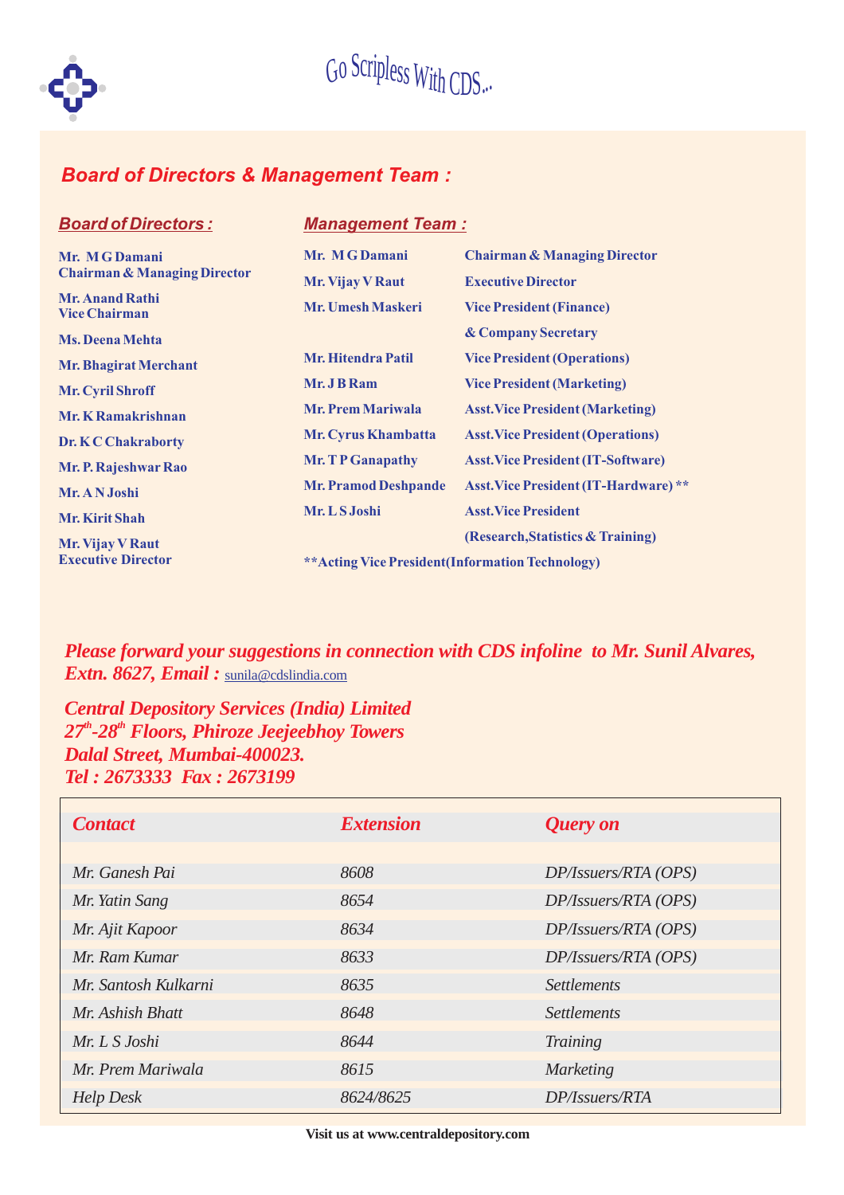Go Scripless With CDS...

## Board of Directors & Management Team :

### Board of Directors :

**Mr. M G Damani**
**Chairman & Managing Director**

**Mr. Anand Rathi**
**Vice Chairman**

**Ms. Deena Mehta**

**Mr. Bhagirat Merchant**

**Mr. Cyril Shroff**

**Mr. K Ramakrishnan**

**Dr. K C Chakraborty**

**Mr. P. Rajeshwar Rao**

**Mr. A N Joshi**

**Mr. Kirit Shah**

**Mr. Vijay V Raut**
**Executive Director**

### Management Team :

| | |
|---|---|
| **Mr. M G Damani** | **Chairman & Managing Director** |
| **Mr. Vijay V Raut** | **Executive Director** |
| **Mr. Umesh Maskeri** | **Vice President (Finance) & Company Secretary** |
| **Mr. Hitendra Patil** | **Vice President (Operations)** |
| **Mr. J B Ram** | **Vice President (Marketing)** |
| **Mr. Prem Mariwala** | **Asst.Vice President (Marketing)** |
| **Mr. Cyrus Khambatta** | **Asst.Vice President (Operations)** |
| **Mr. T P Ganapathy** | **Asst.Vice President (IT-Software)** |
| **Mr. Pramod Deshpande** | **Asst.Vice President (IT-Hardware) \*\*** |
| **Mr. L S Joshi** | **Asst.Vice President (Research,Statistics & Training)** |

**\*\*Acting Vice President(Information Technology)**

***Please forward your suggestions in connection with CDS infoline to Mr. Sunil Alvares, Extn. 8627, Email :*** sunila@cdslindia.com

***Central Depository Services (India) Limited***
***27th-28th Floors, Phiroze Jeejeebhoy Towers***
***Dalal Street, Mumbai-400023.***
***Tel : 2673333 Fax : 2673199***

| *Contact* | *Extension* | *Query on* |
|---|---|---|
| *Mr. Ganesh Pai* | *8608* | *DP/Issuers/RTA (OPS)* |
| *Mr. Yatin Sang* | *8654* | *DP/Issuers/RTA (OPS)* |
| *Mr. Ajit Kapoor* | *8634* | *DP/Issuers/RTA (OPS)* |
| *Mr. Ram Kumar* | *8633* | *DP/Issuers/RTA (OPS)* |
| *Mr. Santosh Kulkarni* | *8635* | *Settlements* |
| *Mr. Ashish Bhatt* | *8648* | *Settlements* |
| *Mr. L S Joshi* | *8644* | *Training* |
| *Mr. Prem Mariwala* | *8615* | *Marketing* |
| *Help Desk* | *8624/8625* | *DP/Issuers/RTA* |

**Visit us at www.centraldepository.com**